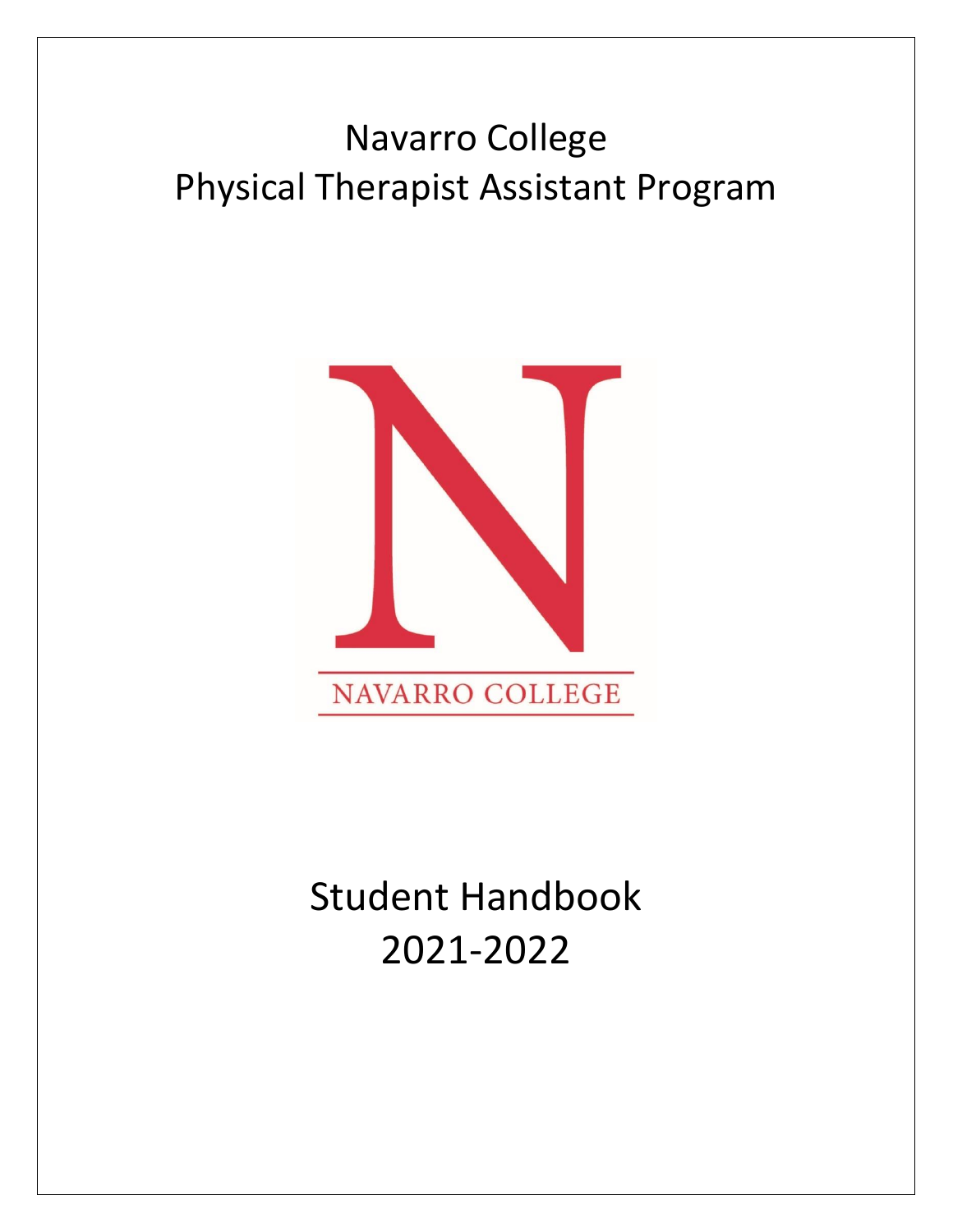# Navarro College
# Physical Therapist Assistant Program

NAVARRO COLLEGE

# Student Handbook
# 2021-2022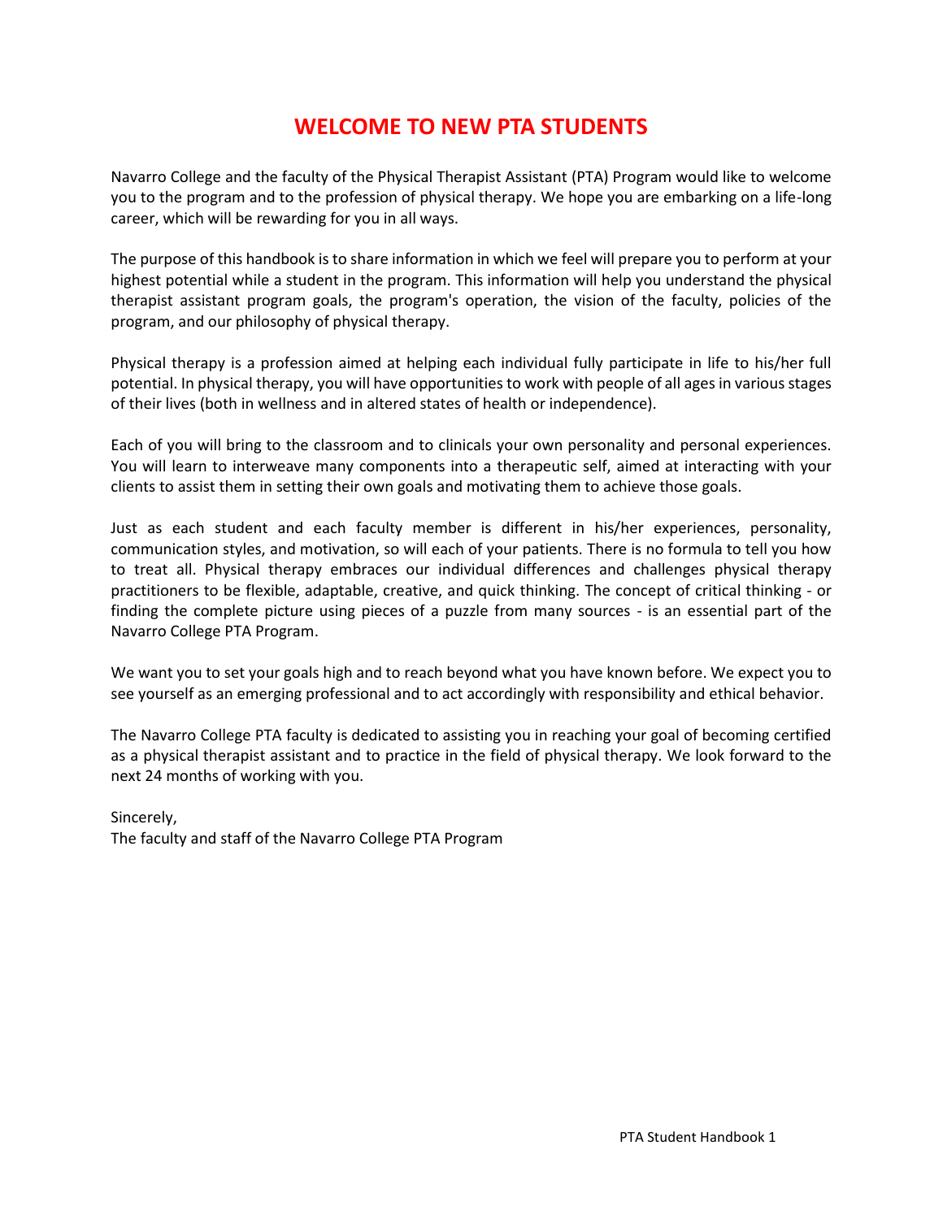# WELCOME TO NEW PTA STUDENTS

Navarro College and the faculty of the Physical Therapist Assistant (PTA) Program would like to welcome you to the program and to the profession of physical therapy. We hope you are embarking on a life-long career, which will be rewarding for you in all ways.

The purpose of this handbook is to share information in which we feel will prepare you to perform at your highest potential while a student in the program. This information will help you understand the physical therapist assistant program goals, the program's operation, the vision of the faculty, policies of the program, and our philosophy of physical therapy.

Physical therapy is a profession aimed at helping each individual fully participate in life to his/her full potential. In physical therapy, you will have opportunities to work with people of all ages in various stages of their lives (both in wellness and in altered states of health or independence).

Each of you will bring to the classroom and to clinicals your own personality and personal experiences. You will learn to interweave many components into a therapeutic self, aimed at interacting with your clients to assist them in setting their own goals and motivating them to achieve those goals.

Just as each student and each faculty member is different in his/her experiences, personality, communication styles, and motivation, so will each of your patients. There is no formula to tell you how to treat all. Physical therapy embraces our individual differences and challenges physical therapy practitioners to be flexible, adaptable, creative, and quick thinking. The concept of critical thinking - or finding the complete picture using pieces of a puzzle from many sources - is an essential part of the Navarro College PTA Program.

We want you to set your goals high and to reach beyond what you have known before. We expect you to see yourself as an emerging professional and to act accordingly with responsibility and ethical behavior.

The Navarro College PTA faculty is dedicated to assisting you in reaching your goal of becoming certified as a physical therapist assistant and to practice in the field of physical therapy. We look forward to the next 24 months of working with you.

Sincerely,
The faculty and staff of the Navarro College PTA Program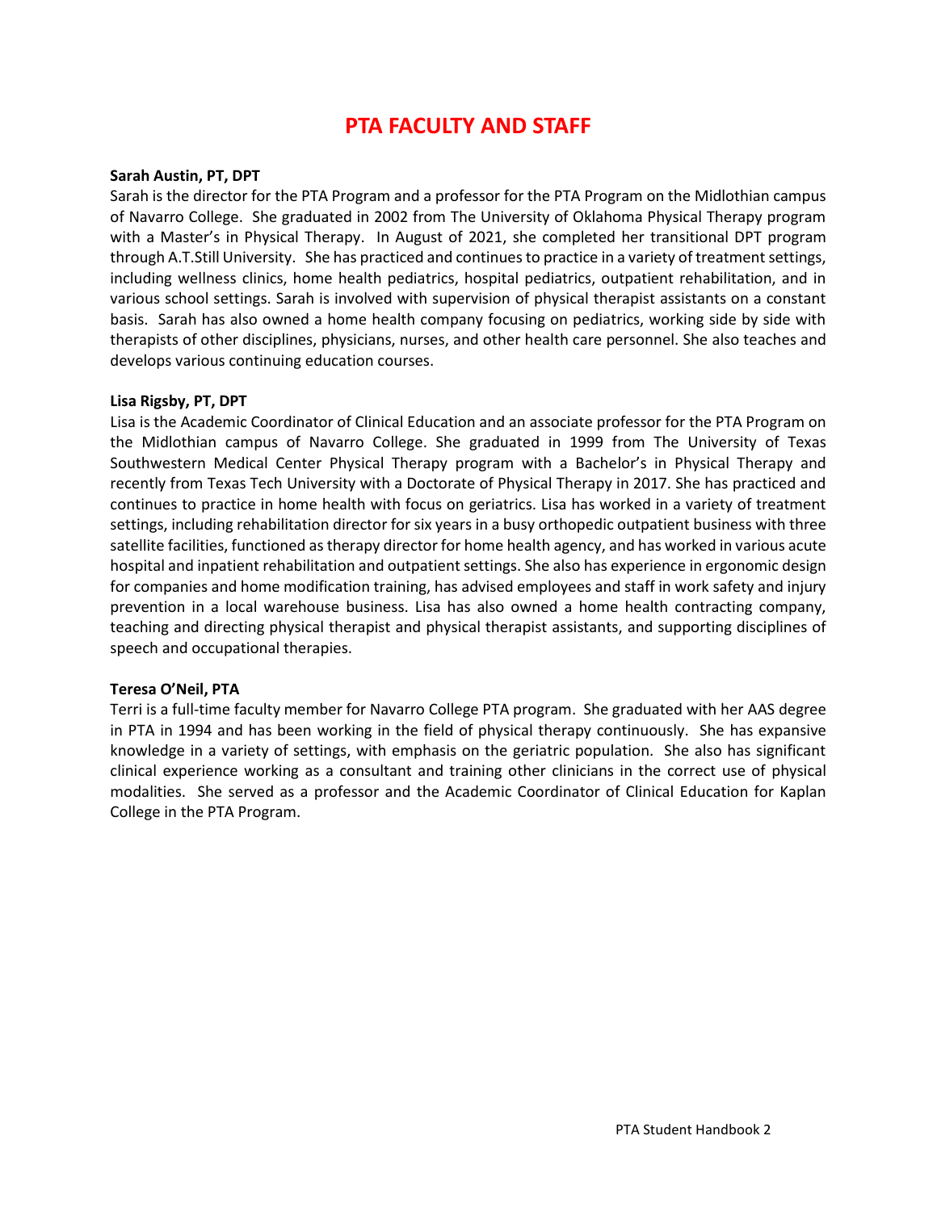# PTA FACULTY AND STAFF

**Sarah Austin, PT, DPT**

Sarah is the director for the PTA Program and a professor for the PTA Program on the Midlothian campus of Navarro College. She graduated in 2002 from The University of Oklahoma Physical Therapy program with a Master's in Physical Therapy. In August of 2021, she completed her transitional DPT program through A.T.Still University. She has practiced and continues to practice in a variety of treatment settings, including wellness clinics, home health pediatrics, hospital pediatrics, outpatient rehabilitation, and in various school settings. Sarah is involved with supervision of physical therapist assistants on a constant basis. Sarah has also owned a home health company focusing on pediatrics, working side by side with therapists of other disciplines, physicians, nurses, and other health care personnel. She also teaches and develops various continuing education courses.

**Lisa Rigsby, PT, DPT**

Lisa is the Academic Coordinator of Clinical Education and an associate professor for the PTA Program on the Midlothian campus of Navarro College. She graduated in 1999 from The University of Texas Southwestern Medical Center Physical Therapy program with a Bachelor's in Physical Therapy and recently from Texas Tech University with a Doctorate of Physical Therapy in 2017. She has practiced and continues to practice in home health with focus on geriatrics. Lisa has worked in a variety of treatment settings, including rehabilitation director for six years in a busy orthopedic outpatient business with three satellite facilities, functioned as therapy director for home health agency, and has worked in various acute hospital and inpatient rehabilitation and outpatient settings. She also has experience in ergonomic design for companies and home modification training, has advised employees and staff in work safety and injury prevention in a local warehouse business. Lisa has also owned a home health contracting company, teaching and directing physical therapist and physical therapist assistants, and supporting disciplines of speech and occupational therapies.

**Teresa O'Neil, PTA**

Terri is a full-time faculty member for Navarro College PTA program. She graduated with her AAS degree in PTA in 1994 and has been working in the field of physical therapy continuously. She has expansive knowledge in a variety of settings, with emphasis on the geriatric population. She also has significant clinical experience working as a consultant and training other clinicians in the correct use of physical modalities. She served as a professor and the Academic Coordinator of Clinical Education for Kaplan College in the PTA Program.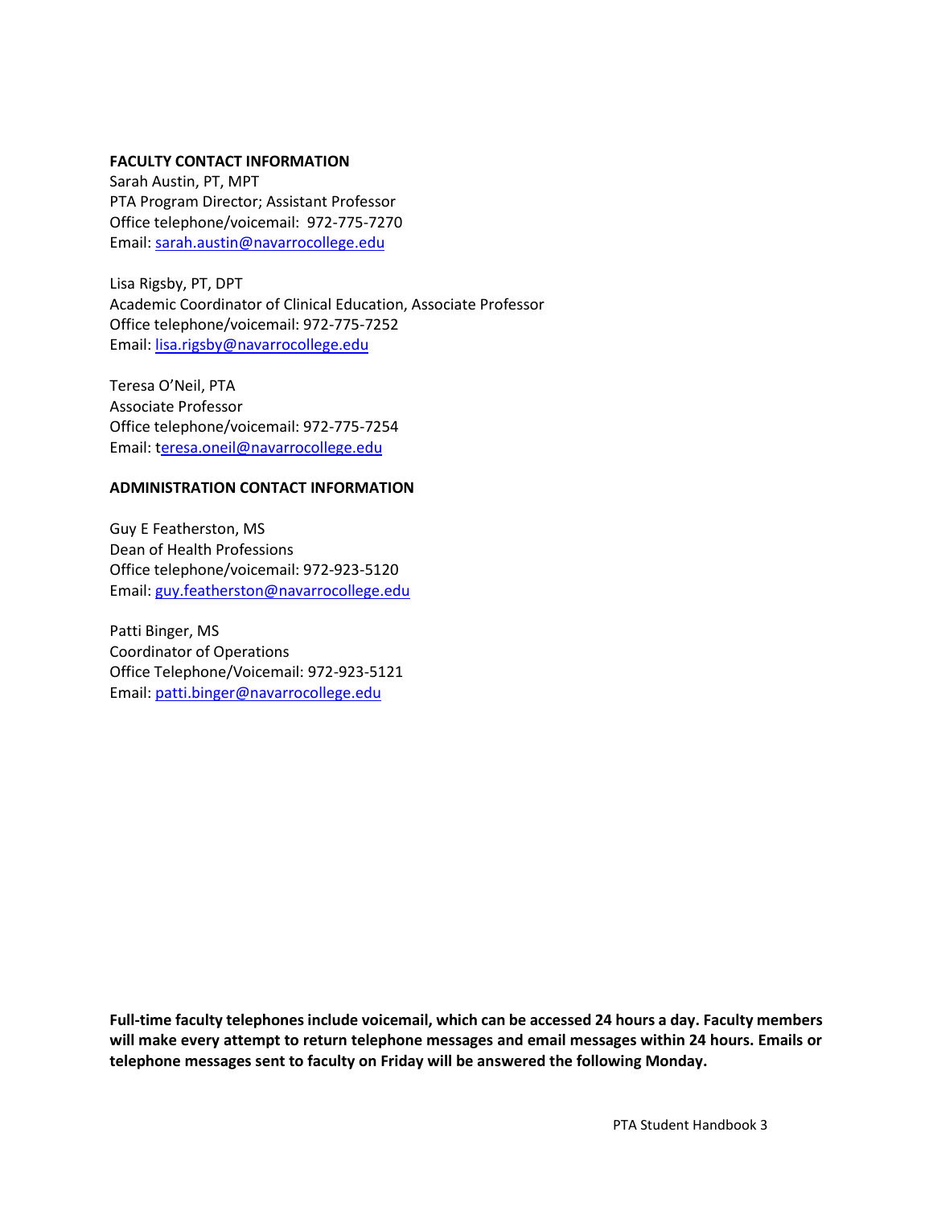**FACULTY CONTACT INFORMATION**

Sarah Austin, PT, MPT
PTA Program Director; Assistant Professor
Office telephone/voicemail: 972-775-7270
Email: sarah.austin@navarrocollege.edu

Lisa Rigsby, PT, DPT
Academic Coordinator of Clinical Education, Associate Professor
Office telephone/voicemail: 972-775-7252
Email: lisa.rigsby@navarrocollege.edu

Teresa O'Neil, PTA
Associate Professor
Office telephone/voicemail: 972-775-7254
Email: teresa.oneil@navarrocollege.edu

**ADMINISTRATION CONTACT INFORMATION**

Guy E Featherston, MS
Dean of Health Professions
Office telephone/voicemail: 972-923-5120
Email: guy.featherston@navarrocollege.edu

Patti Binger, MS
Coordinator of Operations
Office Telephone/Voicemail: 972-923-5121
Email: patti.binger@navarrocollege.edu

**Full-time faculty telephones include voicemail, which can be accessed 24 hours a day. Faculty members will make every attempt to return telephone messages and email messages within 24 hours. Emails or telephone messages sent to faculty on Friday will be answered the following Monday.**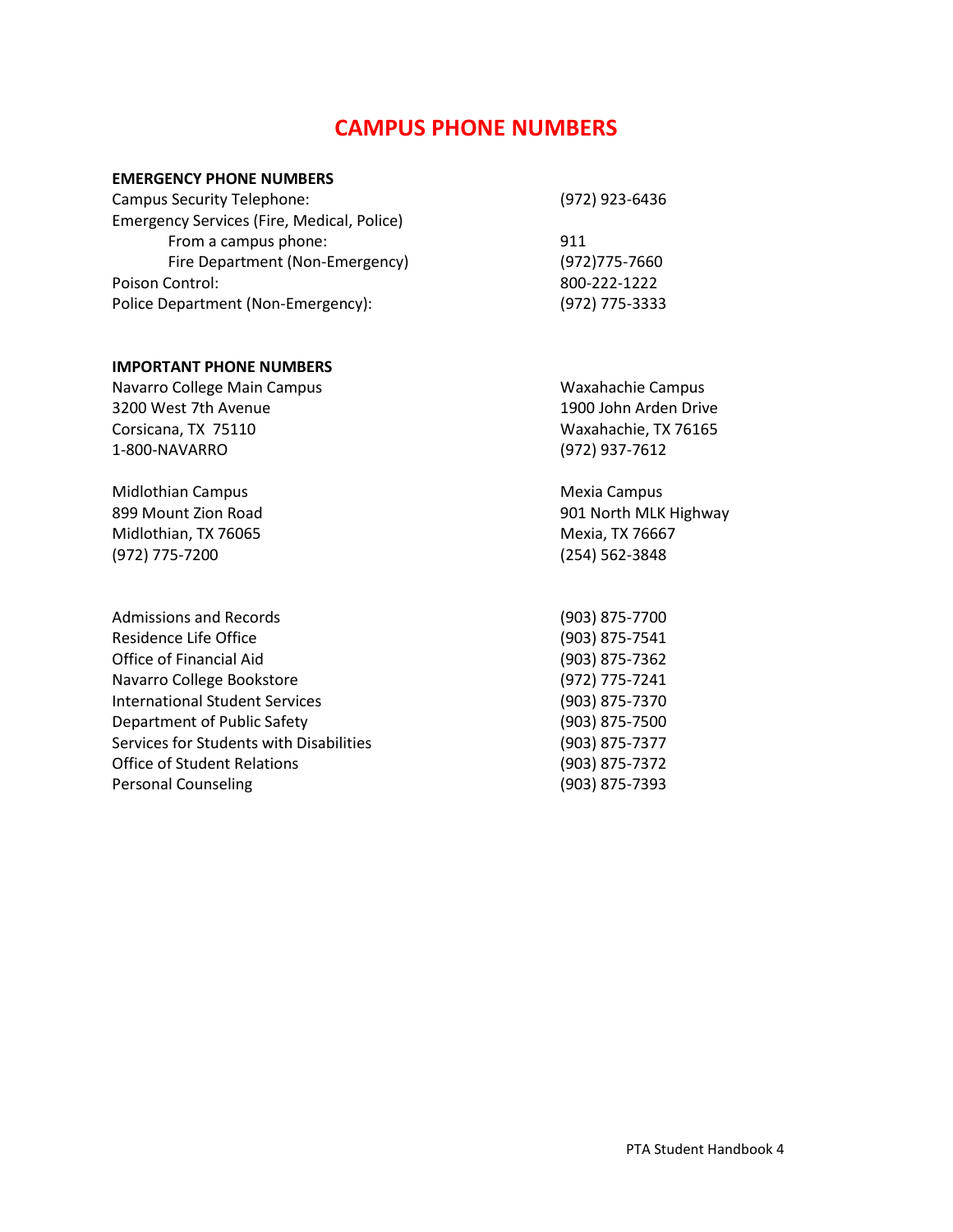# CAMPUS PHONE NUMBERS

**EMERGENCY PHONE NUMBERS**

| | |
|---|---|
| Campus Security Telephone: | (972) 923-6436 |
| Emergency Services (Fire, Medical, Police) | |
| From a campus phone: | 911 |
| Fire Department (Non-Emergency) | (972)775-7660 |
| Poison Control: | 800-222-1222 |
| Police Department (Non-Emergency): | (972) 775-3333 |

**IMPORTANT PHONE NUMBERS**

Navarro College Main Campus
3200 West 7th Avenue
Corsicana, TX 75110
1-800-NAVARRO

Waxahachie Campus
1900 John Arden Drive
Waxahachie, TX 76165
(972) 937-7612

Midlothian Campus
899 Mount Zion Road
Midlothian, TX 76065
(972) 775-7200

Mexia Campus
901 North MLK Highway
Mexia, TX 76667
(254) 562-3848

| | |
|---|---|
| Admissions and Records | (903) 875-7700 |
| Residence Life Office | (903) 875-7541 |
| Office of Financial Aid | (903) 875-7362 |
| Navarro College Bookstore | (972) 775-7241 |
| International Student Services | (903) 875-7370 |
| Department of Public Safety | (903) 875-7500 |
| Services for Students with Disabilities | (903) 875-7377 |
| Office of Student Relations | (903) 875-7372 |
| Personal Counseling | (903) 875-7393 |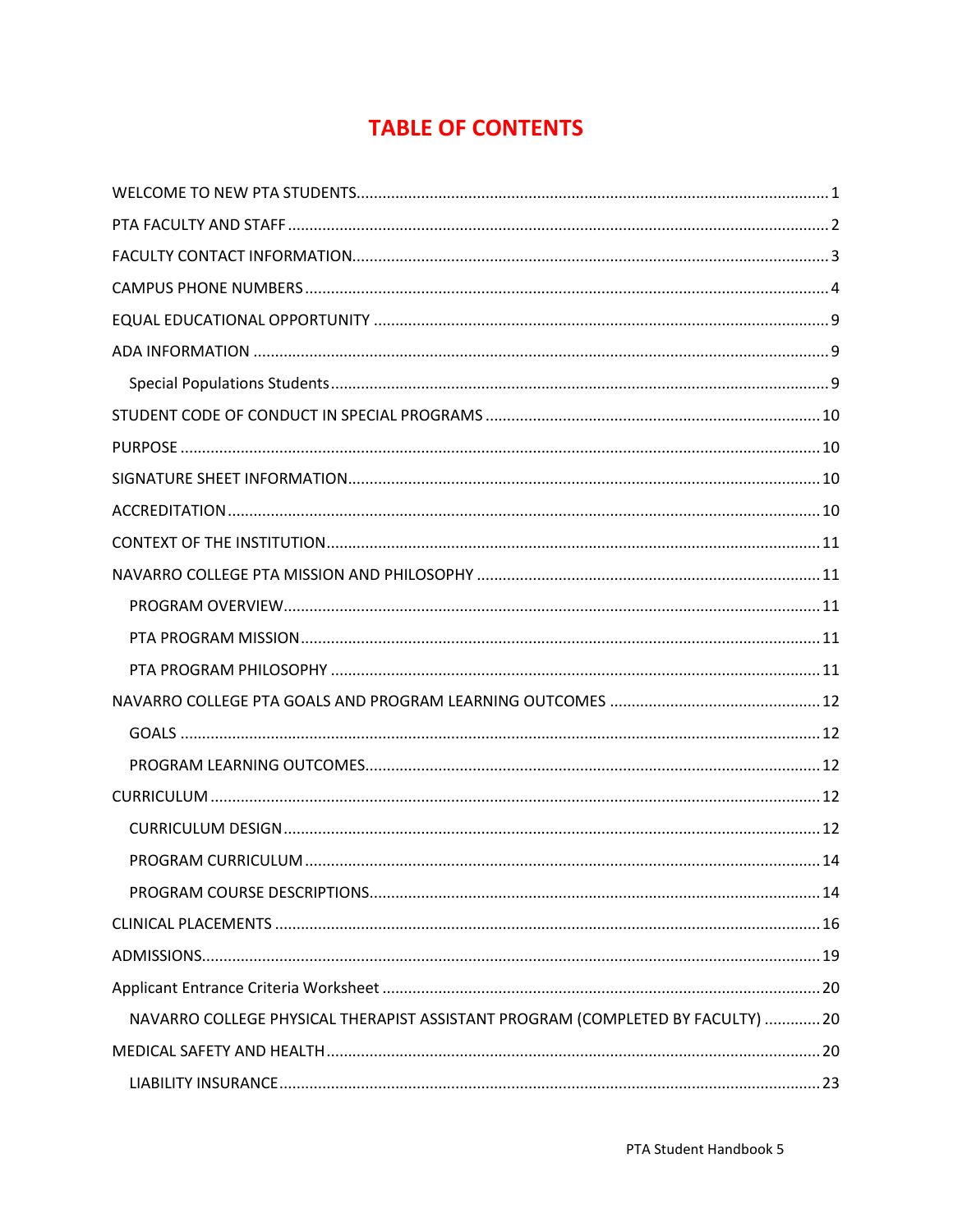# TABLE OF CONTENTS

WELCOME TO NEW PTA STUDENTS............................................................................................................1

PTA FACULTY AND STAFF ............................................................................................................2

FACULTY CONTACT INFORMATION............................................................................................................3

CAMPUS PHONE NUMBERS ............................................................................................................4

EQUAL EDUCATIONAL OPPORTUNITY ............................................................................................................9

ADA INFORMATION ............................................................................................................9

- Special Populations Students ............................................................................................................9

STUDENT CODE OF CONDUCT IN SPECIAL PROGRAMS ............................................................................................................10

PURPOSE ............................................................................................................10

SIGNATURE SHEET INFORMATION............................................................................................................10

ACCREDITATION ............................................................................................................10

CONTEXT OF THE INSTITUTION............................................................................................................11

NAVARRO COLLEGE PTA MISSION AND PHILOSOPHY ............................................................................................................11

- PROGRAM OVERVIEW............................................................................................................11
- PTA PROGRAM MISSION............................................................................................................11
- PTA PROGRAM PHILOSOPHY ............................................................................................................11

NAVARRO COLLEGE PTA GOALS AND PROGRAM LEARNING OUTCOMES ............................................................................................................12

- GOALS ............................................................................................................12
- PROGRAM LEARNING OUTCOMES............................................................................................................12

CURRICULUM ............................................................................................................12

- CURRICULUM DESIGN............................................................................................................12
- PROGRAM CURRICULUM ............................................................................................................14
- PROGRAM COURSE DESCRIPTIONS............................................................................................................14

CLINICAL PLACEMENTS ............................................................................................................16

ADMISSIONS............................................................................................................19

Applicant Entrance Criteria Worksheet ............................................................................................................20

- NAVARRO COLLEGE PHYSICAL THERAPIST ASSISTANT PROGRAM (COMPLETED BY FACULTY) .............20

MEDICAL SAFETY AND HEALTH............................................................................................................20

- LIABILITY INSURANCE............................................................................................................23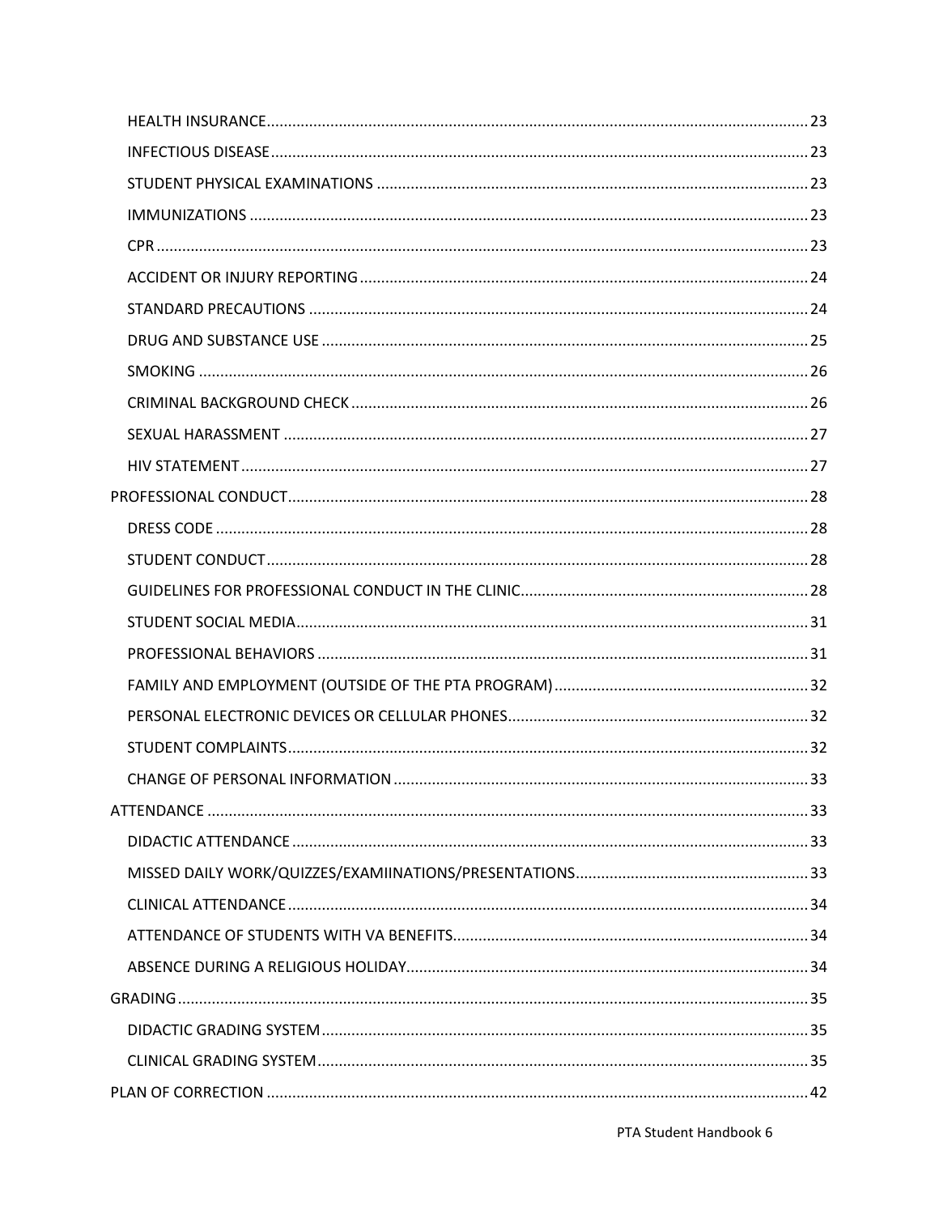- HEALTH INSURANCE ........ 23
- INFECTIOUS DISEASE ........ 23
- STUDENT PHYSICAL EXAMINATIONS ........ 23
- IMMUNIZATIONS ........ 23
- CPR ........ 23
- ACCIDENT OR INJURY REPORTING ........ 24
- STANDARD PRECAUTIONS ........ 24
- DRUG AND SUBSTANCE USE ........ 25
- SMOKING ........ 26
- CRIMINAL BACKGROUND CHECK ........ 26
- SEXUAL HARASSMENT ........ 27
- HIV STATEMENT ........ 27

PROFESSIONAL CONDUCT ........ 28

- DRESS CODE ........ 28
- STUDENT CONDUCT ........ 28
- GUIDELINES FOR PROFESSIONAL CONDUCT IN THE CLINIC ........ 28
- STUDENT SOCIAL MEDIA ........ 31
- PROFESSIONAL BEHAVIORS ........ 31
- FAMILY AND EMPLOYMENT (OUTSIDE OF THE PTA PROGRAM) ........ 32
- PERSONAL ELECTRONIC DEVICES OR CELLULAR PHONES ........ 32
- STUDENT COMPLAINTS ........ 32
- CHANGE OF PERSONAL INFORMATION ........ 33

ATTENDANCE ........ 33

- DIDACTIC ATTENDANCE ........ 33
- MISSED DAILY WORK/QUIZZES/EXAMIINATIONS/PRESENTATIONS ........ 33
- CLINICAL ATTENDANCE ........ 34
- ATTENDANCE OF STUDENTS WITH VA BENEFITS ........ 34
- ABSENCE DURING A RELIGIOUS HOLIDAY ........ 34

GRADING ........ 35

- DIDACTIC GRADING SYSTEM ........ 35
- CLINICAL GRADING SYSTEM ........ 35

PLAN OF CORRECTION ........ 42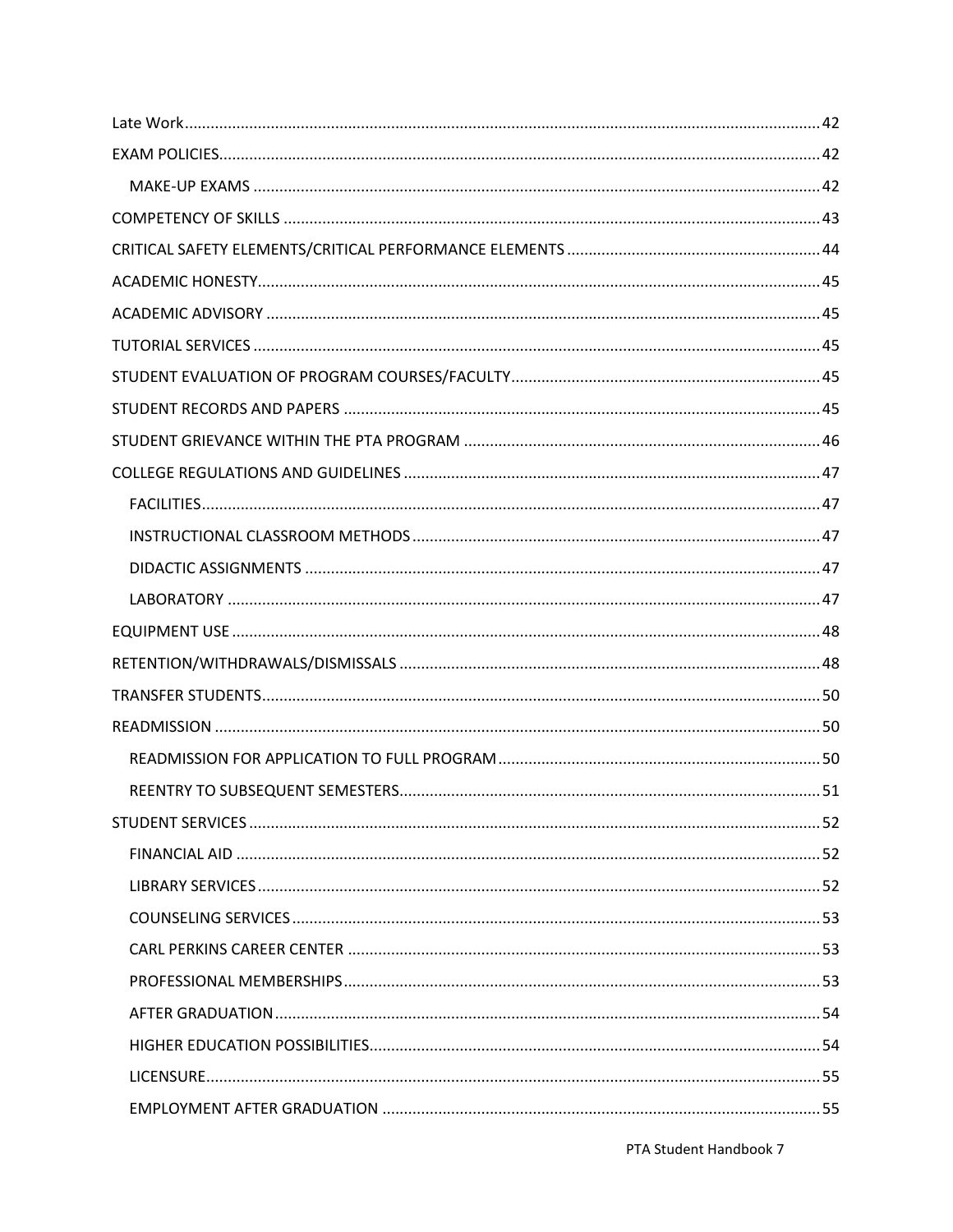Late Work .......... 42

EXAM POLICIES .......... 42

- MAKE-UP EXAMS .......... 42

COMPETENCY OF SKILLS .......... 43

CRITICAL SAFETY ELEMENTS/CRITICAL PERFORMANCE ELEMENTS .......... 44

ACADEMIC HONESTY .......... 45

ACADEMIC ADVISORY .......... 45

TUTORIAL SERVICES .......... 45

STUDENT EVALUATION OF PROGRAM COURSES/FACULTY .......... 45

STUDENT RECORDS AND PAPERS .......... 45

STUDENT GRIEVANCE WITHIN THE PTA PROGRAM .......... 46

COLLEGE REGULATIONS AND GUIDELINES .......... 47

- FACILITIES .......... 47
- INSTRUCTIONAL CLASSROOM METHODS .......... 47
- DIDACTIC ASSIGNMENTS .......... 47
- LABORATORY .......... 47

EQUIPMENT USE .......... 48

RETENTION/WITHDRAWALS/DISMISSALS .......... 48

TRANSFER STUDENTS .......... 50

READMISSION .......... 50

- READMISSION FOR APPLICATION TO FULL PROGRAM .......... 50
- REENTRY TO SUBSEQUENT SEMESTERS .......... 51

STUDENT SERVICES .......... 52

- FINANCIAL AID .......... 52
- LIBRARY SERVICES .......... 52
- COUNSELING SERVICES .......... 53
- CARL PERKINS CAREER CENTER .......... 53
- PROFESSIONAL MEMBERSHIPS .......... 53
- AFTER GRADUATION .......... 54
- HIGHER EDUCATION POSSIBILITIES .......... 54
- LICENSURE .......... 55
- EMPLOYMENT AFTER GRADUATION .......... 55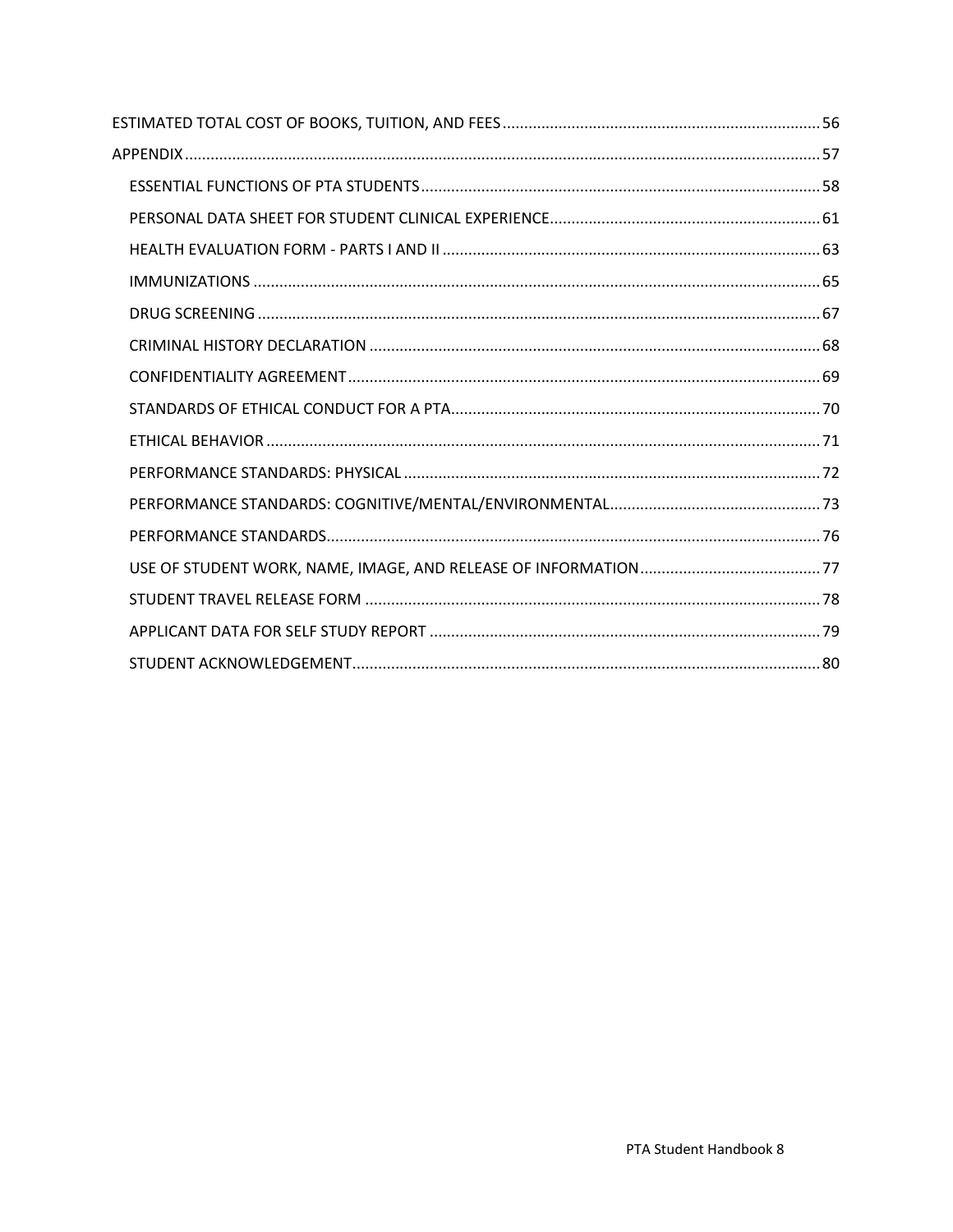ESTIMATED TOTAL COST OF BOOKS, TUITION, AND FEES ........ 56

APPENDIX ........ 57

- ESSENTIAL FUNCTIONS OF PTA STUDENTS ........ 58
- PERSONAL DATA SHEET FOR STUDENT CLINICAL EXPERIENCE ........ 61
- HEALTH EVALUATION FORM - PARTS I AND II ........ 63
- IMMUNIZATIONS ........ 65
- DRUG SCREENING ........ 67
- CRIMINAL HISTORY DECLARATION ........ 68
- CONFIDENTIALITY AGREEMENT ........ 69
- STANDARDS OF ETHICAL CONDUCT FOR A PTA ........ 70
- ETHICAL BEHAVIOR ........ 71
- PERFORMANCE STANDARDS: PHYSICAL ........ 72
- PERFORMANCE STANDARDS: COGNITIVE/MENTAL/ENVIRONMENTAL ........ 73
- PERFORMANCE STANDARDS ........ 76
- USE OF STUDENT WORK, NAME, IMAGE, AND RELEASE OF INFORMATION ........ 77
- STUDENT TRAVEL RELEASE FORM ........ 78
- APPLICANT DATA FOR SELF STUDY REPORT ........ 79
- STUDENT ACKNOWLEDGEMENT ........ 80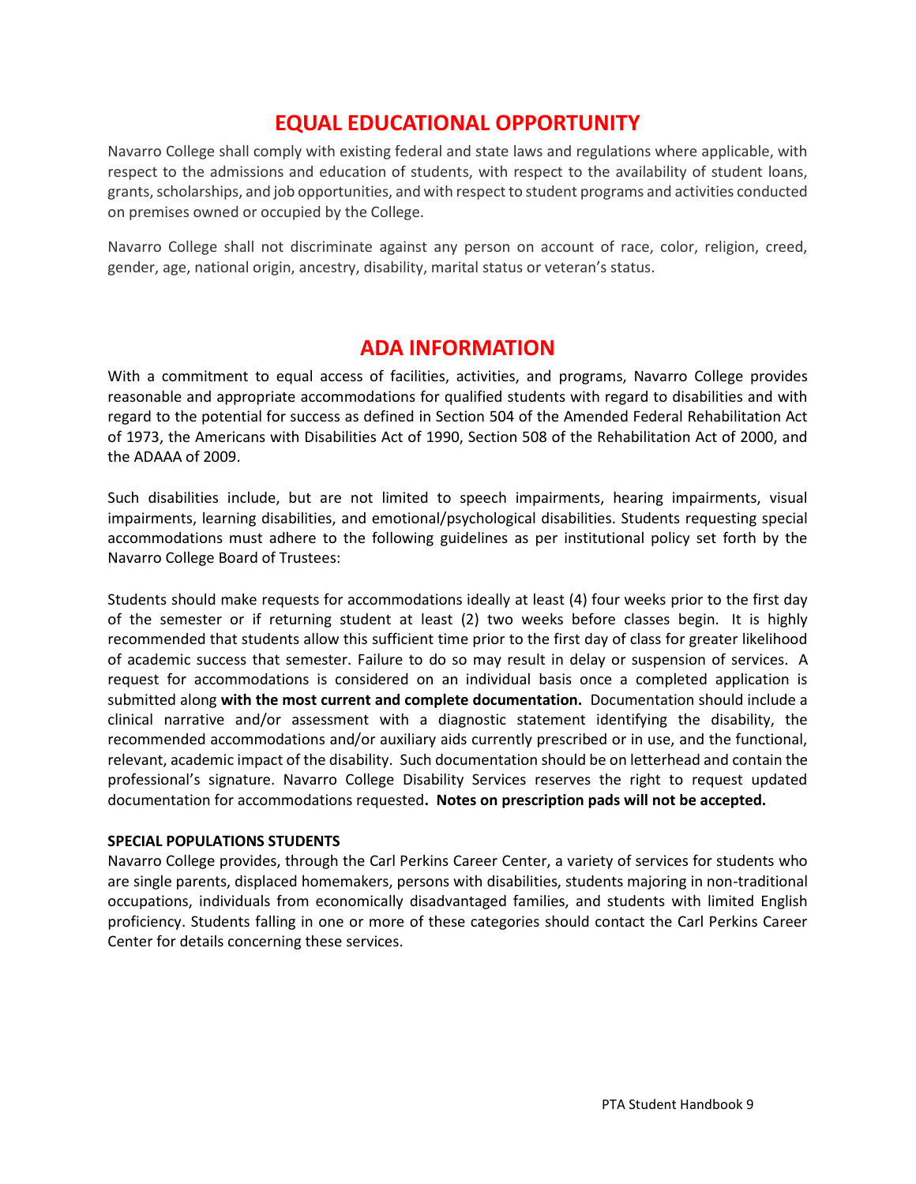## EQUAL EDUCATIONAL OPPORTUNITY

Navarro College shall comply with existing federal and state laws and regulations where applicable, with respect to the admissions and education of students, with respect to the availability of student loans, grants, scholarships, and job opportunities, and with respect to student programs and activities conducted on premises owned or occupied by the College.

Navarro College shall not discriminate against any person on account of race, color, religion, creed, gender, age, national origin, ancestry, disability, marital status or veteran's status.

## ADA INFORMATION

With a commitment to equal access of facilities, activities, and programs, Navarro College provides reasonable and appropriate accommodations for qualified students with regard to disabilities and with regard to the potential for success as defined in Section 504 of the Amended Federal Rehabilitation Act of 1973, the Americans with Disabilities Act of 1990, Section 508 of the Rehabilitation Act of 2000, and the ADAAA of 2009.

Such disabilities include, but are not limited to speech impairments, hearing impairments, visual impairments, learning disabilities, and emotional/psychological disabilities. Students requesting special accommodations must adhere to the following guidelines as per institutional policy set forth by the Navarro College Board of Trustees:

Students should make requests for accommodations ideally at least (4) four weeks prior to the first day of the semester or if returning student at least (2) two weeks before classes begin. It is highly recommended that students allow this sufficient time prior to the first day of class for greater likelihood of academic success that semester. Failure to do so may result in delay or suspension of services. A request for accommodations is considered on an individual basis once a completed application is submitted along **with the most current and complete documentation.** Documentation should include a clinical narrative and/or assessment with a diagnostic statement identifying the disability, the recommended accommodations and/or auxiliary aids currently prescribed or in use, and the functional, relevant, academic impact of the disability. Such documentation should be on letterhead and contain the professional's signature. Navarro College Disability Services reserves the right to request updated documentation for accommodations requested**. Notes on prescription pads will not be accepted.**

**SPECIAL POPULATIONS STUDENTS**

Navarro College provides, through the Carl Perkins Career Center, a variety of services for students who are single parents, displaced homemakers, persons with disabilities, students majoring in non-traditional occupations, individuals from economically disadvantaged families, and students with limited English proficiency. Students falling in one or more of these categories should contact the Carl Perkins Career Center for details concerning these services.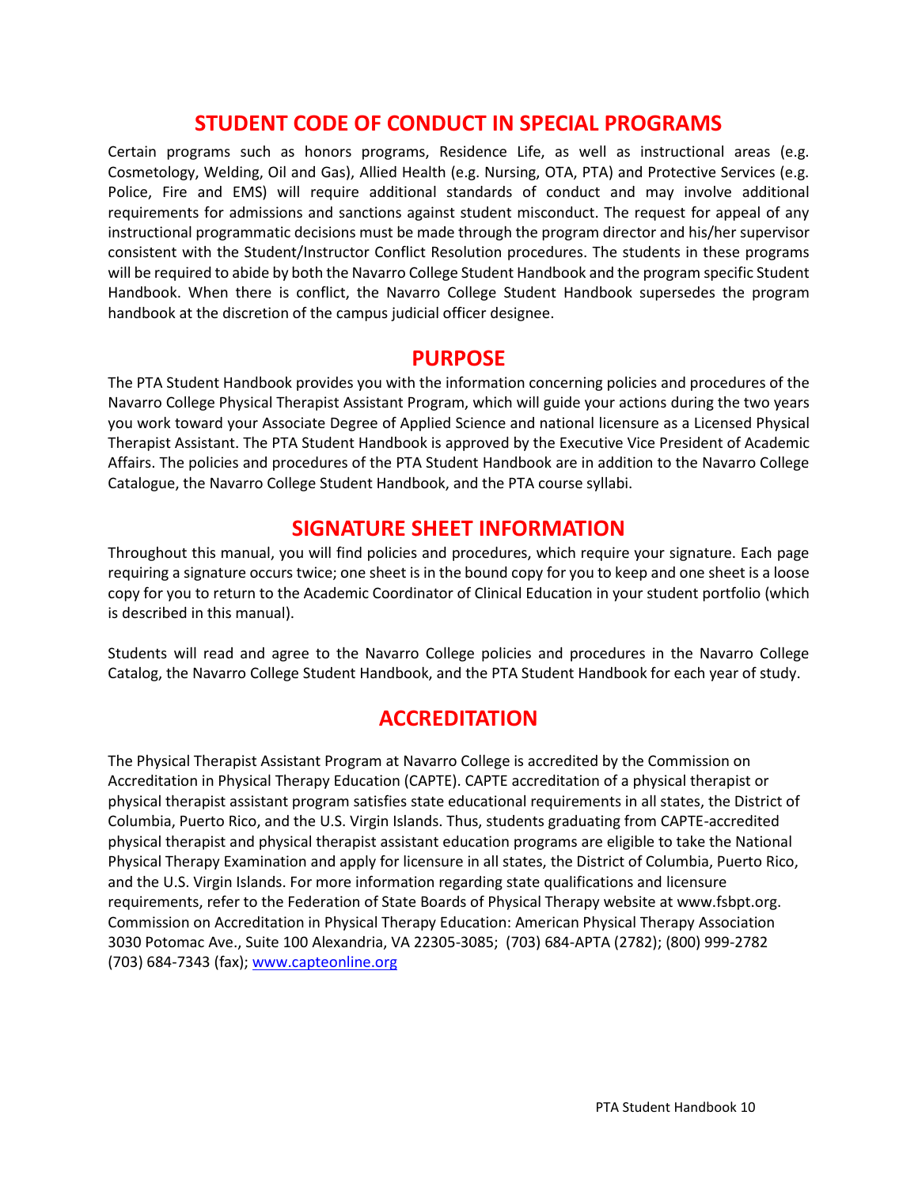## STUDENT CODE OF CONDUCT IN SPECIAL PROGRAMS

Certain programs such as honors programs, Residence Life, as well as instructional areas (e.g. Cosmetology, Welding, Oil and Gas), Allied Health (e.g. Nursing, OTA, PTA) and Protective Services (e.g. Police, Fire and EMS) will require additional standards of conduct and may involve additional requirements for admissions and sanctions against student misconduct. The request for appeal of any instructional programmatic decisions must be made through the program director and his/her supervisor consistent with the Student/Instructor Conflict Resolution procedures. The students in these programs will be required to abide by both the Navarro College Student Handbook and the program specific Student Handbook. When there is conflict, the Navarro College Student Handbook supersedes the program handbook at the discretion of the campus judicial officer designee.

## PURPOSE

The PTA Student Handbook provides you with the information concerning policies and procedures of the Navarro College Physical Therapist Assistant Program, which will guide your actions during the two years you work toward your Associate Degree of Applied Science and national licensure as a Licensed Physical Therapist Assistant. The PTA Student Handbook is approved by the Executive Vice President of Academic Affairs. The policies and procedures of the PTA Student Handbook are in addition to the Navarro College Catalogue, the Navarro College Student Handbook, and the PTA course syllabi.

## SIGNATURE SHEET INFORMATION

Throughout this manual, you will find policies and procedures, which require your signature. Each page requiring a signature occurs twice; one sheet is in the bound copy for you to keep and one sheet is a loose copy for you to return to the Academic Coordinator of Clinical Education in your student portfolio (which is described in this manual).

Students will read and agree to the Navarro College policies and procedures in the Navarro College Catalog, the Navarro College Student Handbook, and the PTA Student Handbook for each year of study.

## ACCREDITATION

The Physical Therapist Assistant Program at Navarro College is accredited by the Commission on Accreditation in Physical Therapy Education (CAPTE). CAPTE accreditation of a physical therapist or physical therapist assistant program satisfies state educational requirements in all states, the District of Columbia, Puerto Rico, and the U.S. Virgin Islands. Thus, students graduating from CAPTE-accredited physical therapist and physical therapist assistant education programs are eligible to take the National Physical Therapy Examination and apply for licensure in all states, the District of Columbia, Puerto Rico, and the U.S. Virgin Islands. For more information regarding state qualifications and licensure requirements, refer to the Federation of State Boards of Physical Therapy website at www.fsbpt.org. Commission on Accreditation in Physical Therapy Education: American Physical Therapy Association 3030 Potomac Ave., Suite 100 Alexandria, VA 22305-3085; (703) 684-APTA (2782); (800) 999-2782 (703) 684-7343 (fax); www.capteonline.org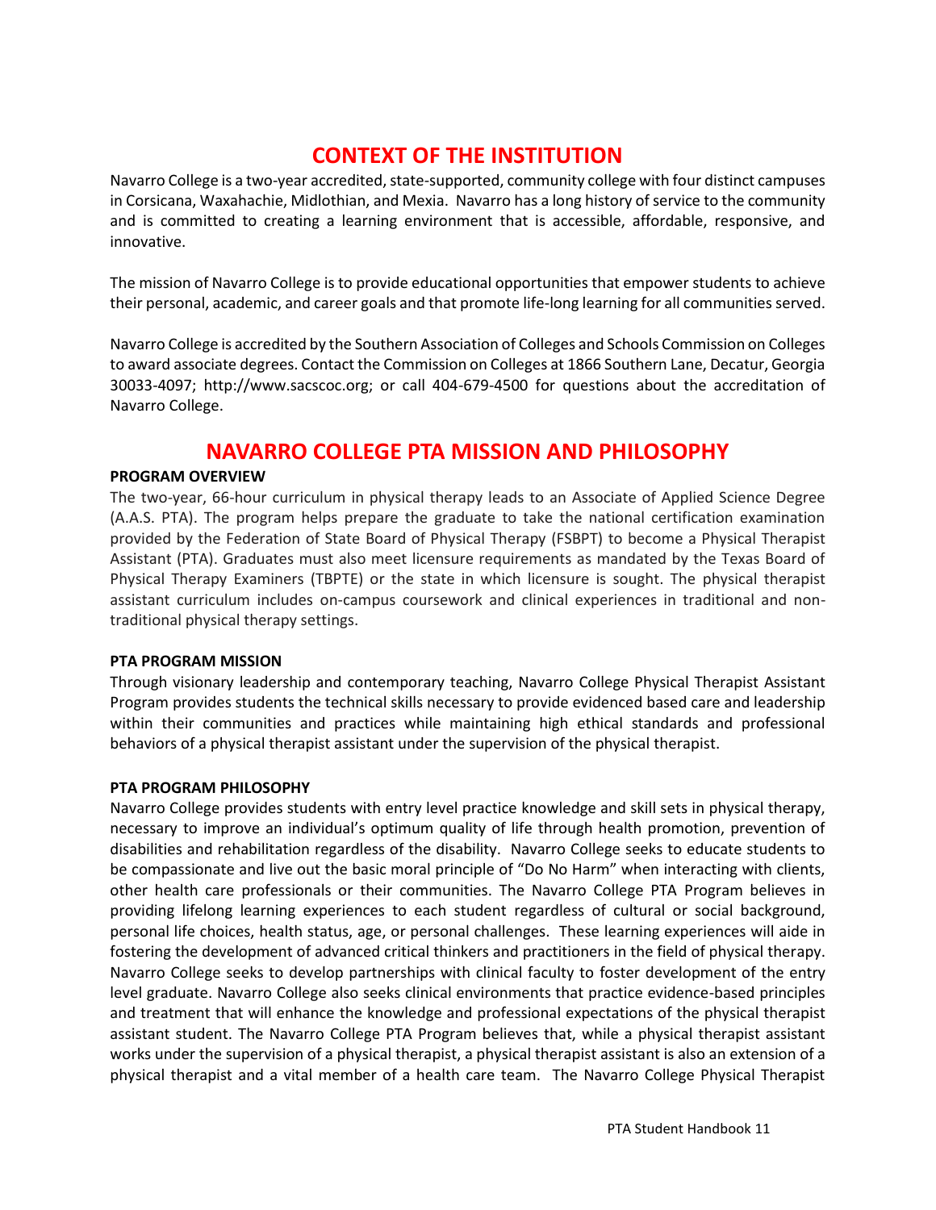# CONTEXT OF THE INSTITUTION

Navarro College is a two-year accredited, state-supported, community college with four distinct campuses in Corsicana, Waxahachie, Midlothian, and Mexia. Navarro has a long history of service to the community and is committed to creating a learning environment that is accessible, affordable, responsive, and innovative.

The mission of Navarro College is to provide educational opportunities that empower students to achieve their personal, academic, and career goals and that promote life-long learning for all communities served.

Navarro College is accredited by the Southern Association of Colleges and Schools Commission on Colleges to award associate degrees. Contact the Commission on Colleges at 1866 Southern Lane, Decatur, Georgia 30033-4097; http://www.sacscoc.org; or call 404-679-4500 for questions about the accreditation of Navarro College.

# NAVARRO COLLEGE PTA MISSION AND PHILOSOPHY

**PROGRAM OVERVIEW**

The two-year, 66-hour curriculum in physical therapy leads to an Associate of Applied Science Degree (A.A.S. PTA). The program helps prepare the graduate to take the national certification examination provided by the Federation of State Board of Physical Therapy (FSBPT) to become a Physical Therapist Assistant (PTA). Graduates must also meet licensure requirements as mandated by the Texas Board of Physical Therapy Examiners (TBPTE) or the state in which licensure is sought. The physical therapist assistant curriculum includes on-campus coursework and clinical experiences in traditional and non-traditional physical therapy settings.

**PTA PROGRAM MISSION**

Through visionary leadership and contemporary teaching, Navarro College Physical Therapist Assistant Program provides students the technical skills necessary to provide evidenced based care and leadership within their communities and practices while maintaining high ethical standards and professional behaviors of a physical therapist assistant under the supervision of the physical therapist.

**PTA PROGRAM PHILOSOPHY**

Navarro College provides students with entry level practice knowledge and skill sets in physical therapy, necessary to improve an individual's optimum quality of life through health promotion, prevention of disabilities and rehabilitation regardless of the disability. Navarro College seeks to educate students to be compassionate and live out the basic moral principle of "Do No Harm" when interacting with clients, other health care professionals or their communities. The Navarro College PTA Program believes in providing lifelong learning experiences to each student regardless of cultural or social background, personal life choices, health status, age, or personal challenges. These learning experiences will aide in fostering the development of advanced critical thinkers and practitioners in the field of physical therapy. Navarro College seeks to develop partnerships with clinical faculty to foster development of the entry level graduate. Navarro College also seeks clinical environments that practice evidence-based principles and treatment that will enhance the knowledge and professional expectations of the physical therapist assistant student. The Navarro College PTA Program believes that, while a physical therapist assistant works under the supervision of a physical therapist, a physical therapist assistant is also an extension of a physical therapist and a vital member of a health care team. The Navarro College Physical Therapist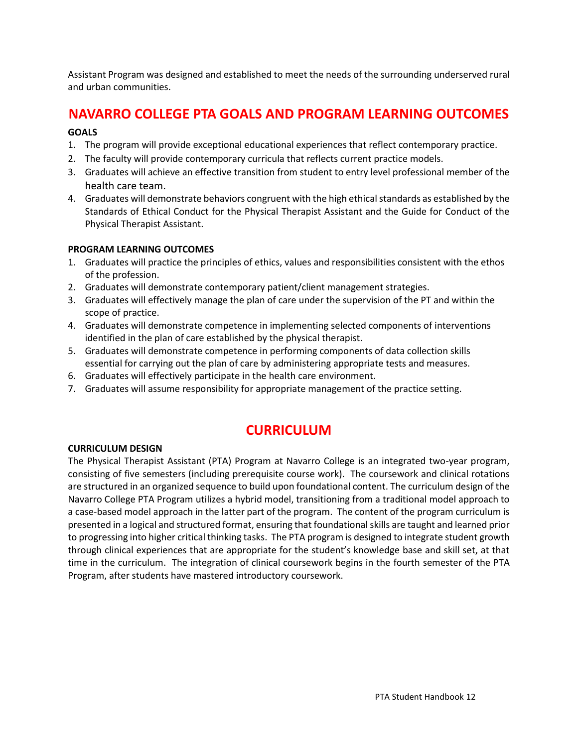Assistant Program was designed and established to meet the needs of the surrounding underserved rural and urban communities.

## NAVARRO COLLEGE PTA GOALS AND PROGRAM LEARNING OUTCOMES

**GOALS**

1. The program will provide exceptional educational experiences that reflect contemporary practice.
2. The faculty will provide contemporary curricula that reflects current practice models.
3. Graduates will achieve an effective transition from student to entry level professional member of the health care team.
4. Graduates will demonstrate behaviors congruent with the high ethical standards as established by the Standards of Ethical Conduct for the Physical Therapist Assistant and the Guide for Conduct of the Physical Therapist Assistant.

**PROGRAM LEARNING OUTCOMES**

1. Graduates will practice the principles of ethics, values and responsibilities consistent with the ethos of the profession.
2. Graduates will demonstrate contemporary patient/client management strategies.
3. Graduates will effectively manage the plan of care under the supervision of the PT and within the scope of practice.
4. Graduates will demonstrate competence in implementing selected components of interventions identified in the plan of care established by the physical therapist.
5. Graduates will demonstrate competence in performing components of data collection skills essential for carrying out the plan of care by administering appropriate tests and measures.
6. Graduates will effectively participate in the health care environment.
7. Graduates will assume responsibility for appropriate management of the practice setting.

## CURRICULUM

**CURRICULUM DESIGN**

The Physical Therapist Assistant (PTA) Program at Navarro College is an integrated two-year program, consisting of five semesters (including prerequisite course work). The coursework and clinical rotations are structured in an organized sequence to build upon foundational content. The curriculum design of the Navarro College PTA Program utilizes a hybrid model, transitioning from a traditional model approach to a case-based model approach in the latter part of the program. The content of the program curriculum is presented in a logical and structured format, ensuring that foundational skills are taught and learned prior to progressing into higher critical thinking tasks. The PTA program is designed to integrate student growth through clinical experiences that are appropriate for the student's knowledge base and skill set, at that time in the curriculum. The integration of clinical coursework begins in the fourth semester of the PTA Program, after students have mastered introductory coursework.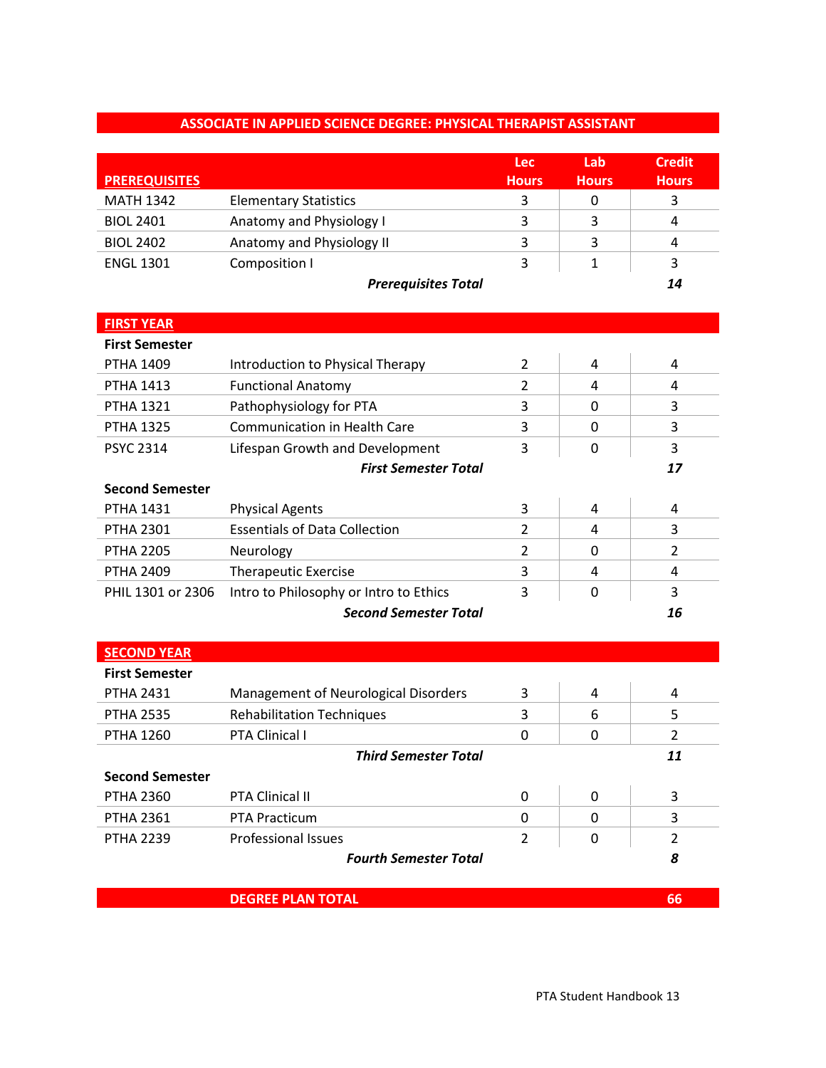## ASSOCIATE IN APPLIED SCIENCE DEGREE: PHYSICAL THERAPIST ASSISTANT

| PREREQUISITES | | Lec Hours | Lab Hours | Credit Hours |
|---|---|---|---|---|
| MATH 1342 | Elementary Statistics | 3 | 0 | 3 |
| BIOL 2401 | Anatomy and Physiology I | 3 | 3 | 4 |
| BIOL 2402 | Anatomy and Physiology II | 3 | 3 | 4 |
| ENGL 1301 | Composition I | 3 | 1 | 3 |
| | ***Prerequisites Total*** | | | ***14*** |
| **FIRST YEAR** | | | | |
| **First Semester** | | | | |
| PTHA 1409 | Introduction to Physical Therapy | 2 | 4 | 4 |
| PTHA 1413 | Functional Anatomy | 2 | 4 | 4 |
| PTHA 1321 | Pathophysiology for PTA | 3 | 0 | 3 |
| PTHA 1325 | Communication in Health Care | 3 | 0 | 3 |
| PSYC 2314 | Lifespan Growth and Development | 3 | 0 | 3 |
| | ***First Semester Total*** | | | ***17*** |
| **Second Semester** | | | | |
| PTHA 1431 | Physical Agents | 3 | 4 | 4 |
| PTHA 2301 | Essentials of Data Collection | 2 | 4 | 3 |
| PTHA 2205 | Neurology | 2 | 0 | 2 |
| PTHA 2409 | Therapeutic Exercise | 3 | 4 | 4 |
| PHIL 1301 or 2306 | Intro to Philosophy or Intro to Ethics | 3 | 0 | 3 |
| | ***Second Semester Total*** | | | ***16*** |
| **SECOND YEAR** | | | | |
| **First Semester** | | | | |
| PTHA 2431 | Management of Neurological Disorders | 3 | 4 | 4 |
| PTHA 2535 | Rehabilitation Techniques | 3 | 6 | 5 |
| PTHA 1260 | PTA Clinical I | 0 | 0 | 2 |
| | ***Third Semester Total*** | | | ***11*** |
| **Second Semester** | | | | |
| PTHA 2360 | PTA Clinical II | 0 | 0 | 3 |
| PTHA 2361 | PTA Practicum | 0 | 0 | 3 |
| PTHA 2239 | Professional Issues | 2 | 0 | 2 |
| | ***Fourth Semester Total*** | | | ***8*** |
| | **DEGREE PLAN TOTAL** | | | **66** |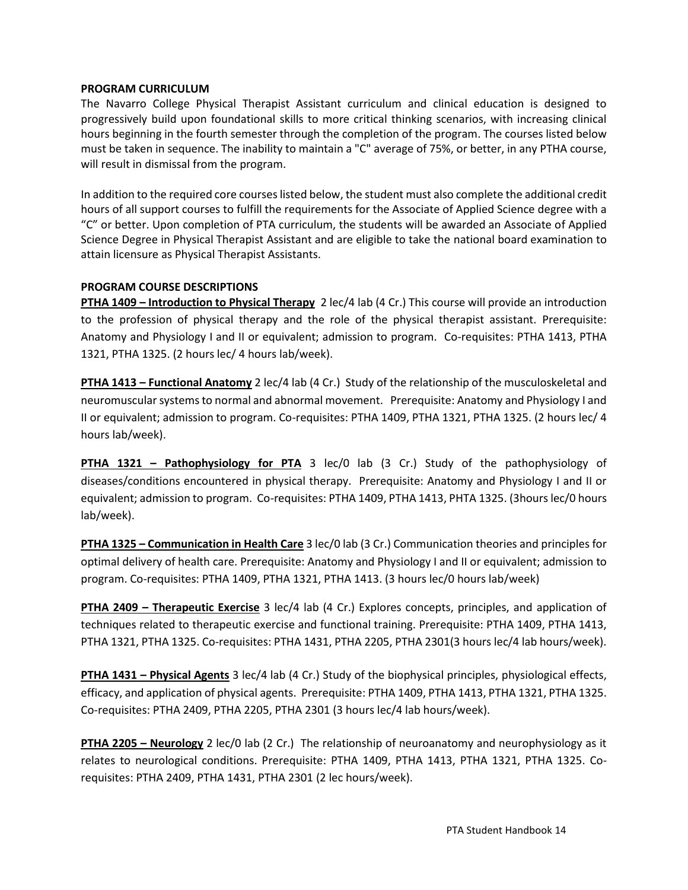**PROGRAM CURRICULUM**

The Navarro College Physical Therapist Assistant curriculum and clinical education is designed to progressively build upon foundational skills to more critical thinking scenarios, with increasing clinical hours beginning in the fourth semester through the completion of the program. The courses listed below must be taken in sequence. The inability to maintain a "C" average of 75%, or better, in any PTHA course, will result in dismissal from the program.

In addition to the required core courses listed below, the student must also complete the additional credit hours of all support courses to fulfill the requirements for the Associate of Applied Science degree with a “C” or better. Upon completion of PTA curriculum, the students will be awarded an Associate of Applied Science Degree in Physical Therapist Assistant and are eligible to take the national board examination to attain licensure as Physical Therapist Assistants.

**PROGRAM COURSE DESCRIPTIONS**

**PTHA 1409 – Introduction to Physical Therapy** 2 lec/4 lab (4 Cr.) This course will provide an introduction to the profession of physical therapy and the role of the physical therapist assistant. Prerequisite: Anatomy and Physiology I and II or equivalent; admission to program. Co-requisites: PTHA 1413, PTHA 1321, PTHA 1325. (2 hours lec/ 4 hours lab/week).

**PTHA 1413 – Functional Anatomy** 2 lec/4 lab (4 Cr.) Study of the relationship of the musculoskeletal and neuromuscular systems to normal and abnormal movement. Prerequisite: Anatomy and Physiology I and II or equivalent; admission to program. Co-requisites: PTHA 1409, PTHA 1321, PTHA 1325. (2 hours lec/ 4 hours lab/week).

**PTHA 1321 – Pathophysiology for PTA** 3 lec/0 lab (3 Cr.) Study of the pathophysiology of diseases/conditions encountered in physical therapy. Prerequisite: Anatomy and Physiology I and II or equivalent; admission to program. Co-requisites: PTHA 1409, PTHA 1413, PHTA 1325. (3hours lec/0 hours lab/week).

**PTHA 1325 – Communication in Health Care** 3 lec/0 lab (3 Cr.) Communication theories and principles for optimal delivery of health care. Prerequisite: Anatomy and Physiology I and II or equivalent; admission to program. Co-requisites: PTHA 1409, PTHA 1321, PTHA 1413. (3 hours lec/0 hours lab/week)

**PTHA 2409 – Therapeutic Exercise** 3 lec/4 lab (4 Cr.) Explores concepts, principles, and application of techniques related to therapeutic exercise and functional training. Prerequisite: PTHA 1409, PTHA 1413, PTHA 1321, PTHA 1325. Co-requisites: PTHA 1431, PTHA 2205, PTHA 2301(3 hours lec/4 lab hours/week).

**PTHA 1431 – Physical Agents** 3 lec/4 lab (4 Cr.) Study of the biophysical principles, physiological effects, efficacy, and application of physical agents. Prerequisite: PTHA 1409, PTHA 1413, PTHA 1321, PTHA 1325. Co-requisites: PTHA 2409, PTHA 2205, PTHA 2301 (3 hours lec/4 lab hours/week).

**PTHA 2205 – Neurology** 2 lec/0 lab (2 Cr.) The relationship of neuroanatomy and neurophysiology as it relates to neurological conditions. Prerequisite: PTHA 1409, PTHA 1413, PTHA 1321, PTHA 1325. Co-requisites: PTHA 2409, PTHA 1431, PTHA 2301 (2 lec hours/week).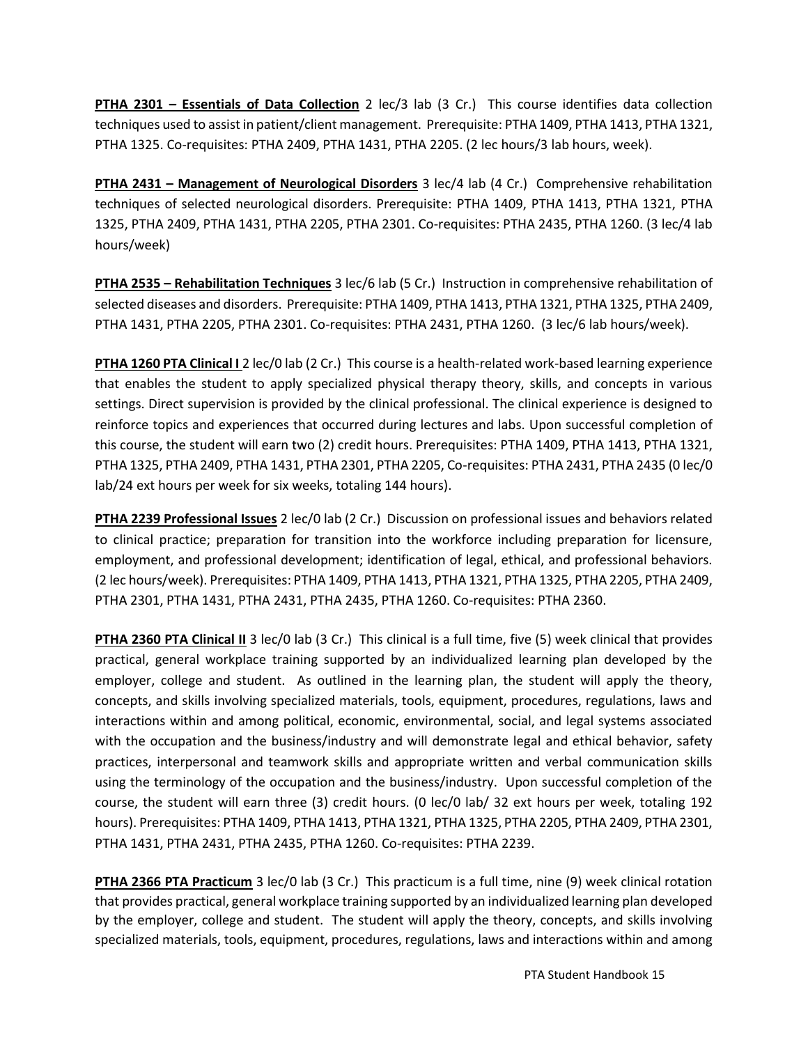**PTHA 2301 – Essentials of Data Collection** 2 lec/3 lab (3 Cr.) This course identifies data collection techniques used to assist in patient/client management. Prerequisite: PTHA 1409, PTHA 1413, PTHA 1321, PTHA 1325. Co-requisites: PTHA 2409, PTHA 1431, PTHA 2205. (2 lec hours/3 lab hours, week).

**PTHA 2431 – Management of Neurological Disorders** 3 lec/4 lab (4 Cr.) Comprehensive rehabilitation techniques of selected neurological disorders. Prerequisite: PTHA 1409, PTHA 1413, PTHA 1321, PTHA 1325, PTHA 2409, PTHA 1431, PTHA 2205, PTHA 2301. Co-requisites: PTHA 2435, PTHA 1260. (3 lec/4 lab hours/week)

**PTHA 2535 – Rehabilitation Techniques** 3 lec/6 lab (5 Cr.) Instruction in comprehensive rehabilitation of selected diseases and disorders. Prerequisite: PTHA 1409, PTHA 1413, PTHA 1321, PTHA 1325, PTHA 2409, PTHA 1431, PTHA 2205, PTHA 2301. Co-requisites: PTHA 2431, PTHA 1260. (3 lec/6 lab hours/week).

**PTHA 1260 PTA Clinical I** 2 lec/0 lab (2 Cr.) This course is a health-related work-based learning experience that enables the student to apply specialized physical therapy theory, skills, and concepts in various settings. Direct supervision is provided by the clinical professional. The clinical experience is designed to reinforce topics and experiences that occurred during lectures and labs. Upon successful completion of this course, the student will earn two (2) credit hours. Prerequisites: PTHA 1409, PTHA 1413, PTHA 1321, PTHA 1325, PTHA 2409, PTHA 1431, PTHA 2301, PTHA 2205, Co-requisites: PTHA 2431, PTHA 2435 (0 lec/0 lab/24 ext hours per week for six weeks, totaling 144 hours).

**PTHA 2239 Professional Issues** 2 lec/0 lab (2 Cr.) Discussion on professional issues and behaviors related to clinical practice; preparation for transition into the workforce including preparation for licensure, employment, and professional development; identification of legal, ethical, and professional behaviors. (2 lec hours/week). Prerequisites: PTHA 1409, PTHA 1413, PTHA 1321, PTHA 1325, PTHA 2205, PTHA 2409, PTHA 2301, PTHA 1431, PTHA 2431, PTHA 2435, PTHA 1260. Co-requisites: PTHA 2360.

**PTHA 2360 PTA Clinical II** 3 lec/0 lab (3 Cr.) This clinical is a full time, five (5) week clinical that provides practical, general workplace training supported by an individualized learning plan developed by the employer, college and student. As outlined in the learning plan, the student will apply the theory, concepts, and skills involving specialized materials, tools, equipment, procedures, regulations, laws and interactions within and among political, economic, environmental, social, and legal systems associated with the occupation and the business/industry and will demonstrate legal and ethical behavior, safety practices, interpersonal and teamwork skills and appropriate written and verbal communication skills using the terminology of the occupation and the business/industry. Upon successful completion of the course, the student will earn three (3) credit hours. (0 lec/0 lab/ 32 ext hours per week, totaling 192 hours). Prerequisites: PTHA 1409, PTHA 1413, PTHA 1321, PTHA 1325, PTHA 2205, PTHA 2409, PTHA 2301, PTHA 1431, PTHA 2431, PTHA 2435, PTHA 1260. Co-requisites: PTHA 2239.

**PTHA 2366 PTA Practicum** 3 lec/0 lab (3 Cr.) This practicum is a full time, nine (9) week clinical rotation that provides practical, general workplace training supported by an individualized learning plan developed by the employer, college and student. The student will apply the theory, concepts, and skills involving specialized materials, tools, equipment, procedures, regulations, laws and interactions within and among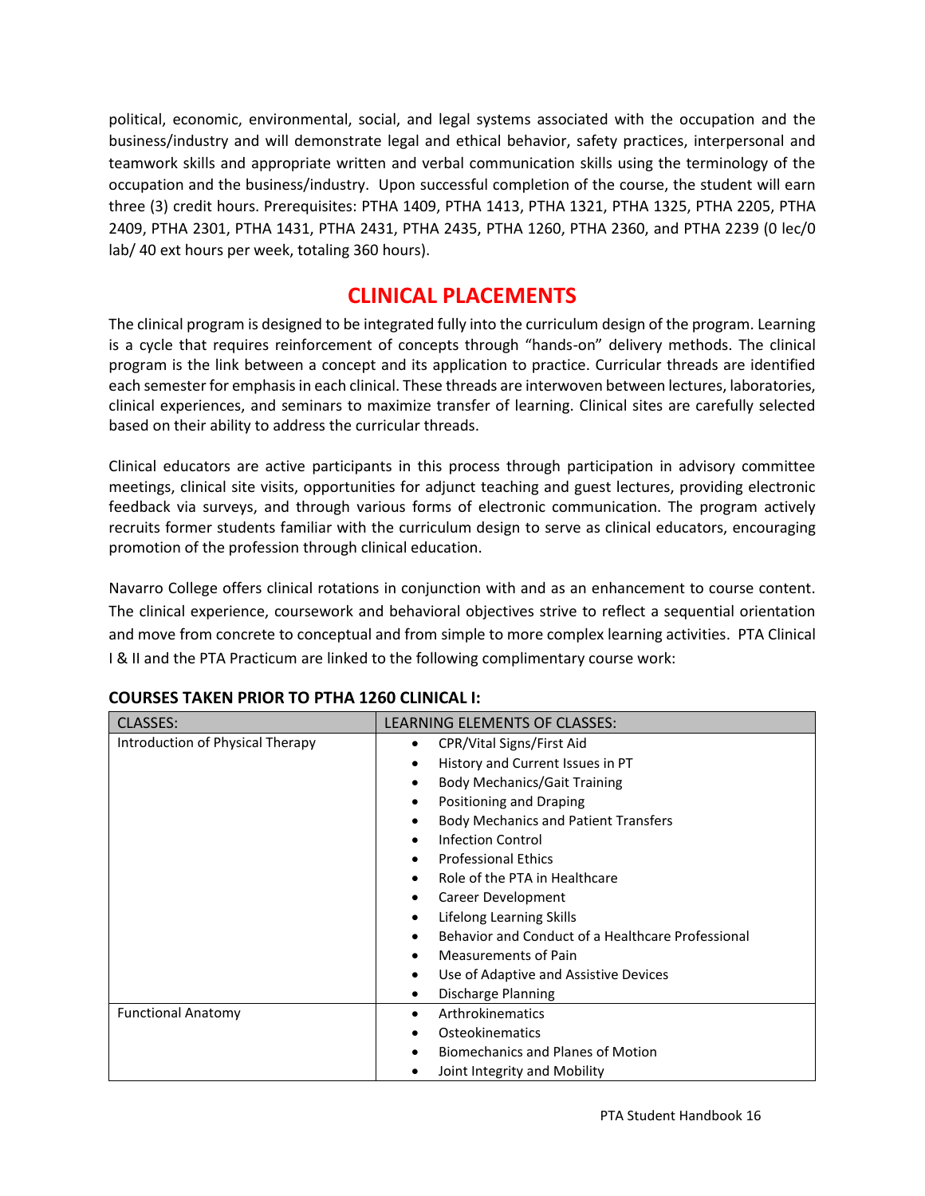political, economic, environmental, social, and legal systems associated with the occupation and the business/industry and will demonstrate legal and ethical behavior, safety practices, interpersonal and teamwork skills and appropriate written and verbal communication skills using the terminology of the occupation and the business/industry. Upon successful completion of the course, the student will earn three (3) credit hours. Prerequisites: PTHA 1409, PTHA 1413, PTHA 1321, PTHA 1325, PTHA 2205, PTHA 2409, PTHA 2301, PTHA 1431, PTHA 2431, PTHA 2435, PTHA 1260, PTHA 2360, and PTHA 2239 (0 lec/0 lab/ 40 ext hours per week, totaling 360 hours).

## CLINICAL PLACEMENTS

The clinical program is designed to be integrated fully into the curriculum design of the program. Learning is a cycle that requires reinforcement of concepts through "hands-on" delivery methods. The clinical program is the link between a concept and its application to practice. Curricular threads are identified each semester for emphasis in each clinical. These threads are interwoven between lectures, laboratories, clinical experiences, and seminars to maximize transfer of learning. Clinical sites are carefully selected based on their ability to address the curricular threads.

Clinical educators are active participants in this process through participation in advisory committee meetings, clinical site visits, opportunities for adjunct teaching and guest lectures, providing electronic feedback via surveys, and through various forms of electronic communication. The program actively recruits former students familiar with the curriculum design to serve as clinical educators, encouraging promotion of the profession through clinical education.

Navarro College offers clinical rotations in conjunction with and as an enhancement to course content. The clinical experience, coursework and behavioral objectives strive to reflect a sequential orientation and move from concrete to conceptual and from simple to more complex learning activities. PTA Clinical I & II and the PTA Practicum are linked to the following complimentary course work:

**COURSES TAKEN PRIOR TO PTHA 1260 CLINICAL I:**

| CLASSES: | LEARNING ELEMENTS OF CLASSES: |
|---|---|
| Introduction of Physical Therapy | • CPR/Vital Signs/First Aid<br>• History and Current Issues in PT<br>• Body Mechanics/Gait Training<br>• Positioning and Draping<br>• Body Mechanics and Patient Transfers<br>• Infection Control<br>• Professional Ethics<br>• Role of the PTA in Healthcare<br>• Career Development<br>• Lifelong Learning Skills<br>• Behavior and Conduct of a Healthcare Professional<br>• Measurements of Pain<br>• Use of Adaptive and Assistive Devices<br>• Discharge Planning |
| Functional Anatomy | • Arthrokinematics<br>• Osteokinematics<br>• Biomechanics and Planes of Motion<br>• Joint Integrity and Mobility |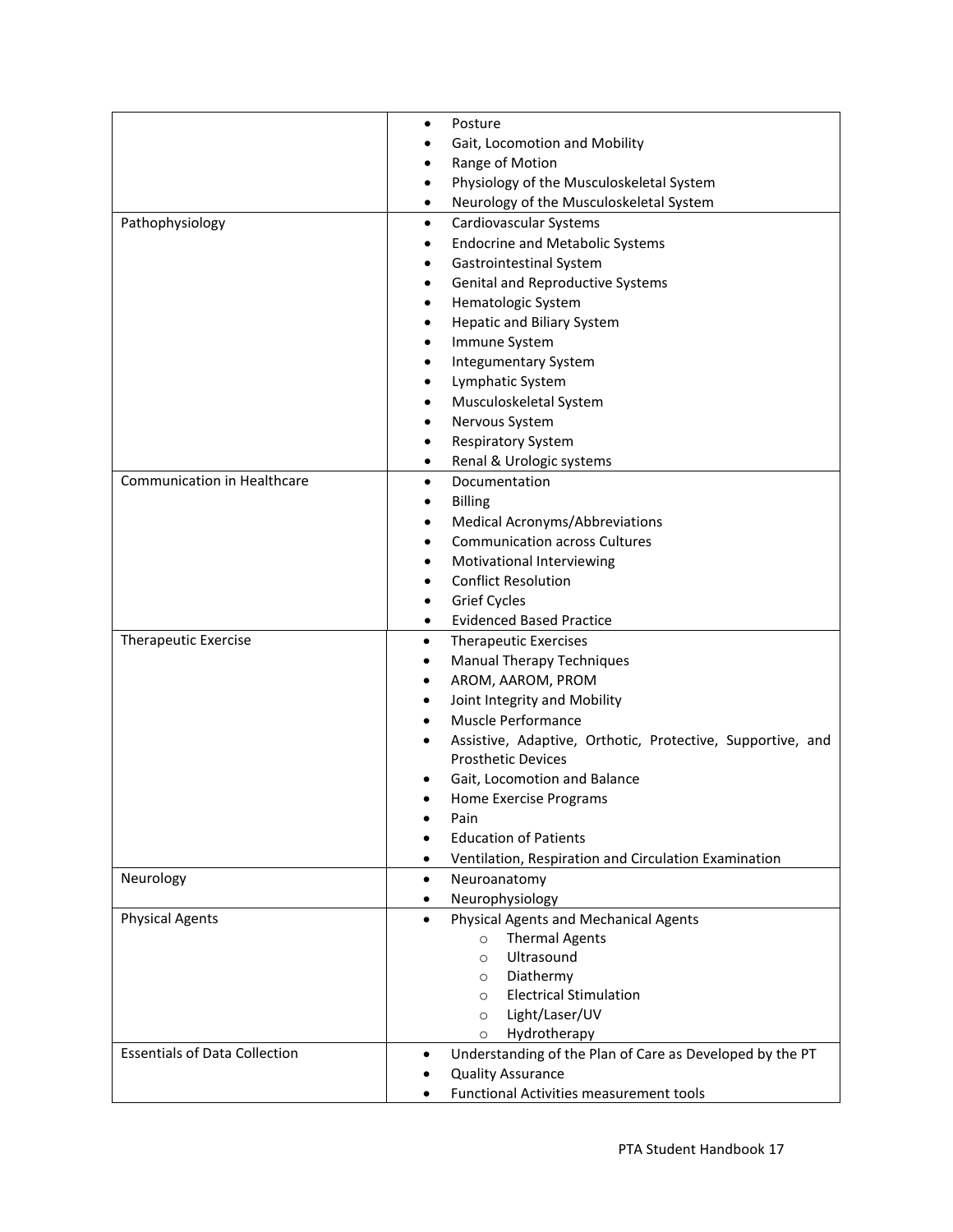| | |
|---|---|
| | • Posture<br>• Gait, Locomotion and Mobility<br>• Range of Motion<br>• Physiology of the Musculoskeletal System<br>• Neurology of the Musculoskeletal System |
| Pathophysiology | • Cardiovascular Systems<br>• Endocrine and Metabolic Systems<br>• Gastrointestinal System<br>• Genital and Reproductive Systems<br>• Hematologic System<br>• Hepatic and Biliary System<br>• Immune System<br>• Integumentary System<br>• Lymphatic System<br>• Musculoskeletal System<br>• Nervous System<br>• Respiratory System<br>• Renal & Urologic systems |
| Communication in Healthcare | • Documentation<br>• Billing<br>• Medical Acronyms/Abbreviations<br>• Communication across Cultures<br>• Motivational Interviewing<br>• Conflict Resolution<br>• Grief Cycles<br>• Evidenced Based Practice |
| Therapeutic Exercise | • Therapeutic Exercises<br>• Manual Therapy Techniques<br>• AROM, AAROM, PROM<br>• Joint Integrity and Mobility<br>• Muscle Performance<br>• Assistive, Adaptive, Orthotic, Protective, Supportive, and Prosthetic Devices<br>• Gait, Locomotion and Balance<br>• Home Exercise Programs<br>• Pain<br>• Education of Patients<br>• Ventilation, Respiration and Circulation Examination |
| Neurology | • Neuroanatomy<br>• Neurophysiology |
| Physical Agents | • Physical Agents and Mechanical Agents<br>&nbsp;&nbsp;&nbsp;&nbsp;○ Thermal Agents<br>&nbsp;&nbsp;&nbsp;&nbsp;○ Ultrasound<br>&nbsp;&nbsp;&nbsp;&nbsp;○ Diathermy<br>&nbsp;&nbsp;&nbsp;&nbsp;○ Electrical Stimulation<br>&nbsp;&nbsp;&nbsp;&nbsp;○ Light/Laser/UV<br>&nbsp;&nbsp;&nbsp;&nbsp;○ Hydrotherapy |
| Essentials of Data Collection | • Understanding of the Plan of Care as Developed by the PT<br>• Quality Assurance<br>• Functional Activities measurement tools |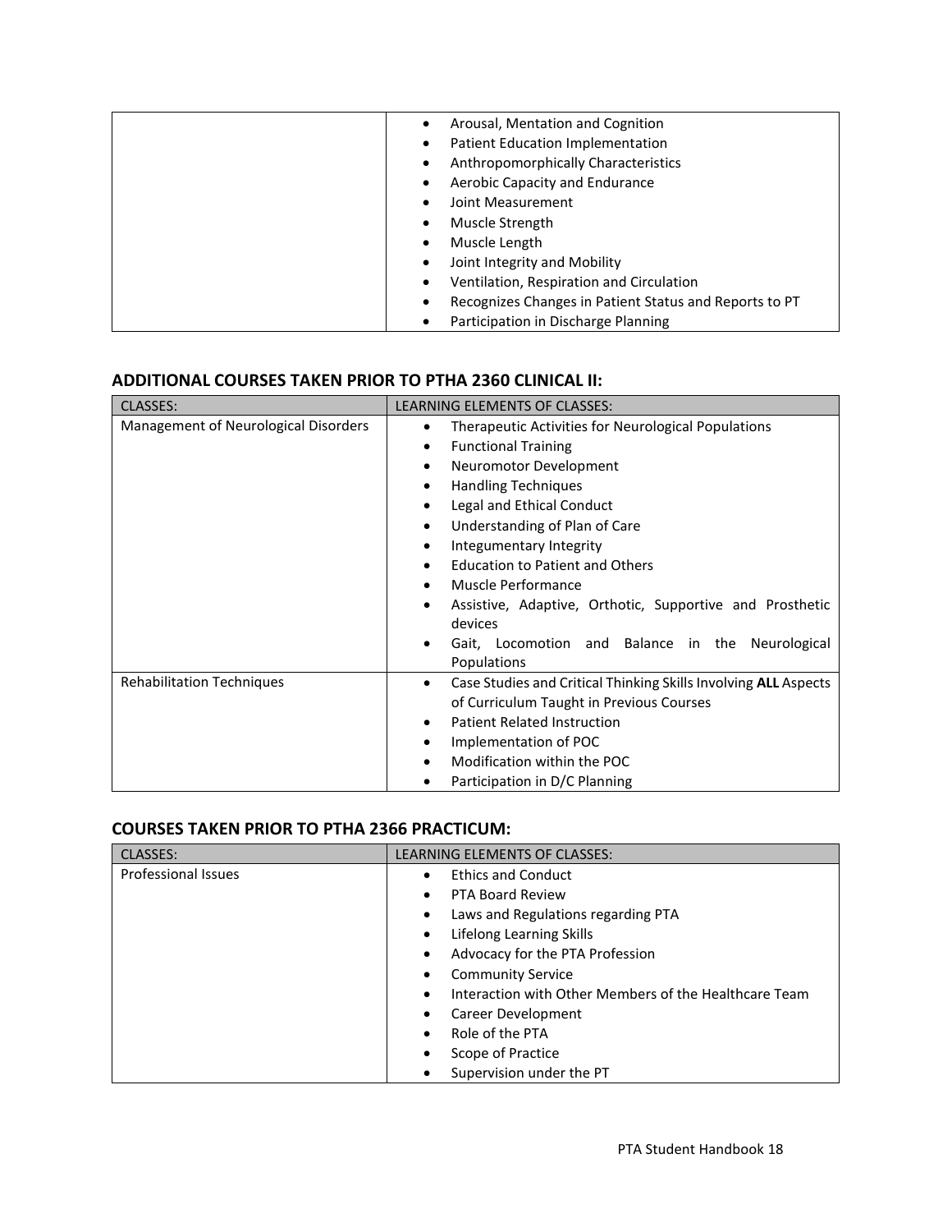| | |
|---|---|
| | • Arousal, Mentation and Cognition<br>• Patient Education Implementation<br>• Anthropomorphically Characteristics<br>• Aerobic Capacity and Endurance<br>• Joint Measurement<br>• Muscle Strength<br>• Muscle Length<br>• Joint Integrity and Mobility<br>• Ventilation, Respiration and Circulation<br>• Recognizes Changes in Patient Status and Reports to PT<br>• Participation in Discharge Planning |

## ADDITIONAL COURSES TAKEN PRIOR TO PTHA 2360 CLINICAL II:

| CLASSES: | LEARNING ELEMENTS OF CLASSES: |
|---|---|
| Management of Neurological Disorders | • Therapeutic Activities for Neurological Populations<br>• Functional Training<br>• Neuromotor Development<br>• Handling Techniques<br>• Legal and Ethical Conduct<br>• Understanding of Plan of Care<br>• Integumentary Integrity<br>• Education to Patient and Others<br>• Muscle Performance<br>• Assistive, Adaptive, Orthotic, Supportive and Prosthetic devices<br>• Gait, Locomotion and Balance in the Neurological Populations |
| Rehabilitation Techniques | • Case Studies and Critical Thinking Skills Involving **ALL** Aspects of Curriculum Taught in Previous Courses<br>• Patient Related Instruction<br>• Implementation of POC<br>• Modification within the POC<br>• Participation in D/C Planning |

## COURSES TAKEN PRIOR TO PTHA 2366 PRACTICUM:

| CLASSES: | LEARNING ELEMENTS OF CLASSES: |
|---|---|
| Professional Issues | • Ethics and Conduct<br>• PTA Board Review<br>• Laws and Regulations regarding PTA<br>• Lifelong Learning Skills<br>• Advocacy for the PTA Profession<br>• Community Service<br>• Interaction with Other Members of the Healthcare Team<br>• Career Development<br>• Role of the PTA<br>• Scope of Practice<br>• Supervision under the PT |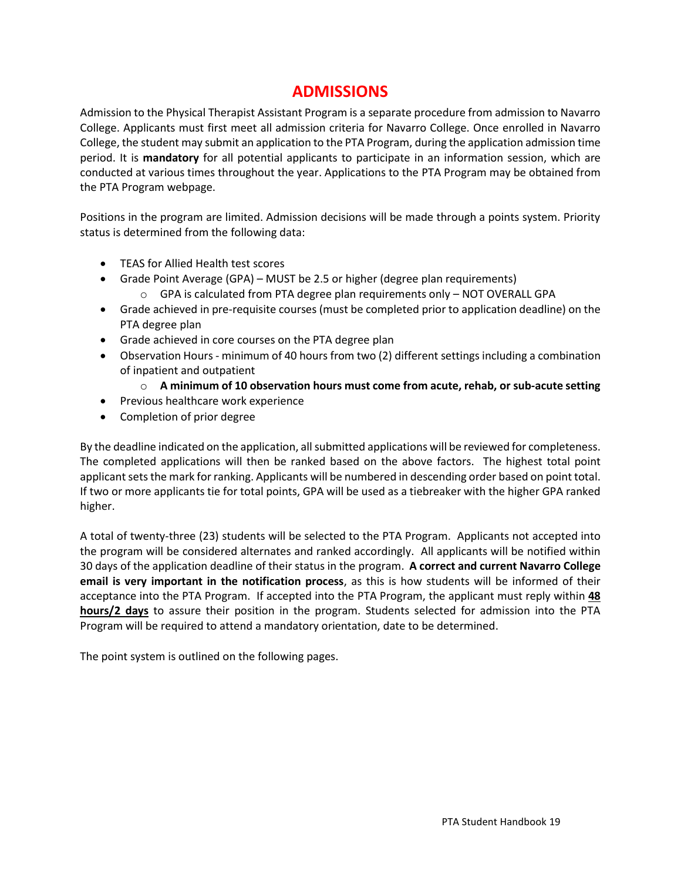# ADMISSIONS

Admission to the Physical Therapist Assistant Program is a separate procedure from admission to Navarro College. Applicants must first meet all admission criteria for Navarro College. Once enrolled in Navarro College, the student may submit an application to the PTA Program, during the application admission time period. It is **mandatory** for all potential applicants to participate in an information session, which are conducted at various times throughout the year. Applications to the PTA Program may be obtained from the PTA Program webpage.

Positions in the program are limited. Admission decisions will be made through a points system. Priority status is determined from the following data:

- TEAS for Allied Health test scores
- Grade Point Average (GPA) – MUST be 2.5 or higher (degree plan requirements)
  - GPA is calculated from PTA degree plan requirements only – NOT OVERALL GPA
- Grade achieved in pre-requisite courses (must be completed prior to application deadline) on the PTA degree plan
- Grade achieved in core courses on the PTA degree plan
- Observation Hours - minimum of 40 hours from two (2) different settings including a combination of inpatient and outpatient
  - **A minimum of 10 observation hours must come from acute, rehab, or sub-acute setting**
- Previous healthcare work experience
- Completion of prior degree

By the deadline indicated on the application, all submitted applications will be reviewed for completeness. The completed applications will then be ranked based on the above factors. The highest total point applicant sets the mark for ranking. Applicants will be numbered in descending order based on point total. If two or more applicants tie for total points, GPA will be used as a tiebreaker with the higher GPA ranked higher.

A total of twenty-three (23) students will be selected to the PTA Program. Applicants not accepted into the program will be considered alternates and ranked accordingly. All applicants will be notified within 30 days of the application deadline of their status in the program. **A correct and current Navarro College email is very important in the notification process**, as this is how students will be informed of their acceptance into the PTA Program. If accepted into the PTA Program, the applicant must reply within **48 hours/2 days** to assure their position in the program. Students selected for admission into the PTA Program will be required to attend a mandatory orientation, date to be determined.

The point system is outlined on the following pages.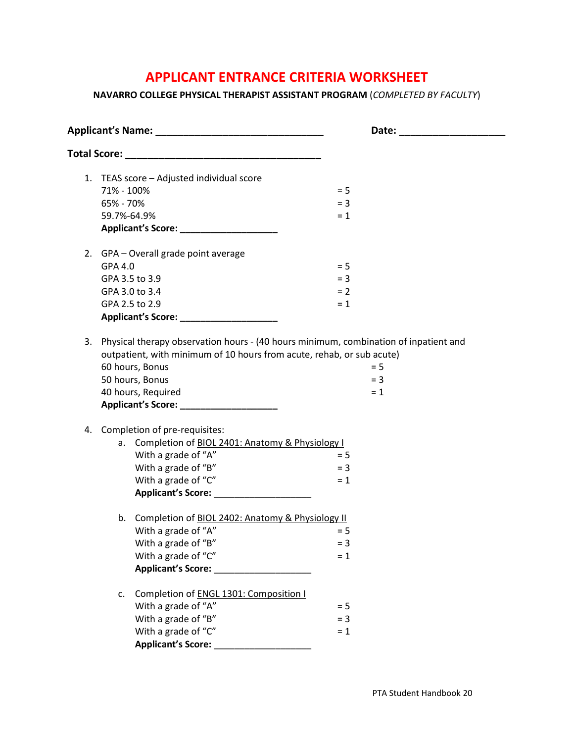# APPLICANT ENTRANCE CRITERIA WORKSHEET

**NAVARRO COLLEGE PHYSICAL THERAPIST ASSISTANT PROGRAM** (*COMPLETED BY FACULTY*)

**Applicant's Name:** ______________________________ **Date:** ___________________

**Total Score:** ___________________________________

1. TEAS score – Adjusted individual score
   71% - 100% = 5
   65% - 70% = 3
   59.7%-64.9% = 1
   **Applicant's Score:** ___________________

2. GPA – Overall grade point average
   GPA 4.0 = 5
   GPA 3.5 to 3.9 = 3
   GPA 3.0 to 3.4 = 2
   GPA 2.5 to 2.9 = 1
   **Applicant's Score:** ___________________

3. Physical therapy observation hours - (40 hours minimum, combination of inpatient and outpatient, with minimum of 10 hours from acute, rehab, or sub acute)
   60 hours, Bonus = 5
   50 hours, Bonus = 3
   40 hours, Required = 1
   **Applicant's Score:** ___________________

4. Completion of pre-requisites:
   a. Completion of <u>BIOL 2401: Anatomy & Physiology I</u>
      With a grade of "A" = 5
      With a grade of "B" = 3
      With a grade of "C" = 1
      **Applicant's Score:** ___________________

   b. Completion of <u>BIOL 2402: Anatomy & Physiology II</u>
      With a grade of "A" = 5
      With a grade of "B" = 3
      With a grade of "C" = 1
      **Applicant's Score:** ___________________

   c. Completion of <u>ENGL 1301: Composition I</u>
      With a grade of "A" = 5
      With a grade of "B" = 3
      With a grade of "C" = 1
      **Applicant's Score:** ___________________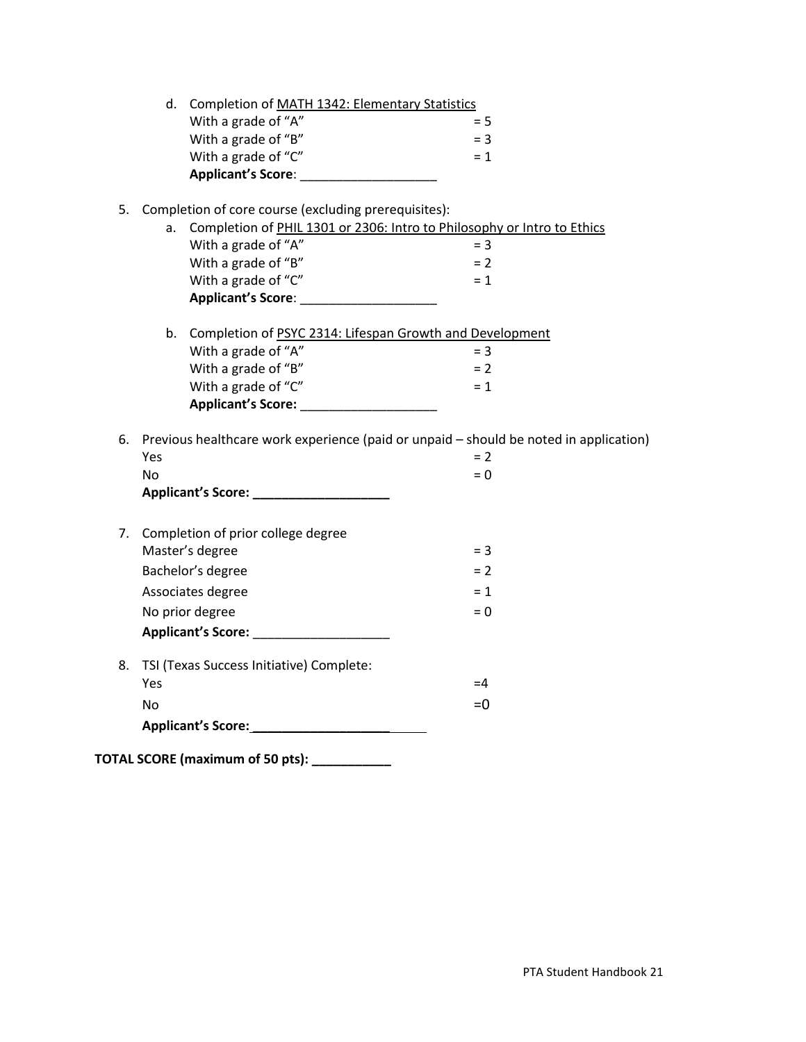d. Completion of MATH 1342: Elementary Statistics

With a grade of "A" = 5
With a grade of "B" = 3
With a grade of "C" = 1
**Applicant's Score**: ___________________

5. Completion of core course (excluding prerequisites):

a. Completion of PHIL 1301 or 2306: Intro to Philosophy or Intro to Ethics

With a grade of "A" = 3
With a grade of "B" = 2
With a grade of "C" = 1
**Applicant's Score**: ___________________

b. Completion of PSYC 2314: Lifespan Growth and Development

With a grade of "A" = 3
With a grade of "B" = 2
With a grade of "C" = 1
**Applicant's Score:** ___________________

6. Previous healthcare work experience (paid or unpaid – should be noted in application)

Yes = 2
No = 0
**Applicant's Score: ___________________**

7. Completion of prior college degree

Master's degree = 3
Bachelor's degree = 2
Associates degree = 1
No prior degree = 0
**Applicant's Score:** ___________________

8. TSI (Texas Success Initiative) Complete:

Yes =4
No =0
**Applicant's Score:___________________**

**TOTAL SCORE (maximum of 50 pts): ___________**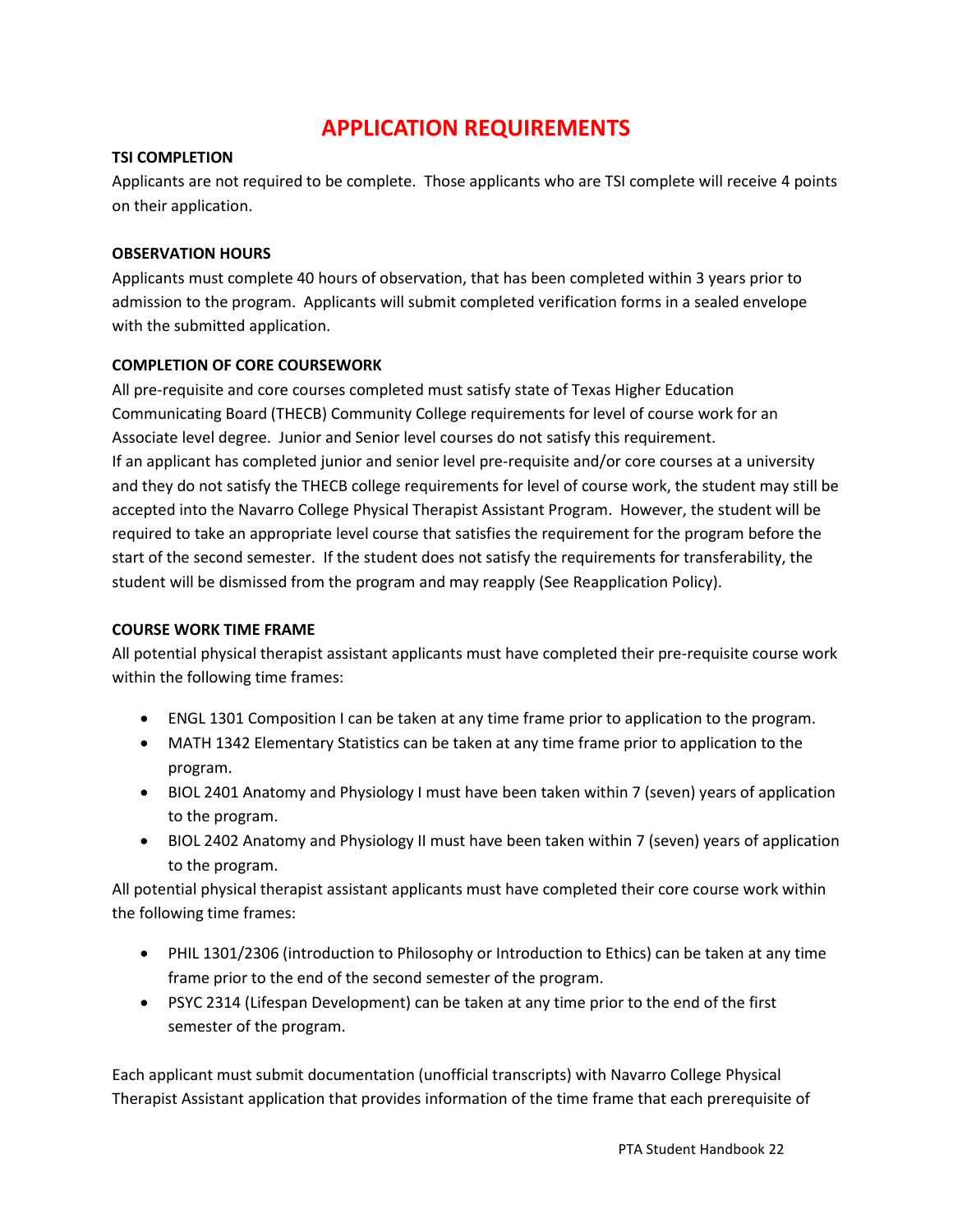# APPLICATION REQUIREMENTS

**TSI COMPLETION**

Applicants are not required to be complete. Those applicants who are TSI complete will receive 4 points on their application.

**OBSERVATION HOURS**

Applicants must complete 40 hours of observation, that has been completed within 3 years prior to admission to the program. Applicants will submit completed verification forms in a sealed envelope with the submitted application.

**COMPLETION OF CORE COURSEWORK**

All pre-requisite and core courses completed must satisfy state of Texas Higher Education Communicating Board (THECB) Community College requirements for level of course work for an Associate level degree. Junior and Senior level courses do not satisfy this requirement.
If an applicant has completed junior and senior level pre-requisite and/or core courses at a university and they do not satisfy the THECB college requirements for level of course work, the student may still be accepted into the Navarro College Physical Therapist Assistant Program. However, the student will be required to take an appropriate level course that satisfies the requirement for the program before the start of the second semester. If the student does not satisfy the requirements for transferability, the student will be dismissed from the program and may reapply (See Reapplication Policy).

**COURSE WORK TIME FRAME**

All potential physical therapist assistant applicants must have completed their pre-requisite course work within the following time frames:

- ENGL 1301 Composition I can be taken at any time frame prior to application to the program.
- MATH 1342 Elementary Statistics can be taken at any time frame prior to application to the program.
- BIOL 2401 Anatomy and Physiology I must have been taken within 7 (seven) years of application to the program.
- BIOL 2402 Anatomy and Physiology II must have been taken within 7 (seven) years of application to the program.

All potential physical therapist assistant applicants must have completed their core course work within the following time frames:

- PHIL 1301/2306 (introduction to Philosophy or Introduction to Ethics) can be taken at any time frame prior to the end of the second semester of the program.
- PSYC 2314 (Lifespan Development) can be taken at any time prior to the end of the first semester of the program.

Each applicant must submit documentation (unofficial transcripts) with Navarro College Physical Therapist Assistant application that provides information of the time frame that each prerequisite of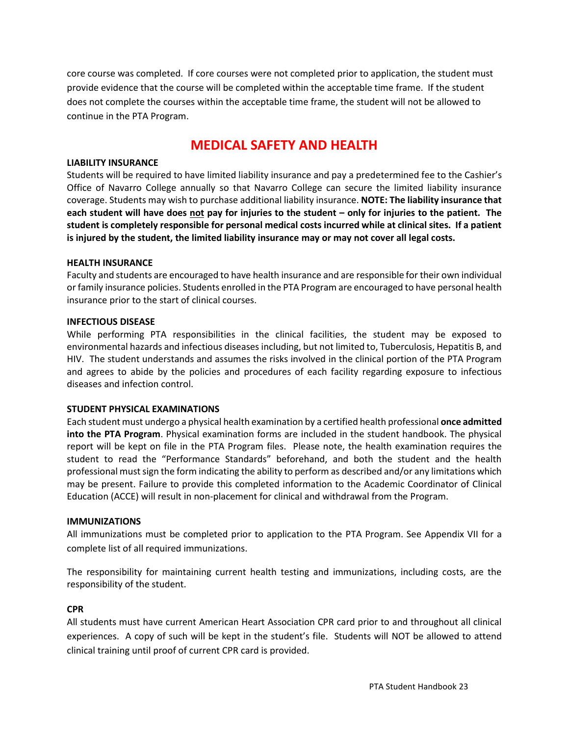core course was completed. If core courses were not completed prior to application, the student must provide evidence that the course will be completed within the acceptable time frame. If the student does not complete the courses within the acceptable time frame, the student will not be allowed to continue in the PTA Program.

## MEDICAL SAFETY AND HEALTH

**LIABILITY INSURANCE**

Students will be required to have limited liability insurance and pay a predetermined fee to the Cashier's Office of Navarro College annually so that Navarro College can secure the limited liability insurance coverage. Students may wish to purchase additional liability insurance. **NOTE: The liability insurance that each student will have does <u>not</u> pay for injuries to the student – only for injuries to the patient. The student is completely responsible for personal medical costs incurred while at clinical sites. If a patient is injured by the student, the limited liability insurance may or may not cover all legal costs.**

**HEALTH INSURANCE**

Faculty and students are encouraged to have health insurance and are responsible for their own individual or family insurance policies. Students enrolled in the PTA Program are encouraged to have personal health insurance prior to the start of clinical courses.

**INFECTIOUS DISEASE**

While performing PTA responsibilities in the clinical facilities, the student may be exposed to environmental hazards and infectious diseases including, but not limited to, Tuberculosis, Hepatitis B, and HIV. The student understands and assumes the risks involved in the clinical portion of the PTA Program and agrees to abide by the policies and procedures of each facility regarding exposure to infectious diseases and infection control.

**STUDENT PHYSICAL EXAMINATIONS**

Each student must undergo a physical health examination by a certified health professional **once admitted into the PTA Program**. Physical examination forms are included in the student handbook. The physical report will be kept on file in the PTA Program files. Please note, the health examination requires the student to read the "Performance Standards" beforehand, and both the student and the health professional must sign the form indicating the ability to perform as described and/or any limitations which may be present. Failure to provide this completed information to the Academic Coordinator of Clinical Education (ACCE) will result in non-placement for clinical and withdrawal from the Program.

**IMMUNIZATIONS**

All immunizations must be completed prior to application to the PTA Program. See Appendix VII for a complete list of all required immunizations.

The responsibility for maintaining current health testing and immunizations, including costs, are the responsibility of the student.

**CPR**

All students must have current American Heart Association CPR card prior to and throughout all clinical experiences. A copy of such will be kept in the student's file. Students will NOT be allowed to attend clinical training until proof of current CPR card is provided.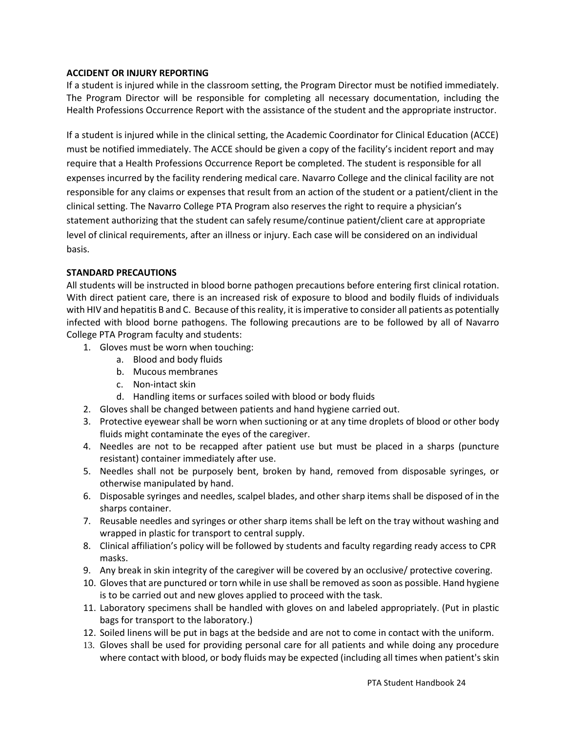**ACCIDENT OR INJURY REPORTING**

If a student is injured while in the classroom setting, the Program Director must be notified immediately. The Program Director will be responsible for completing all necessary documentation, including the Health Professions Occurrence Report with the assistance of the student and the appropriate instructor.

If a student is injured while in the clinical setting, the Academic Coordinator for Clinical Education (ACCE) must be notified immediately. The ACCE should be given a copy of the facility's incident report and may require that a Health Professions Occurrence Report be completed. The student is responsible for all expenses incurred by the facility rendering medical care. Navarro College and the clinical facility are not responsible for any claims or expenses that result from an action of the student or a patient/client in the clinical setting. The Navarro College PTA Program also reserves the right to require a physician's statement authorizing that the student can safely resume/continue patient/client care at appropriate level of clinical requirements, after an illness or injury. Each case will be considered on an individual basis.

**STANDARD PRECAUTIONS**

All students will be instructed in blood borne pathogen precautions before entering first clinical rotation. With direct patient care, there is an increased risk of exposure to blood and bodily fluids of individuals with HIV and hepatitis B and C. Because of this reality, it is imperative to consider all patients as potentially infected with blood borne pathogens. The following precautions are to be followed by all of Navarro College PTA Program faculty and students:

1. Gloves must be worn when touching:
    a. Blood and body fluids
    b. Mucous membranes
    c. Non-intact skin
    d. Handling items or surfaces soiled with blood or body fluids
2. Gloves shall be changed between patients and hand hygiene carried out.
3. Protective eyewear shall be worn when suctioning or at any time droplets of blood or other body fluids might contaminate the eyes of the caregiver.
4. Needles are not to be recapped after patient use but must be placed in a sharps (puncture resistant) container immediately after use.
5. Needles shall not be purposely bent, broken by hand, removed from disposable syringes, or otherwise manipulated by hand.
6. Disposable syringes and needles, scalpel blades, and other sharp items shall be disposed of in the sharps container.
7. Reusable needles and syringes or other sharp items shall be left on the tray without washing and wrapped in plastic for transport to central supply.
8. Clinical affiliation's policy will be followed by students and faculty regarding ready access to CPR masks.
9. Any break in skin integrity of the caregiver will be covered by an occlusive/ protective covering.
10. Gloves that are punctured or torn while in use shall be removed as soon as possible. Hand hygiene is to be carried out and new gloves applied to proceed with the task.
11. Laboratory specimens shall be handled with gloves on and labeled appropriately. (Put in plastic bags for transport to the laboratory.)
12. Soiled linens will be put in bags at the bedside and are not to come in contact with the uniform.
13. Gloves shall be used for providing personal care for all patients and while doing any procedure where contact with blood, or body fluids may be expected (including all times when patient's skin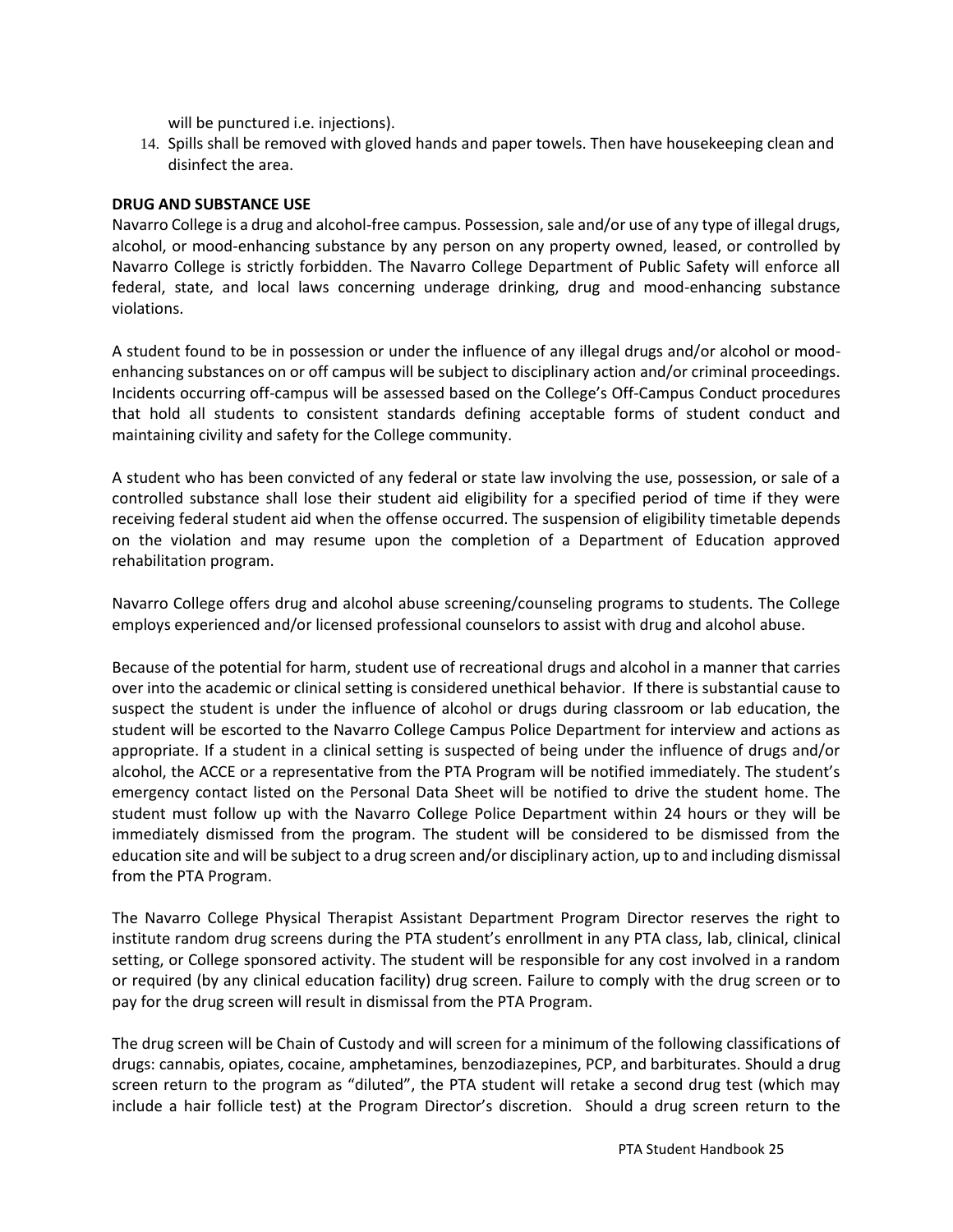will be punctured i.e. injections).

14. Spills shall be removed with gloved hands and paper towels. Then have housekeeping clean and disinfect the area.

**DRUG AND SUBSTANCE USE**

Navarro College is a drug and alcohol-free campus. Possession, sale and/or use of any type of illegal drugs, alcohol, or mood-enhancing substance by any person on any property owned, leased, or controlled by Navarro College is strictly forbidden. The Navarro College Department of Public Safety will enforce all federal, state, and local laws concerning underage drinking, drug and mood-enhancing substance violations.

A student found to be in possession or under the influence of any illegal drugs and/or alcohol or mood-enhancing substances on or off campus will be subject to disciplinary action and/or criminal proceedings. Incidents occurring off-campus will be assessed based on the College's Off-Campus Conduct procedures that hold all students to consistent standards defining acceptable forms of student conduct and maintaining civility and safety for the College community.

A student who has been convicted of any federal or state law involving the use, possession, or sale of a controlled substance shall lose their student aid eligibility for a specified period of time if they were receiving federal student aid when the offense occurred. The suspension of eligibility timetable depends on the violation and may resume upon the completion of a Department of Education approved rehabilitation program.

Navarro College offers drug and alcohol abuse screening/counseling programs to students. The College employs experienced and/or licensed professional counselors to assist with drug and alcohol abuse.

Because of the potential for harm, student use of recreational drugs and alcohol in a manner that carries over into the academic or clinical setting is considered unethical behavior. If there is substantial cause to suspect the student is under the influence of alcohol or drugs during classroom or lab education, the student will be escorted to the Navarro College Campus Police Department for interview and actions as appropriate. If a student in a clinical setting is suspected of being under the influence of drugs and/or alcohol, the ACCE or a representative from the PTA Program will be notified immediately. The student's emergency contact listed on the Personal Data Sheet will be notified to drive the student home. The student must follow up with the Navarro College Police Department within 24 hours or they will be immediately dismissed from the program. The student will be considered to be dismissed from the education site and will be subject to a drug screen and/or disciplinary action, up to and including dismissal from the PTA Program.

The Navarro College Physical Therapist Assistant Department Program Director reserves the right to institute random drug screens during the PTA student's enrollment in any PTA class, lab, clinical, clinical setting, or College sponsored activity. The student will be responsible for any cost involved in a random or required (by any clinical education facility) drug screen. Failure to comply with the drug screen or to pay for the drug screen will result in dismissal from the PTA Program.

The drug screen will be Chain of Custody and will screen for a minimum of the following classifications of drugs: cannabis, opiates, cocaine, amphetamines, benzodiazepines, PCP, and barbiturates. Should a drug screen return to the program as "diluted", the PTA student will retake a second drug test (which may include a hair follicle test) at the Program Director's discretion. Should a drug screen return to the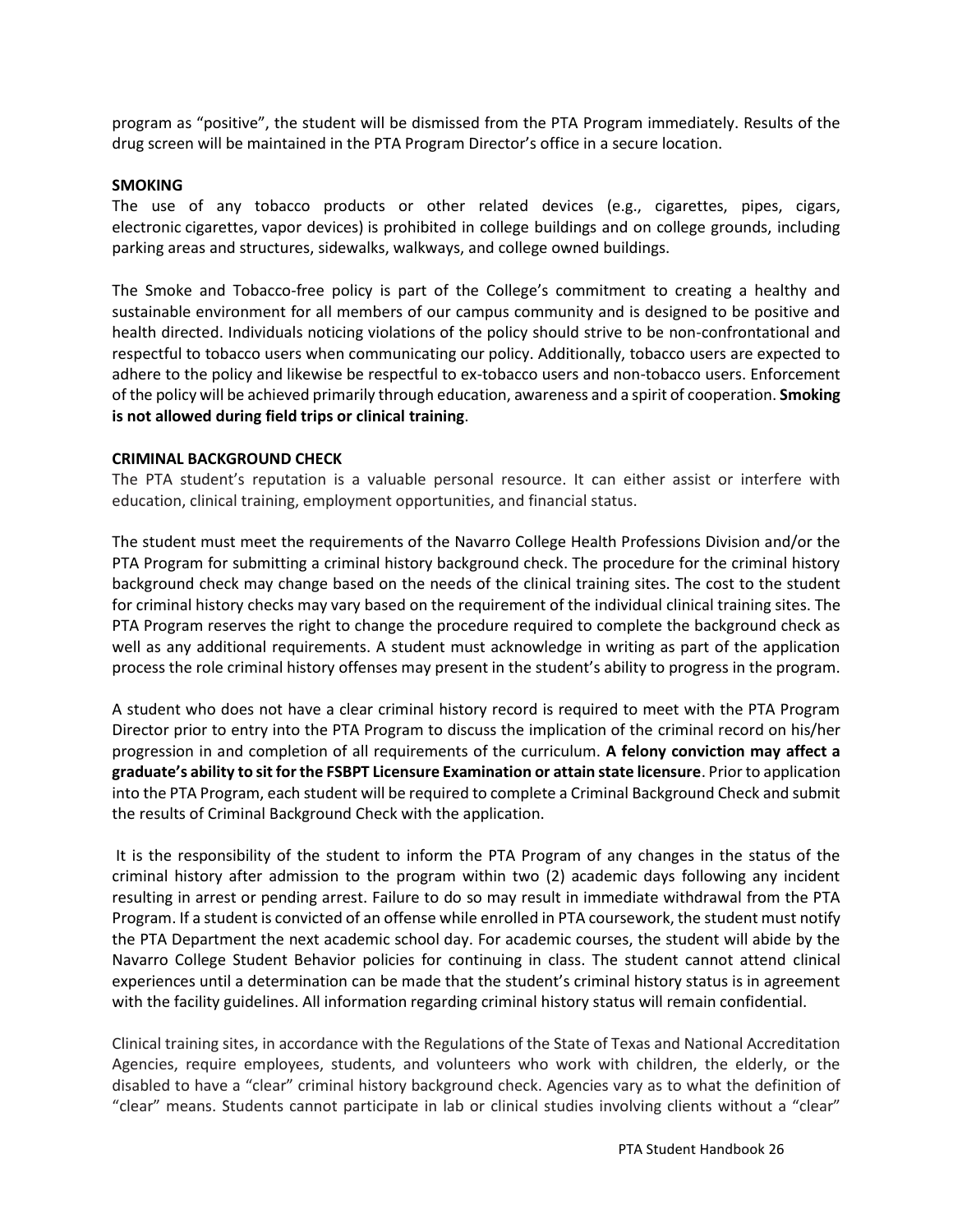program as "positive", the student will be dismissed from the PTA Program immediately. Results of the drug screen will be maintained in the PTA Program Director's office in a secure location.

**SMOKING**

The use of any tobacco products or other related devices (e.g., cigarettes, pipes, cigars, electronic cigarettes, vapor devices) is prohibited in college buildings and on college grounds, including parking areas and structures, sidewalks, walkways, and college owned buildings.

The Smoke and Tobacco-free policy is part of the College's commitment to creating a healthy and sustainable environment for all members of our campus community and is designed to be positive and health directed. Individuals noticing violations of the policy should strive to be non-confrontational and respectful to tobacco users when communicating our policy. Additionally, tobacco users are expected to adhere to the policy and likewise be respectful to ex-tobacco users and non-tobacco users. Enforcement of the policy will be achieved primarily through education, awareness and a spirit of cooperation. **Smoking is not allowed during field trips or clinical training**.

**CRIMINAL BACKGROUND CHECK**

The PTA student's reputation is a valuable personal resource. It can either assist or interfere with education, clinical training, employment opportunities, and financial status.

The student must meet the requirements of the Navarro College Health Professions Division and/or the PTA Program for submitting a criminal history background check. The procedure for the criminal history background check may change based on the needs of the clinical training sites. The cost to the student for criminal history checks may vary based on the requirement of the individual clinical training sites. The PTA Program reserves the right to change the procedure required to complete the background check as well as any additional requirements. A student must acknowledge in writing as part of the application process the role criminal history offenses may present in the student's ability to progress in the program.

A student who does not have a clear criminal history record is required to meet with the PTA Program Director prior to entry into the PTA Program to discuss the implication of the criminal record on his/her progression in and completion of all requirements of the curriculum. **A felony conviction may affect a graduate's ability to sit for the FSBPT Licensure Examination or attain state licensure**. Prior to application into the PTA Program, each student will be required to complete a Criminal Background Check and submit the results of Criminal Background Check with the application.

It is the responsibility of the student to inform the PTA Program of any changes in the status of the criminal history after admission to the program within two (2) academic days following any incident resulting in arrest or pending arrest. Failure to do so may result in immediate withdrawal from the PTA Program. If a student is convicted of an offense while enrolled in PTA coursework, the student must notify the PTA Department the next academic school day. For academic courses, the student will abide by the Navarro College Student Behavior policies for continuing in class. The student cannot attend clinical experiences until a determination can be made that the student's criminal history status is in agreement with the facility guidelines. All information regarding criminal history status will remain confidential.

Clinical training sites, in accordance with the Regulations of the State of Texas and National Accreditation Agencies, require employees, students, and volunteers who work with children, the elderly, or the disabled to have a "clear" criminal history background check. Agencies vary as to what the definition of "clear" means. Students cannot participate in lab or clinical studies involving clients without a "clear"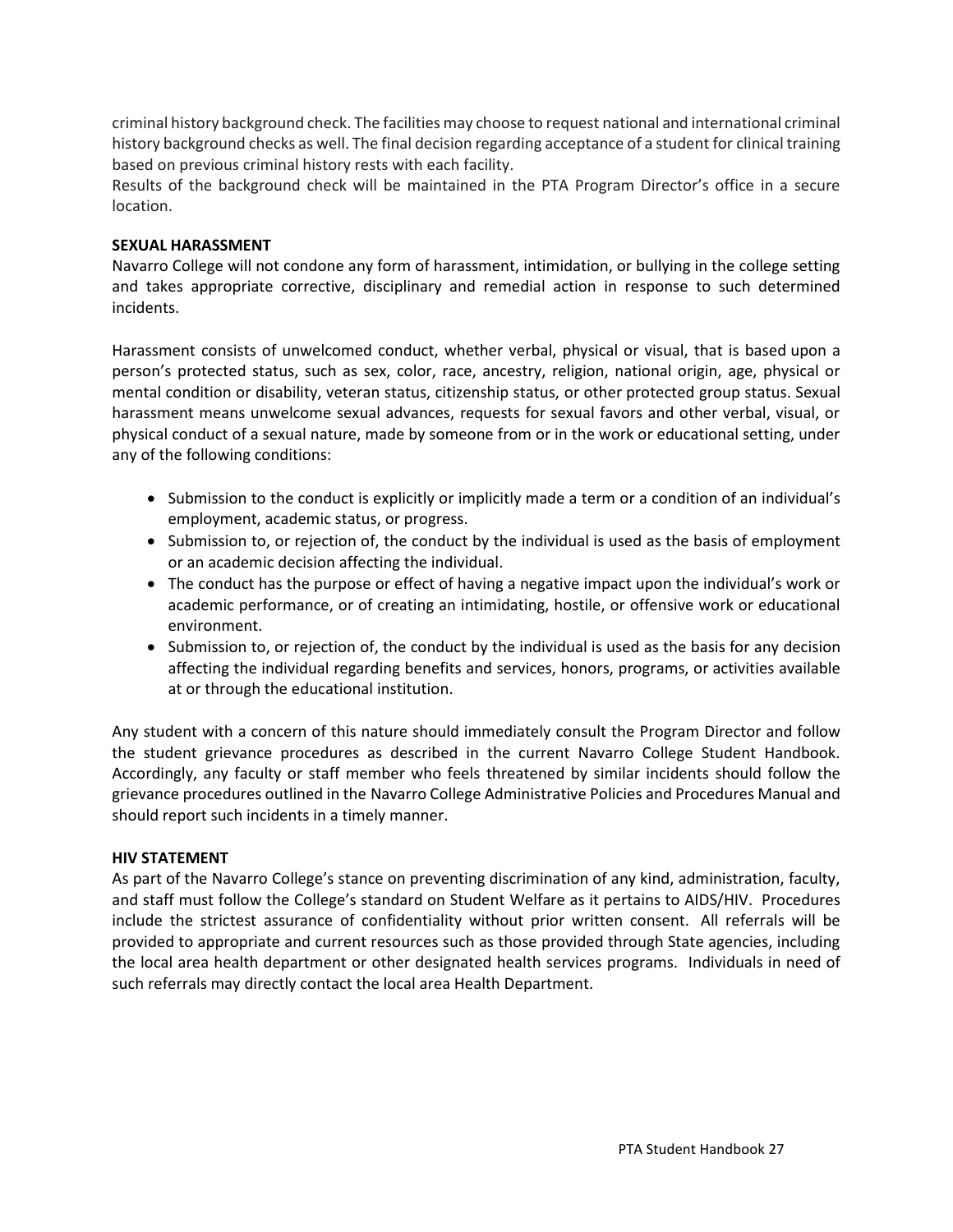criminal history background check. The facilities may choose to request national and international criminal history background checks as well. The final decision regarding acceptance of a student for clinical training based on previous criminal history rests with each facility.
Results of the background check will be maintained in the PTA Program Director's office in a secure location.

**SEXUAL HARASSMENT**

Navarro College will not condone any form of harassment, intimidation, or bullying in the college setting and takes appropriate corrective, disciplinary and remedial action in response to such determined incidents.

Harassment consists of unwelcomed conduct, whether verbal, physical or visual, that is based upon a person's protected status, such as sex, color, race, ancestry, religion, national origin, age, physical or mental condition or disability, veteran status, citizenship status, or other protected group status. Sexual harassment means unwelcome sexual advances, requests for sexual favors and other verbal, visual, or physical conduct of a sexual nature, made by someone from or in the work or educational setting, under any of the following conditions:

- Submission to the conduct is explicitly or implicitly made a term or a condition of an individual's employment, academic status, or progress.
- Submission to, or rejection of, the conduct by the individual is used as the basis of employment or an academic decision affecting the individual.
- The conduct has the purpose or effect of having a negative impact upon the individual's work or academic performance, or of creating an intimidating, hostile, or offensive work or educational environment.
- Submission to, or rejection of, the conduct by the individual is used as the basis for any decision affecting the individual regarding benefits and services, honors, programs, or activities available at or through the educational institution.

Any student with a concern of this nature should immediately consult the Program Director and follow the student grievance procedures as described in the current Navarro College Student Handbook. Accordingly, any faculty or staff member who feels threatened by similar incidents should follow the grievance procedures outlined in the Navarro College Administrative Policies and Procedures Manual and should report such incidents in a timely manner.

**HIV STATEMENT**

As part of the Navarro College's stance on preventing discrimination of any kind, administration, faculty, and staff must follow the College's standard on Student Welfare as it pertains to AIDS/HIV. Procedures include the strictest assurance of confidentiality without prior written consent. All referrals will be provided to appropriate and current resources such as those provided through State agencies, including the local area health department or other designated health services programs. Individuals in need of such referrals may directly contact the local area Health Department.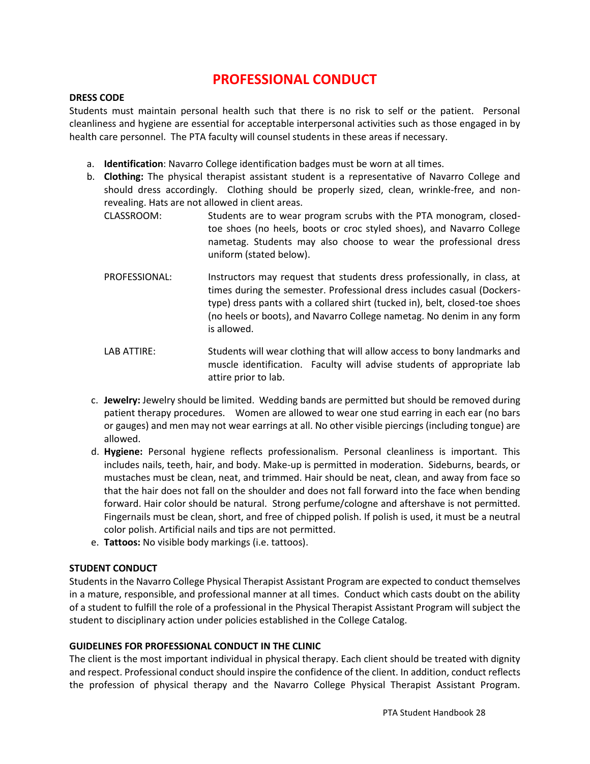# PROFESSIONAL CONDUCT

**DRESS CODE**

Students must maintain personal health such that there is no risk to self or the patient. Personal cleanliness and hygiene are essential for acceptable interpersonal activities such as those engaged in by health care personnel. The PTA faculty will counsel students in these areas if necessary.

a. **Identification**: Navarro College identification badges must be worn at all times.
b. **Clothing:** The physical therapist assistant student is a representative of Navarro College and should dress accordingly. Clothing should be properly sized, clean, wrinkle-free, and non-revealing. Hats are not allowed in client areas.

   CLASSROOM: Students are to wear program scrubs with the PTA monogram, closed-toe shoes (no heels, boots or croc styled shoes), and Navarro College nametag. Students may also choose to wear the professional dress uniform (stated below).

   PROFESSIONAL: Instructors may request that students dress professionally, in class, at times during the semester. Professional dress includes casual (Dockers-type) dress pants with a collared shirt (tucked in), belt, closed-toe shoes (no heels or boots), and Navarro College nametag. No denim in any form is allowed.

   LAB ATTIRE: Students will wear clothing that will allow access to bony landmarks and muscle identification. Faculty will advise students of appropriate lab attire prior to lab.

c. **Jewelry:** Jewelry should be limited. Wedding bands are permitted but should be removed during patient therapy procedures. Women are allowed to wear one stud earring in each ear (no bars or gauges) and men may not wear earrings at all. No other visible piercings (including tongue) are allowed.
d. **Hygiene:** Personal hygiene reflects professionalism. Personal cleanliness is important. This includes nails, teeth, hair, and body. Make-up is permitted in moderation. Sideburns, beards, or mustaches must be clean, neat, and trimmed. Hair should be neat, clean, and away from face so that the hair does not fall on the shoulder and does not fall forward into the face when bending forward. Hair color should be natural. Strong perfume/cologne and aftershave is not permitted. Fingernails must be clean, short, and free of chipped polish. If polish is used, it must be a neutral color polish. Artificial nails and tips are not permitted.
e. **Tattoos:** No visible body markings (i.e. tattoos).

**STUDENT CONDUCT**

Students in the Navarro College Physical Therapist Assistant Program are expected to conduct themselves in a mature, responsible, and professional manner at all times. Conduct which casts doubt on the ability of a student to fulfill the role of a professional in the Physical Therapist Assistant Program will subject the student to disciplinary action under policies established in the College Catalog.

**GUIDELINES FOR PROFESSIONAL CONDUCT IN THE CLINIC**

The client is the most important individual in physical therapy. Each client should be treated with dignity and respect. Professional conduct should inspire the confidence of the client. In addition, conduct reflects the profession of physical therapy and the Navarro College Physical Therapist Assistant Program.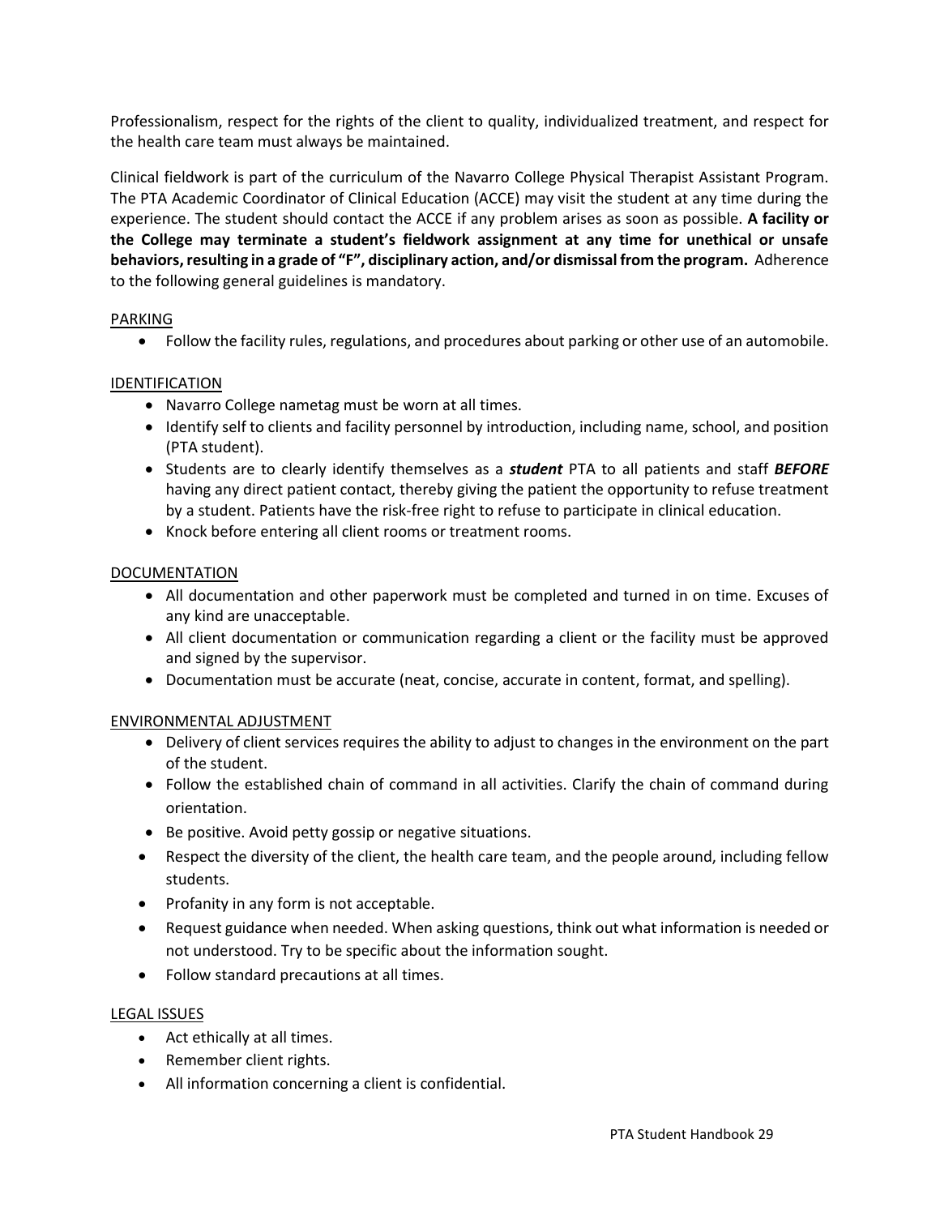Professionalism, respect for the rights of the client to quality, individualized treatment, and respect for the health care team must always be maintained.

Clinical fieldwork is part of the curriculum of the Navarro College Physical Therapist Assistant Program. The PTA Academic Coordinator of Clinical Education (ACCE) may visit the student at any time during the experience. The student should contact the ACCE if any problem arises as soon as possible. **A facility or the College may terminate a student's fieldwork assignment at any time for unethical or unsafe behaviors, resulting in a grade of "F", disciplinary action, and/or dismissal from the program.** Adherence to the following general guidelines is mandatory.

<u>PARKING</u>

- Follow the facility rules, regulations, and procedures about parking or other use of an automobile.

<u>IDENTIFICATION</u>

- Navarro College nametag must be worn at all times.
- Identify self to clients and facility personnel by introduction, including name, school, and position (PTA student).
- Students are to clearly identify themselves as a ***student*** PTA to all patients and staff ***BEFORE*** having any direct patient contact, thereby giving the patient the opportunity to refuse treatment by a student. Patients have the risk-free right to refuse to participate in clinical education.
- Knock before entering all client rooms or treatment rooms.

<u>DOCUMENTATION</u>

- All documentation and other paperwork must be completed and turned in on time. Excuses of any kind are unacceptable.
- All client documentation or communication regarding a client or the facility must be approved and signed by the supervisor.
- Documentation must be accurate (neat, concise, accurate in content, format, and spelling).

<u>ENVIRONMENTAL ADJUSTMENT</u>

- Delivery of client services requires the ability to adjust to changes in the environment on the part of the student.
- Follow the established chain of command in all activities. Clarify the chain of command during orientation.
- Be positive. Avoid petty gossip or negative situations.
- Respect the diversity of the client, the health care team, and the people around, including fellow students.
- Profanity in any form is not acceptable.
- Request guidance when needed. When asking questions, think out what information is needed or not understood. Try to be specific about the information sought.
- Follow standard precautions at all times.

<u>LEGAL ISSUES</u>

- Act ethically at all times.
- Remember client rights.
- All information concerning a client is confidential.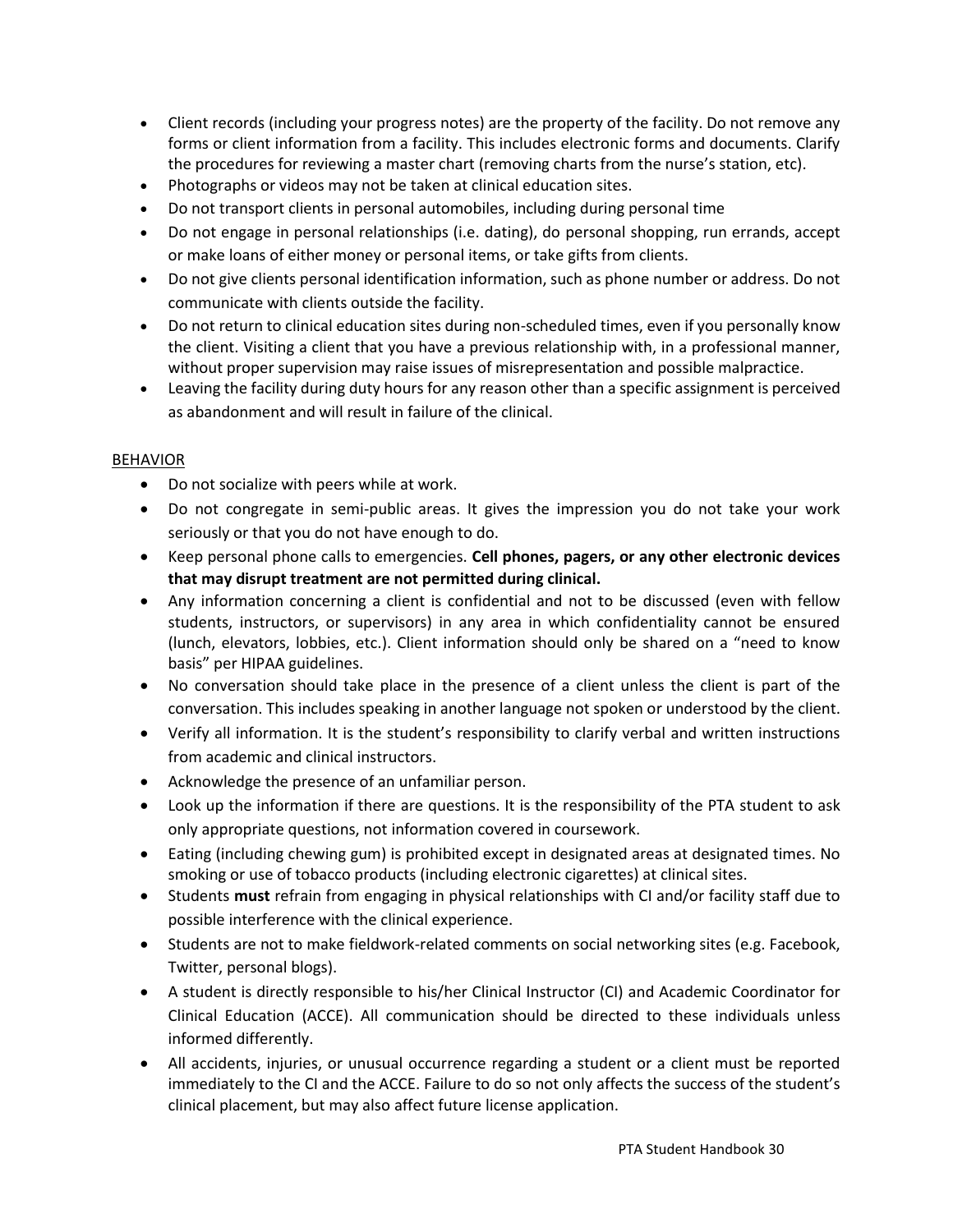- Client records (including your progress notes) are the property of the facility. Do not remove any forms or client information from a facility. This includes electronic forms and documents. Clarify the procedures for reviewing a master chart (removing charts from the nurse's station, etc).
- Photographs or videos may not be taken at clinical education sites.
- Do not transport clients in personal automobiles, including during personal time
- Do not engage in personal relationships (i.e. dating), do personal shopping, run errands, accept or make loans of either money or personal items, or take gifts from clients.
- Do not give clients personal identification information, such as phone number or address. Do not communicate with clients outside the facility.
- Do not return to clinical education sites during non-scheduled times, even if you personally know the client. Visiting a client that you have a previous relationship with, in a professional manner, without proper supervision may raise issues of misrepresentation and possible malpractice.
- Leaving the facility during duty hours for any reason other than a specific assignment is perceived as abandonment and will result in failure of the clinical.

<u>BEHAVIOR</u>

- Do not socialize with peers while at work.
- Do not congregate in semi-public areas. It gives the impression you do not take your work seriously or that you do not have enough to do.
- Keep personal phone calls to emergencies. **Cell phones, pagers, or any other electronic devices that may disrupt treatment are not permitted during clinical.**
- Any information concerning a client is confidential and not to be discussed (even with fellow students, instructors, or supervisors) in any area in which confidentiality cannot be ensured (lunch, elevators, lobbies, etc.). Client information should only be shared on a "need to know basis" per HIPAA guidelines.
- No conversation should take place in the presence of a client unless the client is part of the conversation. This includes speaking in another language not spoken or understood by the client.
- Verify all information. It is the student's responsibility to clarify verbal and written instructions from academic and clinical instructors.
- Acknowledge the presence of an unfamiliar person.
- Look up the information if there are questions. It is the responsibility of the PTA student to ask only appropriate questions, not information covered in coursework.
- Eating (including chewing gum) is prohibited except in designated areas at designated times. No smoking or use of tobacco products (including electronic cigarettes) at clinical sites.
- Students **must** refrain from engaging in physical relationships with CI and/or facility staff due to possible interference with the clinical experience.
- Students are not to make fieldwork-related comments on social networking sites (e.g. Facebook, Twitter, personal blogs).
- A student is directly responsible to his/her Clinical Instructor (CI) and Academic Coordinator for Clinical Education (ACCE). All communication should be directed to these individuals unless informed differently.
- All accidents, injuries, or unusual occurrence regarding a student or a client must be reported immediately to the CI and the ACCE. Failure to do so not only affects the success of the student's clinical placement, but may also affect future license application.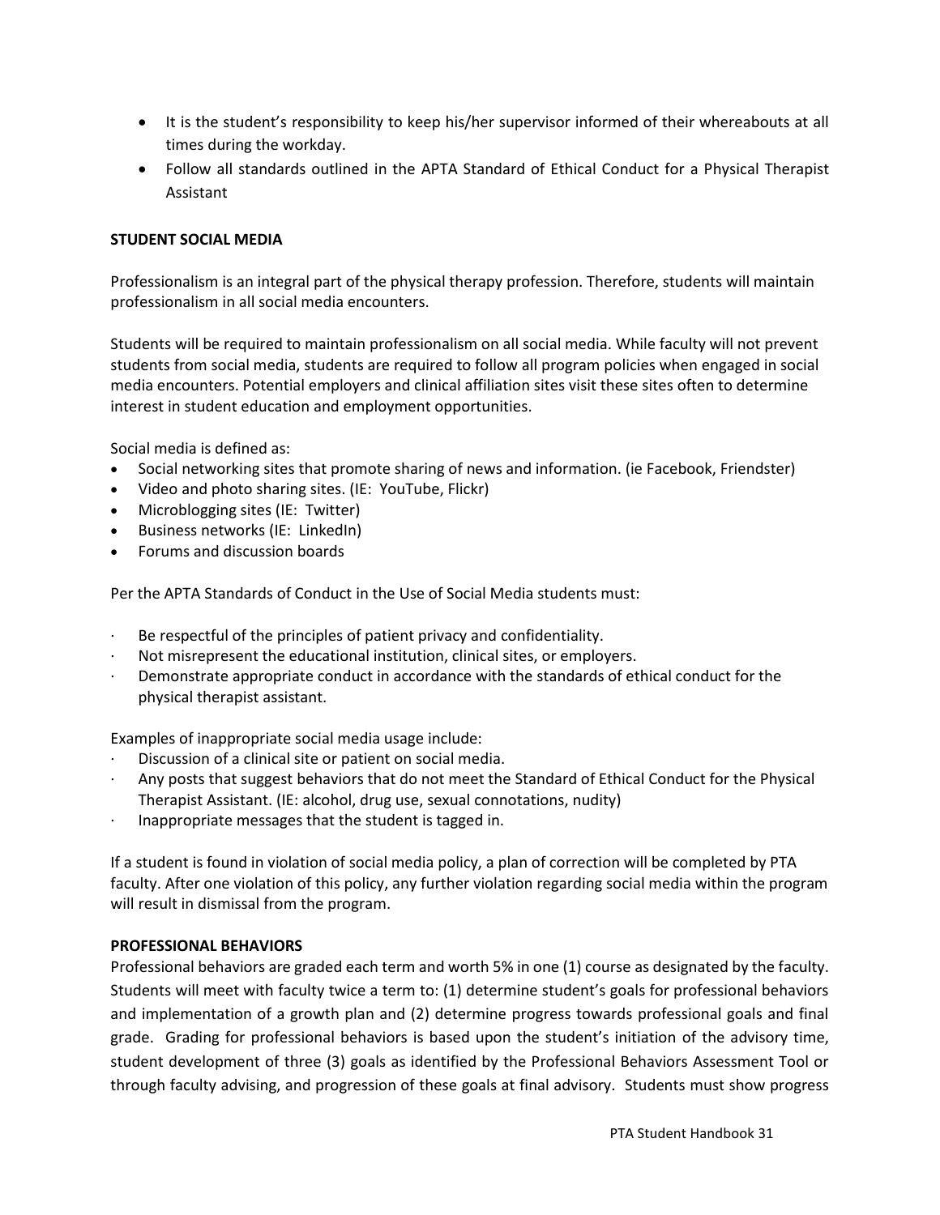- It is the student's responsibility to keep his/her supervisor informed of their whereabouts at all times during the workday.
- Follow all standards outlined in the APTA Standard of Ethical Conduct for a Physical Therapist Assistant

**STUDENT SOCIAL MEDIA**

Professionalism is an integral part of the physical therapy profession. Therefore, students will maintain professionalism in all social media encounters.

Students will be required to maintain professionalism on all social media. While faculty will not prevent students from social media, students are required to follow all program policies when engaged in social media encounters. Potential employers and clinical affiliation sites visit these sites often to determine interest in student education and employment opportunities.

Social media is defined as:

- Social networking sites that promote sharing of news and information. (ie Facebook, Friendster)
- Video and photo sharing sites. (IE: YouTube, Flickr)
- Microblogging sites (IE: Twitter)
- Business networks (IE: LinkedIn)
- Forums and discussion boards

Per the APTA Standards of Conduct in the Use of Social Media students must:

- Be respectful of the principles of patient privacy and confidentiality.
- Not misrepresent the educational institution, clinical sites, or employers.
- Demonstrate appropriate conduct in accordance with the standards of ethical conduct for the physical therapist assistant.

Examples of inappropriate social media usage include:

- Discussion of a clinical site or patient on social media.
- Any posts that suggest behaviors that do not meet the Standard of Ethical Conduct for the Physical Therapist Assistant. (IE: alcohol, drug use, sexual connotations, nudity)
- Inappropriate messages that the student is tagged in.

If a student is found in violation of social media policy, a plan of correction will be completed by PTA faculty. After one violation of this policy, any further violation regarding social media within the program will result in dismissal from the program.

**PROFESSIONAL BEHAVIORS**

Professional behaviors are graded each term and worth 5% in one (1) course as designated by the faculty. Students will meet with faculty twice a term to: (1) determine student's goals for professional behaviors and implementation of a growth plan and (2) determine progress towards professional goals and final grade. Grading for professional behaviors is based upon the student's initiation of the advisory time, student development of three (3) goals as identified by the Professional Behaviors Assessment Tool or through faculty advising, and progression of these goals at final advisory. Students must show progress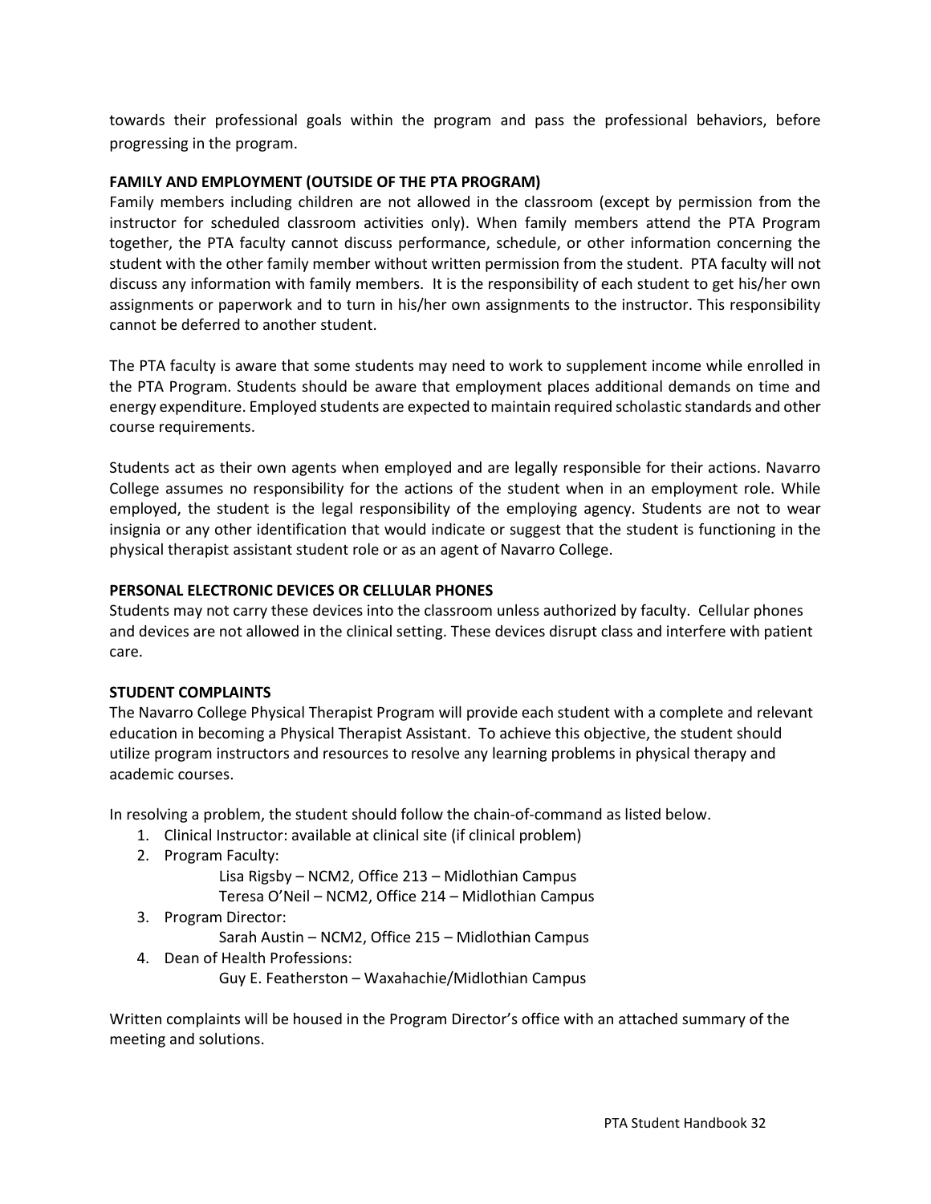towards their professional goals within the program and pass the professional behaviors, before progressing in the program.

**FAMILY AND EMPLOYMENT (OUTSIDE OF THE PTA PROGRAM)**

Family members including children are not allowed in the classroom (except by permission from the instructor for scheduled classroom activities only). When family members attend the PTA Program together, the PTA faculty cannot discuss performance, schedule, or other information concerning the student with the other family member without written permission from the student. PTA faculty will not discuss any information with family members. It is the responsibility of each student to get his/her own assignments or paperwork and to turn in his/her own assignments to the instructor. This responsibility cannot be deferred to another student.

The PTA faculty is aware that some students may need to work to supplement income while enrolled in the PTA Program. Students should be aware that employment places additional demands on time and energy expenditure. Employed students are expected to maintain required scholastic standards and other course requirements.

Students act as their own agents when employed and are legally responsible for their actions. Navarro College assumes no responsibility for the actions of the student when in an employment role. While employed, the student is the legal responsibility of the employing agency. Students are not to wear insignia or any other identification that would indicate or suggest that the student is functioning in the physical therapist assistant student role or as an agent of Navarro College.

**PERSONAL ELECTRONIC DEVICES OR CELLULAR PHONES**

Students may not carry these devices into the classroom unless authorized by faculty. Cellular phones and devices are not allowed in the clinical setting. These devices disrupt class and interfere with patient care.

**STUDENT COMPLAINTS**

The Navarro College Physical Therapist Program will provide each student with a complete and relevant education in becoming a Physical Therapist Assistant. To achieve this objective, the student should utilize program instructors and resources to resolve any learning problems in physical therapy and academic courses.

In resolving a problem, the student should follow the chain-of-command as listed below.

1. Clinical Instructor: available at clinical site (if clinical problem)
2. Program Faculty:
   Lisa Rigsby – NCM2, Office 213 – Midlothian Campus
   Teresa O'Neil – NCM2, Office 214 – Midlothian Campus
3. Program Director:
   Sarah Austin – NCM2, Office 215 – Midlothian Campus
4. Dean of Health Professions:
   Guy E. Featherston – Waxahachie/Midlothian Campus

Written complaints will be housed in the Program Director's office with an attached summary of the meeting and solutions.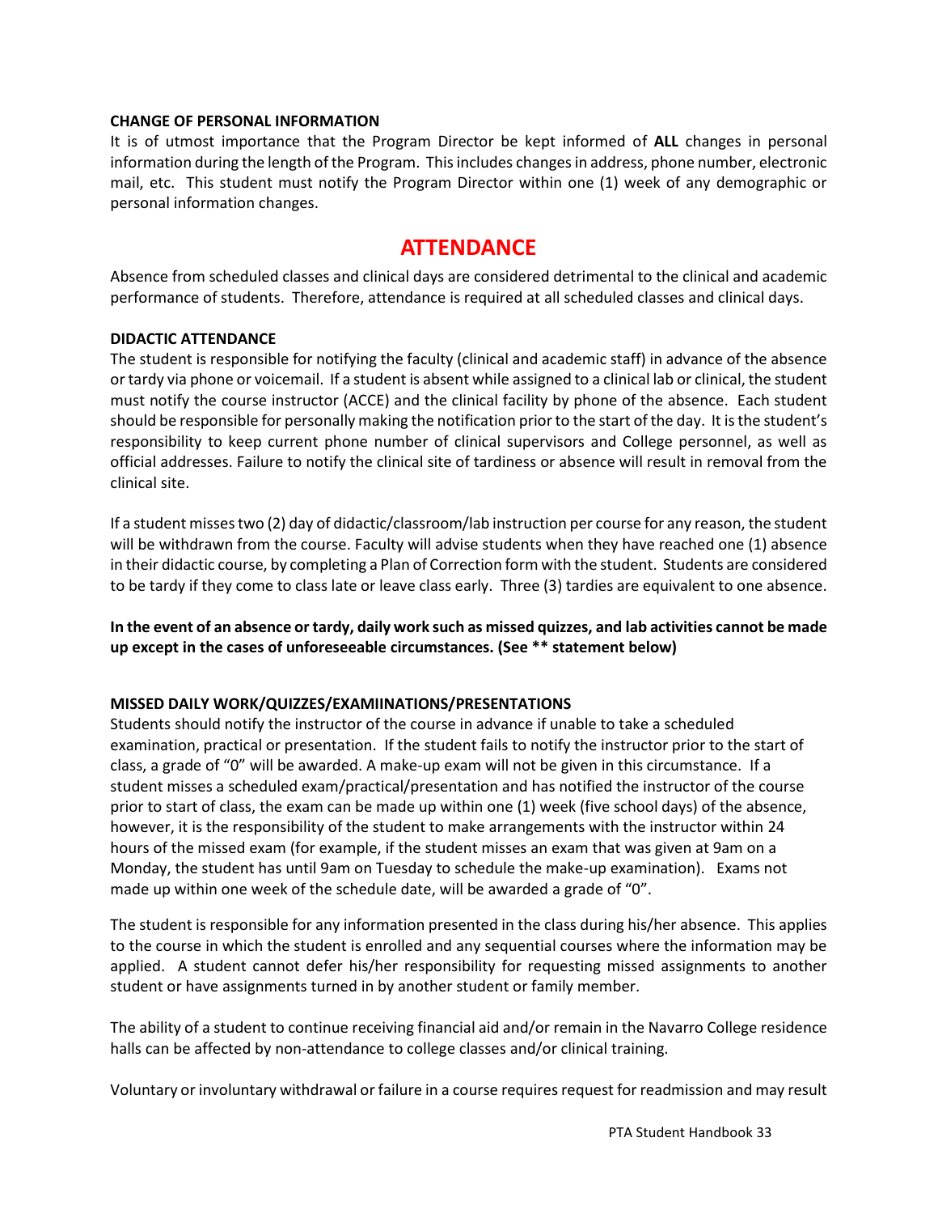**CHANGE OF PERSONAL INFORMATION**

It is of utmost importance that the Program Director be kept informed of **ALL** changes in personal information during the length of the Program. This includes changes in address, phone number, electronic mail, etc. This student must notify the Program Director within one (1) week of any demographic or personal information changes.

# ATTENDANCE

Absence from scheduled classes and clinical days are considered detrimental to the clinical and academic performance of students. Therefore, attendance is required at all scheduled classes and clinical days.

**DIDACTIC ATTENDANCE**

The student is responsible for notifying the faculty (clinical and academic staff) in advance of the absence or tardy via phone or voicemail. If a student is absent while assigned to a clinical lab or clinical, the student must notify the course instructor (ACCE) and the clinical facility by phone of the absence. Each student should be responsible for personally making the notification prior to the start of the day. It is the student's responsibility to keep current phone number of clinical supervisors and College personnel, as well as official addresses. Failure to notify the clinical site of tardiness or absence will result in removal from the clinical site.

If a student misses two (2) day of didactic/classroom/lab instruction per course for any reason, the student will be withdrawn from the course. Faculty will advise students when they have reached one (1) absence in their didactic course, by completing a Plan of Correction form with the student. Students are considered to be tardy if they come to class late or leave class early. Three (3) tardies are equivalent to one absence.

**In the event of an absence or tardy, daily work such as missed quizzes, and lab activities cannot be made up except in the cases of unforeseeable circumstances. (See ** statement below)**

**MISSED DAILY WORK/QUIZZES/EXAMIINATIONS/PRESENTATIONS**

Students should notify the instructor of the course in advance if unable to take a scheduled examination, practical or presentation. If the student fails to notify the instructor prior to the start of class, a grade of "0" will be awarded. A make-up exam will not be given in this circumstance. If a student misses a scheduled exam/practical/presentation and has notified the instructor of the course prior to start of class, the exam can be made up within one (1) week (five school days) of the absence, however, it is the responsibility of the student to make arrangements with the instructor within 24 hours of the missed exam (for example, if the student misses an exam that was given at 9am on a Monday, the student has until 9am on Tuesday to schedule the make-up examination). Exams not made up within one week of the schedule date, will be awarded a grade of "0".

The student is responsible for any information presented in the class during his/her absence. This applies to the course in which the student is enrolled and any sequential courses where the information may be applied. A student cannot defer his/her responsibility for requesting missed assignments to another student or have assignments turned in by another student or family member.

The ability of a student to continue receiving financial aid and/or remain in the Navarro College residence halls can be affected by non-attendance to college classes and/or clinical training.

Voluntary or involuntary withdrawal or failure in a course requires request for readmission and may result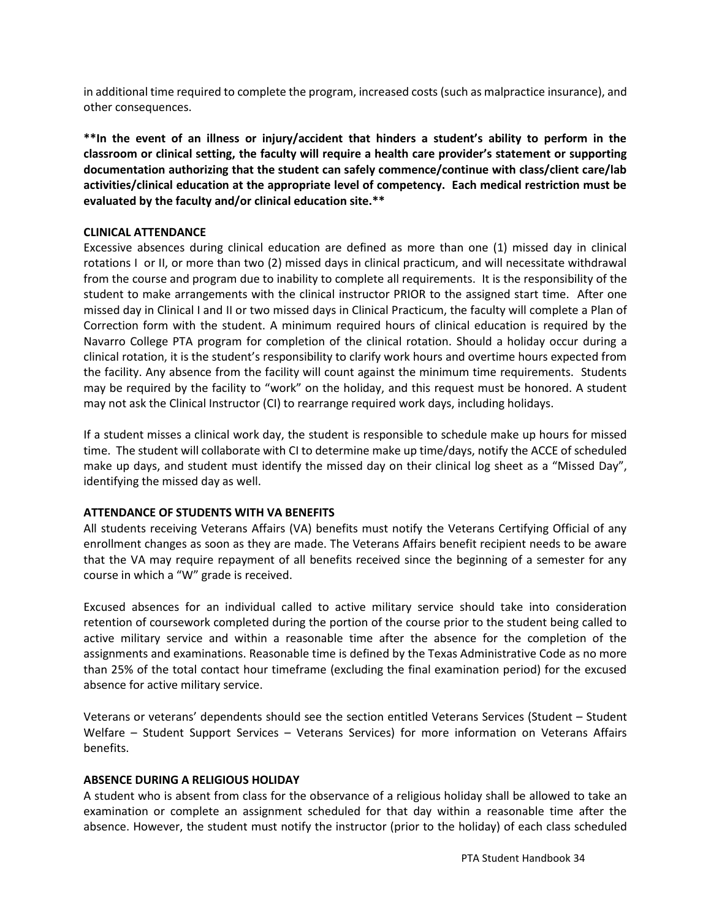in additional time required to complete the program, increased costs (such as malpractice insurance), and other consequences.

**\*\*In the event of an illness or injury/accident that hinders a student's ability to perform in the classroom or clinical setting, the faculty will require a health care provider's statement or supporting documentation authorizing that the student can safely commence/continue with class/client care/lab activities/clinical education at the appropriate level of competency. Each medical restriction must be evaluated by the faculty and/or clinical education site.\*\***

**CLINICAL ATTENDANCE**

Excessive absences during clinical education are defined as more than one (1) missed day in clinical rotations I or II, or more than two (2) missed days in clinical practicum, and will necessitate withdrawal from the course and program due to inability to complete all requirements. It is the responsibility of the student to make arrangements with the clinical instructor PRIOR to the assigned start time. After one missed day in Clinical I and II or two missed days in Clinical Practicum, the faculty will complete a Plan of Correction form with the student. A minimum required hours of clinical education is required by the Navarro College PTA program for completion of the clinical rotation. Should a holiday occur during a clinical rotation, it is the student's responsibility to clarify work hours and overtime hours expected from the facility. Any absence from the facility will count against the minimum time requirements. Students may be required by the facility to "work" on the holiday, and this request must be honored. A student may not ask the Clinical Instructor (CI) to rearrange required work days, including holidays.

If a student misses a clinical work day, the student is responsible to schedule make up hours for missed time. The student will collaborate with CI to determine make up time/days, notify the ACCE of scheduled make up days, and student must identify the missed day on their clinical log sheet as a "Missed Day", identifying the missed day as well.

**ATTENDANCE OF STUDENTS WITH VA BENEFITS**

All students receiving Veterans Affairs (VA) benefits must notify the Veterans Certifying Official of any enrollment changes as soon as they are made. The Veterans Affairs benefit recipient needs to be aware that the VA may require repayment of all benefits received since the beginning of a semester for any course in which a "W" grade is received.

Excused absences for an individual called to active military service should take into consideration retention of coursework completed during the portion of the course prior to the student being called to active military service and within a reasonable time after the absence for the completion of the assignments and examinations. Reasonable time is defined by the Texas Administrative Code as no more than 25% of the total contact hour timeframe (excluding the final examination period) for the excused absence for active military service.

Veterans or veterans' dependents should see the section entitled Veterans Services (Student – Student Welfare – Student Support Services – Veterans Services) for more information on Veterans Affairs benefits.

**ABSENCE DURING A RELIGIOUS HOLIDAY**

A student who is absent from class for the observance of a religious holiday shall be allowed to take an examination or complete an assignment scheduled for that day within a reasonable time after the absence. However, the student must notify the instructor (prior to the holiday) of each class scheduled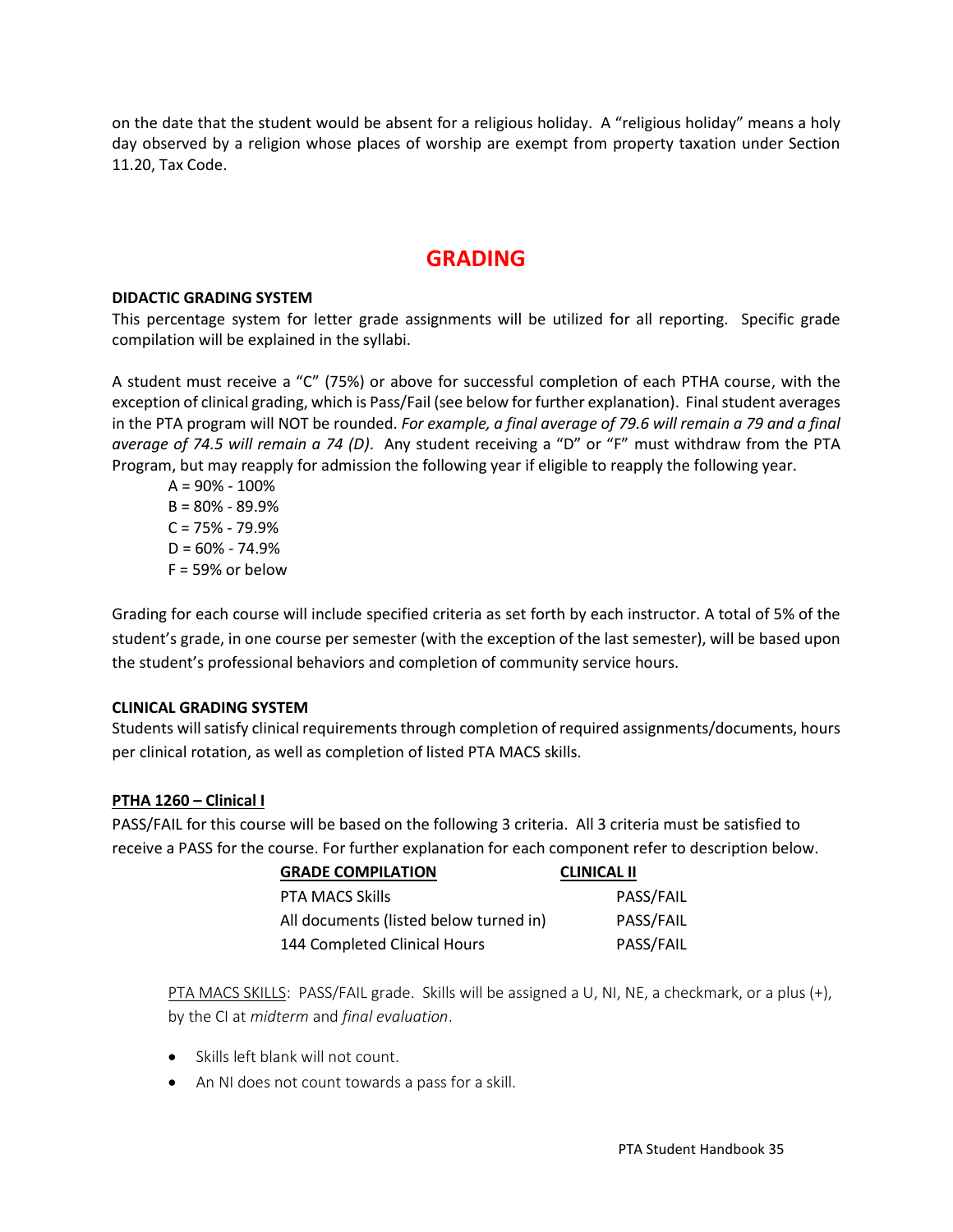on the date that the student would be absent for a religious holiday. A "religious holiday" means a holy day observed by a religion whose places of worship are exempt from property taxation under Section 11.20, Tax Code.

# GRADING

**DIDACTIC GRADING SYSTEM**

This percentage system for letter grade assignments will be utilized for all reporting. Specific grade compilation will be explained in the syllabi.

A student must receive a "C" (75%) or above for successful completion of each PTHA course, with the exception of clinical grading, which is Pass/Fail (see below for further explanation). Final student averages in the PTA program will NOT be rounded. *For example, a final average of 79.6 will remain a 79 and a final average of 74.5 will remain a 74 (D).* Any student receiving a "D" or "F" must withdraw from the PTA Program, but may reapply for admission the following year if eligible to reapply the following year.

A = 90% - 100%
B = 80% - 89.9%
C = 75% - 79.9%
D = 60% - 74.9%
F = 59% or below

Grading for each course will include specified criteria as set forth by each instructor. A total of 5% of the student's grade, in one course per semester (with the exception of the last semester), will be based upon the student's professional behaviors and completion of community service hours.

**CLINICAL GRADING SYSTEM**

Students will satisfy clinical requirements through completion of required assignments/documents, hours per clinical rotation, as well as completion of listed PTA MACS skills.

**PTHA 1260 – Clinical I**

PASS/FAIL for this course will be based on the following 3 criteria. All 3 criteria must be satisfied to receive a PASS for the course. For further explanation for each component refer to description below.

| GRADE COMPILATION | CLINICAL II |
| --- | --- |
| PTA MACS Skills | PASS/FAIL |
| All documents (listed below turned in) | PASS/FAIL |
| 144 Completed Clinical Hours | PASS/FAIL |

PTA MACS SKILLS: PASS/FAIL grade. Skills will be assigned a U, NI, NE, a checkmark, or a plus (+), by the CI at *midterm* and *final evaluation*.

- Skills left blank will not count.
- An NI does not count towards a pass for a skill.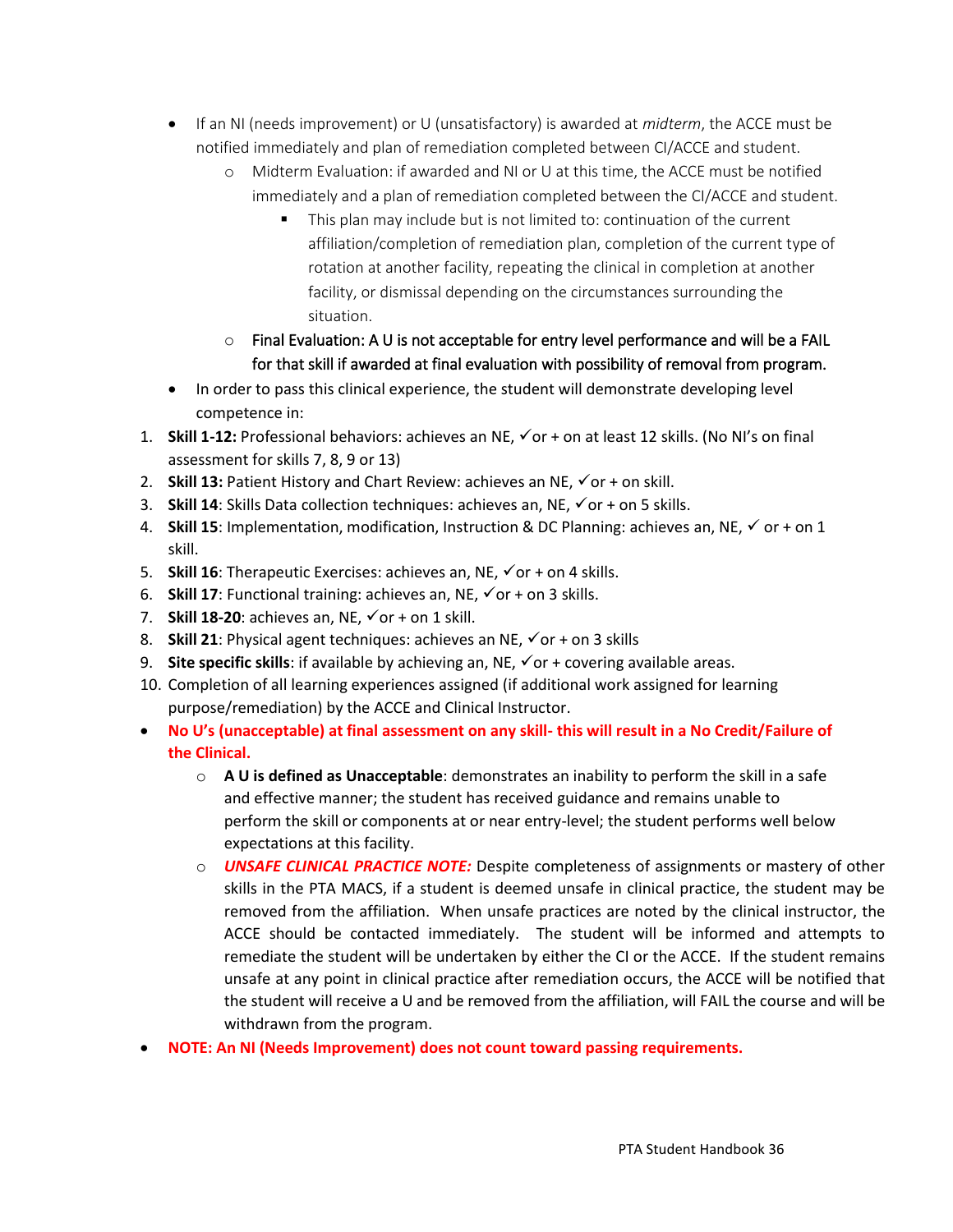- If an NI (needs improvement) or U (unsatisfactory) is awarded at *midterm*, the ACCE must be notified immediately and plan of remediation completed between CI/ACCE and student.
    - Midterm Evaluation: if awarded and NI or U at this time, the ACCE must be notified immediately and a plan of remediation completed between the CI/ACCE and student.
        - This plan may include but is not limited to: continuation of the current affiliation/completion of remediation plan, completion of the current type of rotation at another facility, repeating the clinical in completion at another facility, or dismissal depending on the circumstances surrounding the situation.
    - Final Evaluation: A U is not acceptable for entry level performance and will be a FAIL for that skill if awarded at final evaluation with possibility of removal from program.
- In order to pass this clinical experience, the student will demonstrate developing level competence in:

1. **Skill 1-12:** Professional behaviors: achieves an NE, ✓or + on at least 12 skills. (No NI's on final assessment for skills 7, 8, 9 or 13)
2. **Skill 13:** Patient History and Chart Review: achieves an NE, ✓or + on skill.
3. **Skill 14**: Skills Data collection techniques: achieves an, NE, ✓or + on 5 skills.
4. **Skill 15**: Implementation, modification, Instruction & DC Planning: achieves an, NE, ✓ or + on 1 skill.
5. **Skill 16**: Therapeutic Exercises: achieves an, NE, ✓or + on 4 skills.
6. **Skill 17**: Functional training: achieves an, NE, ✓or + on 3 skills.
7. **Skill 18-20**: achieves an, NE, ✓or + on 1 skill.
8. **Skill 21**: Physical agent techniques: achieves an NE, ✓or + on 3 skills
9. **Site specific skills**: if available by achieving an, NE, ✓or + covering available areas.
10. Completion of all learning experiences assigned (if additional work assigned for learning purpose/remediation) by the ACCE and Clinical Instructor.

- **No U's (unacceptable) at final assessment on any skill- this will result in a No Credit/Failure of the Clinical.**
    - **A U is defined as Unacceptable**: demonstrates an inability to perform the skill in a safe and effective manner; the student has received guidance and remains unable to perform the skill or components at or near entry-level; the student performs well below expectations at this facility.
    - ***UNSAFE CLINICAL PRACTICE NOTE:*** Despite completeness of assignments or mastery of other skills in the PTA MACS, if a student is deemed unsafe in clinical practice, the student may be removed from the affiliation. When unsafe practices are noted by the clinical instructor, the ACCE should be contacted immediately. The student will be informed and attempts to remediate the student will be undertaken by either the CI or the ACCE. If the student remains unsafe at any point in clinical practice after remediation occurs, the ACCE will be notified that the student will receive a U and be removed from the affiliation, will FAIL the course and will be withdrawn from the program.
- **NOTE: An NI (Needs Improvement) does not count toward passing requirements.**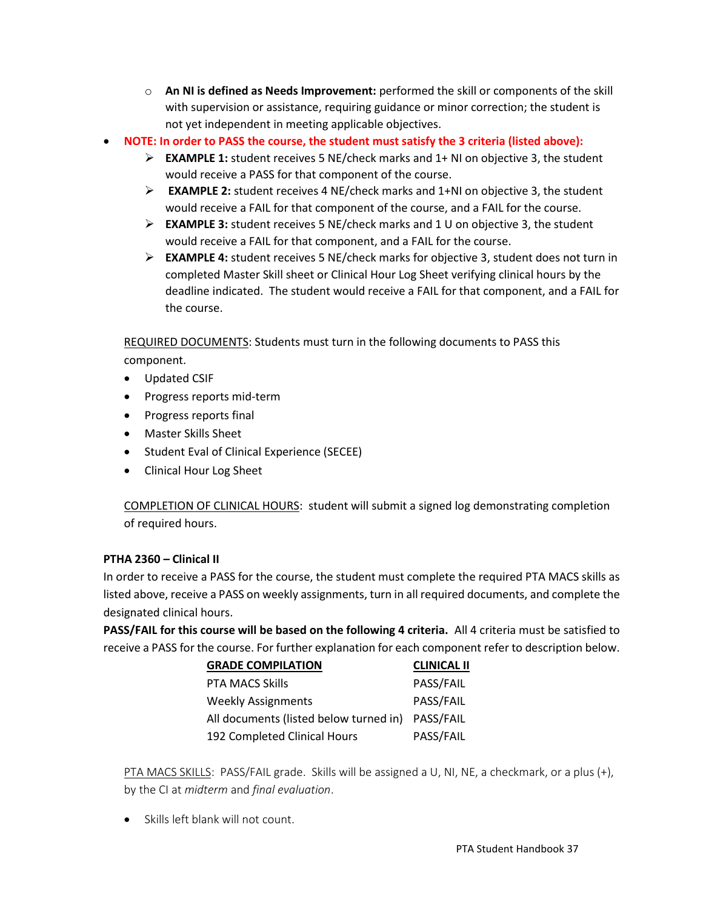- **An NI is defined as Needs Improvement:** performed the skill or components of the skill with supervision or assistance, requiring guidance or minor correction; the student is not yet independent in meeting applicable objectives.
- **NOTE: In order to PASS the course, the student must satisfy the 3 criteria (listed above):**
   - **EXAMPLE 1:** student receives 5 NE/check marks and 1+ NI on objective 3, the student would receive a PASS for that component of the course.
   - **EXAMPLE 2:** student receives 4 NE/check marks and 1+NI on objective 3, the student would receive a FAIL for that component of the course, and a FAIL for the course.
   - **EXAMPLE 3:** student receives 5 NE/check marks and 1 U on objective 3, the student would receive a FAIL for that component, and a FAIL for the course.
   - **EXAMPLE 4:** student receives 5 NE/check marks for objective 3, student does not turn in completed Master Skill sheet or Clinical Hour Log Sheet verifying clinical hours by the deadline indicated. The student would receive a FAIL for that component, and a FAIL for the course.

REQUIRED DOCUMENTS: Students must turn in the following documents to PASS this component.

- Updated CSIF
- Progress reports mid-term
- Progress reports final
- Master Skills Sheet
- Student Eval of Clinical Experience (SECEE)
- Clinical Hour Log Sheet

COMPLETION OF CLINICAL HOURS: student will submit a signed log demonstrating completion of required hours.

**PTHA 2360 – Clinical II**

In order to receive a PASS for the course, the student must complete the required PTA MACS skills as listed above, receive a PASS on weekly assignments, turn in all required documents, and complete the designated clinical hours.

**PASS/FAIL for this course will be based on the following 4 criteria.** All 4 criteria must be satisfied to receive a PASS for the course. For further explanation for each component refer to description below.

| GRADE COMPILATION | CLINICAL II |
|---|---|
| PTA MACS Skills | PASS/FAIL |
| Weekly Assignments | PASS/FAIL |
| All documents (listed below turned in) | PASS/FAIL |
| 192 Completed Clinical Hours | PASS/FAIL |

PTA MACS SKILLS: PASS/FAIL grade. Skills will be assigned a U, NI, NE, a checkmark, or a plus (+), by the CI at *midterm* and *final evaluation*.

- Skills left blank will not count.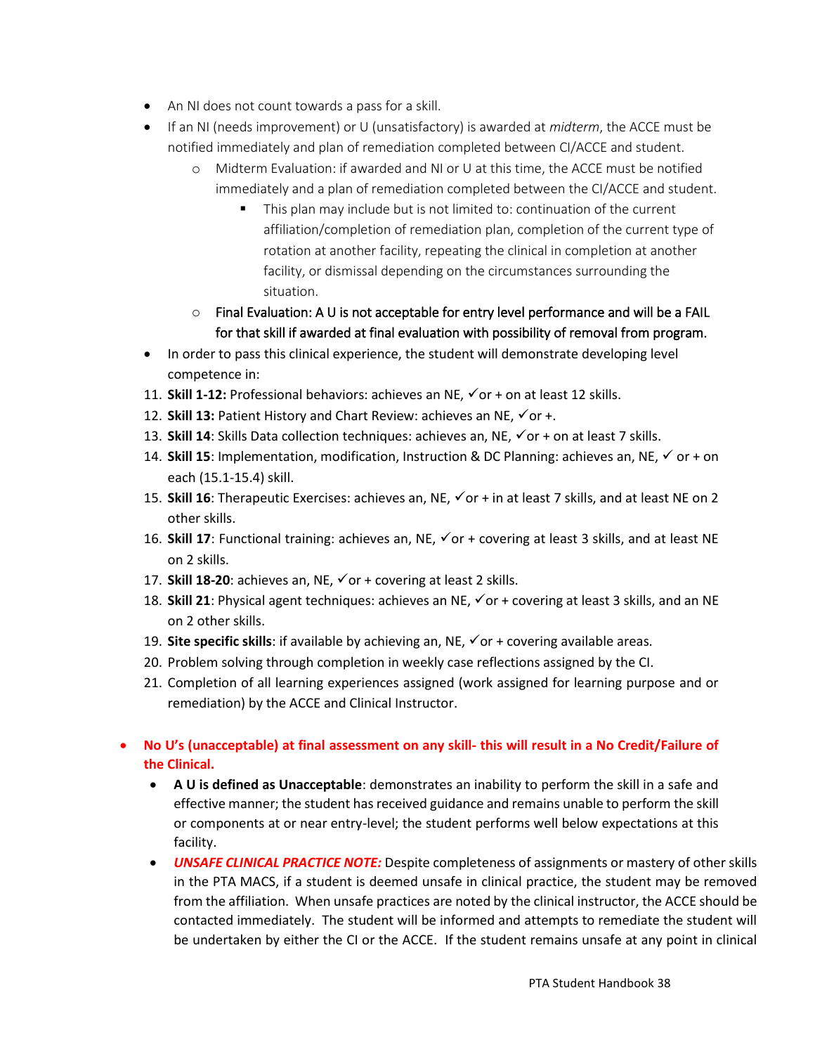- An NI does not count towards a pass for a skill.
- If an NI (needs improvement) or U (unsatisfactory) is awarded at *midterm*, the ACCE must be notified immediately and plan of remediation completed between CI/ACCE and student.
    - Midterm Evaluation: if awarded and NI or U at this time, the ACCE must be notified immediately and a plan of remediation completed between the CI/ACCE and student.
        - This plan may include but is not limited to: continuation of the current affiliation/completion of remediation plan, completion of the current type of rotation at another facility, repeating the clinical in completion at another facility, or dismissal depending on the circumstances surrounding the situation.
    - Final Evaluation: A U is not acceptable for entry level performance and will be a FAIL for that skill if awarded at final evaluation with possibility of removal from program.
- In order to pass this clinical experience, the student will demonstrate developing level competence in:

11. **Skill 1-12:** Professional behaviors: achieves an NE, ✓or + on at least 12 skills.
12. **Skill 13:** Patient History and Chart Review: achieves an NE, ✓or +.
13. **Skill 14**: Skills Data collection techniques: achieves an, NE, ✓or + on at least 7 skills.
14. **Skill 15**: Implementation, modification, Instruction & DC Planning: achieves an, NE, ✓ or + on each (15.1-15.4) skill.
15. **Skill 16**: Therapeutic Exercises: achieves an, NE, ✓or + in at least 7 skills, and at least NE on 2 other skills.
16. **Skill 17**: Functional training: achieves an, NE, ✓or + covering at least 3 skills, and at least NE on 2 skills.
17. **Skill 18-20**: achieves an, NE, ✓or + covering at least 2 skills.
18. **Skill 21**: Physical agent techniques: achieves an NE, ✓or + covering at least 3 skills, and an NE on 2 other skills.
19. **Site specific skills**: if available by achieving an, NE, ✓or + covering available areas.
20. Problem solving through completion in weekly case reflections assigned by the CI.
21. Completion of all learning experiences assigned (work assigned for learning purpose and or remediation) by the ACCE and Clinical Instructor.

- **No U's (unacceptable) at final assessment on any skill- this will result in a No Credit/Failure of the Clinical.**
    - **A U is defined as Unacceptable**: demonstrates an inability to perform the skill in a safe and effective manner; the student has received guidance and remains unable to perform the skill or components at or near entry-level; the student performs well below expectations at this facility.
    - ***UNSAFE CLINICAL PRACTICE NOTE:*** Despite completeness of assignments or mastery of other skills in the PTA MACS, if a student is deemed unsafe in clinical practice, the student may be removed from the affiliation. When unsafe practices are noted by the clinical instructor, the ACCE should be contacted immediately. The student will be informed and attempts to remediate the student will be undertaken by either the CI or the ACCE. If the student remains unsafe at any point in clinical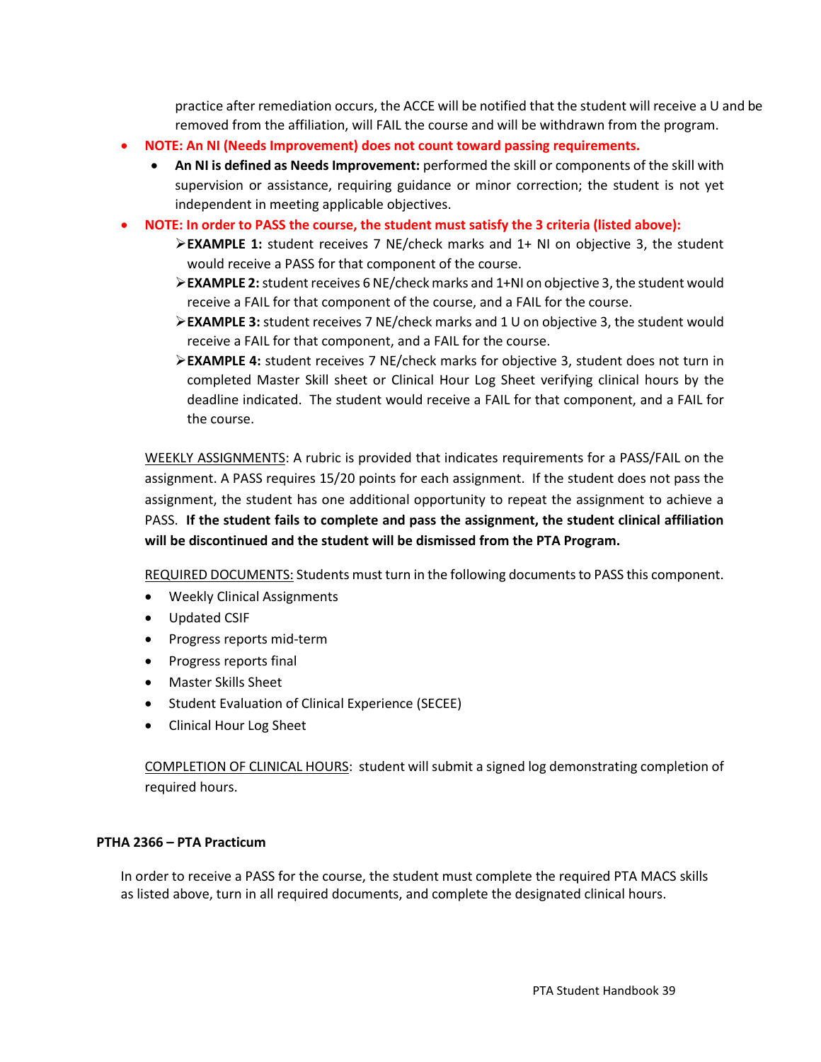practice after remediation occurs, the ACCE will be notified that the student will receive a U and be removed from the affiliation, will FAIL the course and will be withdrawn from the program.

- **NOTE: An NI (Needs Improvement) does not count toward passing requirements.**
  - **An NI is defined as Needs Improvement:** performed the skill or components of the skill with supervision or assistance, requiring guidance or minor correction; the student is not yet independent in meeting applicable objectives.
- **NOTE: In order to PASS the course, the student must satisfy the 3 criteria (listed above):**
  - **EXAMPLE 1:** student receives 7 NE/check marks and 1+ NI on objective 3, the student would receive a PASS for that component of the course.
  - **EXAMPLE 2:** student receives 6 NE/check marks and 1+NI on objective 3, the student would receive a FAIL for that component of the course, and a FAIL for the course.
  - **EXAMPLE 3:** student receives 7 NE/check marks and 1 U on objective 3, the student would receive a FAIL for that component, and a FAIL for the course.
  - **EXAMPLE 4:** student receives 7 NE/check marks for objective 3, student does not turn in completed Master Skill sheet or Clinical Hour Log Sheet verifying clinical hours by the deadline indicated. The student would receive a FAIL for that component, and a FAIL for the course.

<u>WEEKLY ASSIGNMENTS</u>: A rubric is provided that indicates requirements for a PASS/FAIL on the assignment. A PASS requires 15/20 points for each assignment. If the student does not pass the assignment, the student has one additional opportunity to repeat the assignment to achieve a PASS. **If the student fails to complete and pass the assignment, the student clinical affiliation will be discontinued and the student will be dismissed from the PTA Program.**

<u>REQUIRED DOCUMENTS:</u> Students must turn in the following documents to PASS this component.

- Weekly Clinical Assignments
- Updated CSIF
- Progress reports mid-term
- Progress reports final
- Master Skills Sheet
- Student Evaluation of Clinical Experience (SECEE)
- Clinical Hour Log Sheet

<u>COMPLETION OF CLINICAL HOURS</u>: student will submit a signed log demonstrating completion of required hours.

**PTHA 2366 – PTA Practicum**

In order to receive a PASS for the course, the student must complete the required PTA MACS skills as listed above, turn in all required documents, and complete the designated clinical hours.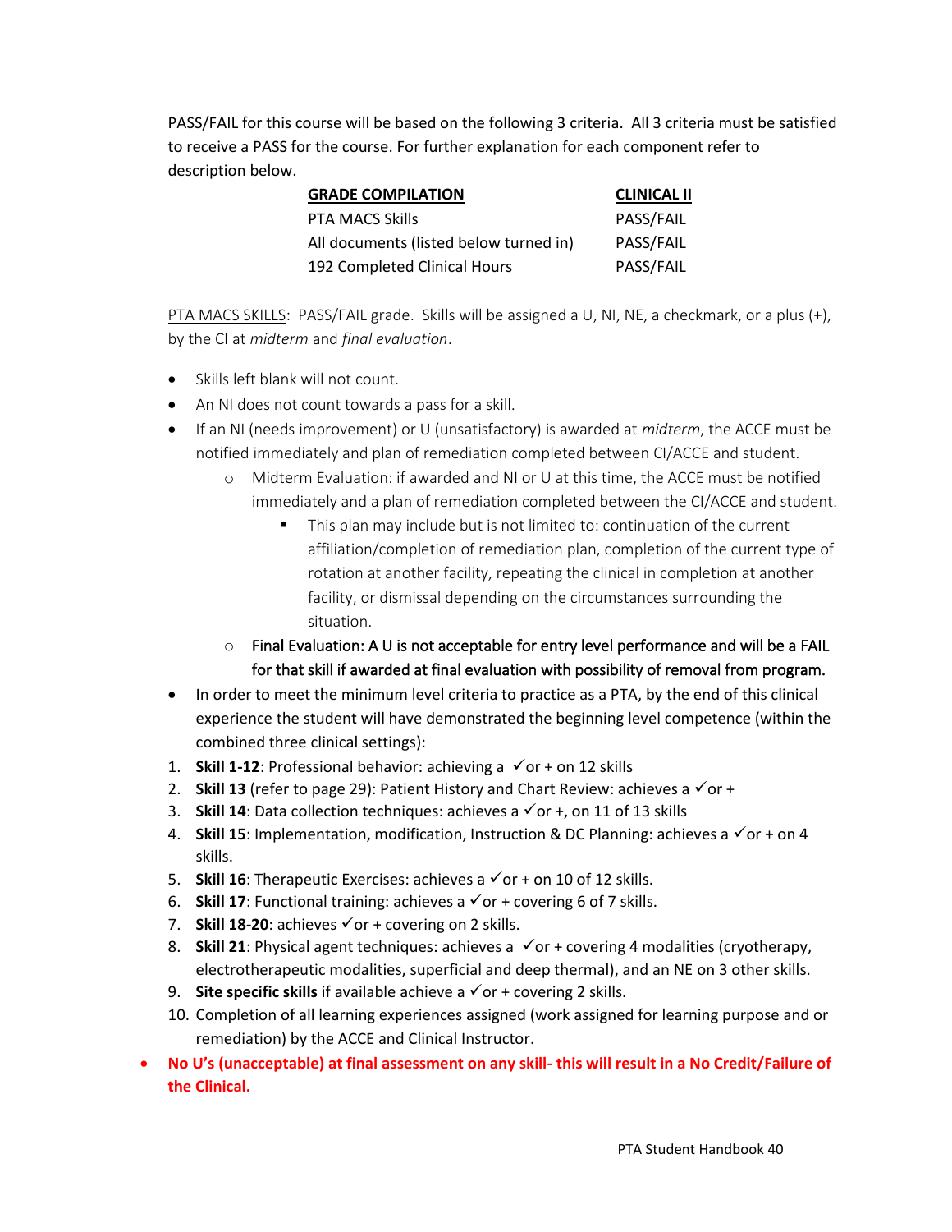PASS/FAIL for this course will be based on the following 3 criteria. All 3 criteria must be satisfied to receive a PASS for the course. For further explanation for each component refer to description below.

| **GRADE COMPILATION** | **CLINICAL II** |
|---|---|
| PTA MACS Skills | PASS/FAIL |
| All documents (listed below turned in) | PASS/FAIL |
| 192 Completed Clinical Hours | PASS/FAIL |

PTA MACS SKILLS: PASS/FAIL grade. Skills will be assigned a U, NI, NE, a checkmark, or a plus (+), by the CI at *midterm* and *final evaluation*.

- Skills left blank will not count.
- An NI does not count towards a pass for a skill.
- If an NI (needs improvement) or U (unsatisfactory) is awarded at *midterm*, the ACCE must be notified immediately and plan of remediation completed between CI/ACCE and student.
    - Midterm Evaluation: if awarded and NI or U at this time, the ACCE must be notified immediately and a plan of remediation completed between the CI/ACCE and student.
        - This plan may include but is not limited to: continuation of the current affiliation/completion of remediation plan, completion of the current type of rotation at another facility, repeating the clinical in completion at another facility, or dismissal depending on the circumstances surrounding the situation.
    - Final Evaluation: A U is not acceptable for entry level performance and will be a FAIL for that skill if awarded at final evaluation with possibility of removal from program.
- In order to meet the minimum level criteria to practice as a PTA, by the end of this clinical experience the student will have demonstrated the beginning level competence (within the combined three clinical settings):

1. **Skill 1-12**: Professional behavior: achieving a ✓or + on 12 skills
2. **Skill 13** (refer to page 29): Patient History and Chart Review: achieves a ✓or +
3. **Skill 14**: Data collection techniques: achieves a ✓or +, on 11 of 13 skills
4. **Skill 15**: Implementation, modification, Instruction & DC Planning: achieves a ✓or + on 4 skills.
5. **Skill 16**: Therapeutic Exercises: achieves a ✓or + on 10 of 12 skills.
6. **Skill 17**: Functional training: achieves a ✓or + covering 6 of 7 skills.
7. **Skill 18-20**: achieves ✓or + covering on 2 skills.
8. **Skill 21**: Physical agent techniques: achieves a ✓or + covering 4 modalities (cryotherapy, electrotherapeutic modalities, superficial and deep thermal), and an NE on 3 other skills.
9. **Site specific skills** if available achieve a ✓or + covering 2 skills.
10. Completion of all learning experiences assigned (work assigned for learning purpose and or remediation) by the ACCE and Clinical Instructor.

- **No U's (unacceptable) at final assessment on any skill- this will result in a No Credit/Failure of the Clinical.**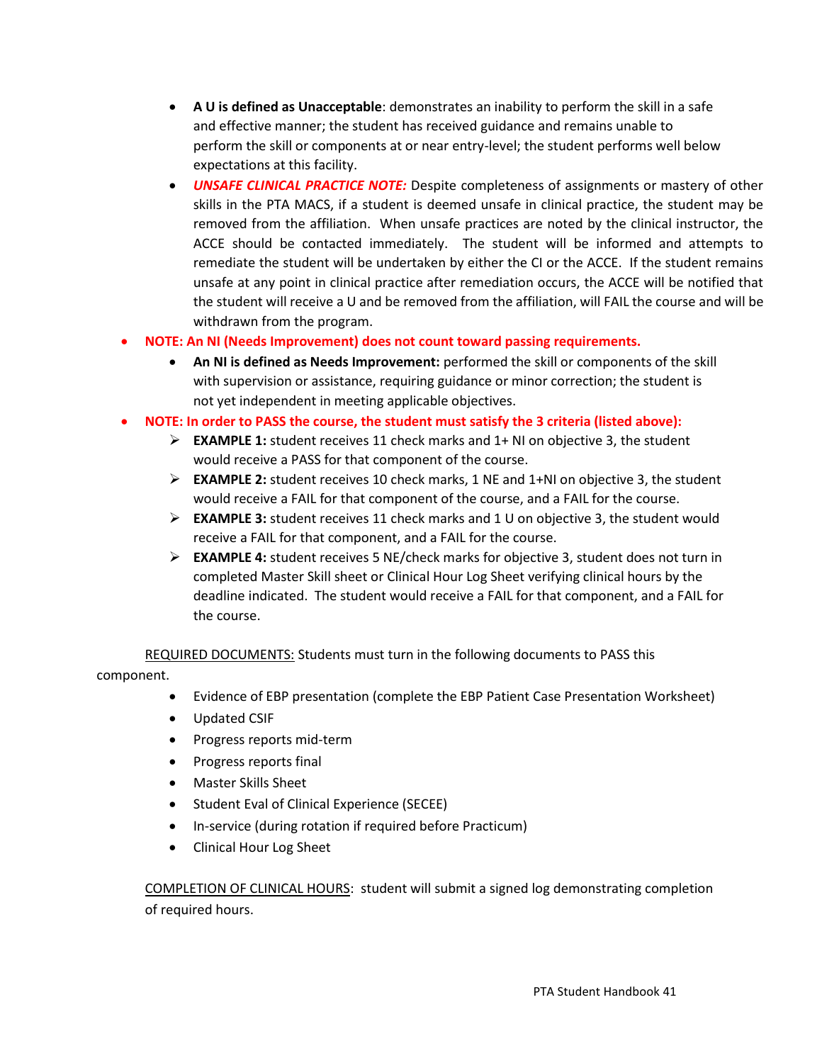- **A U is defined as Unacceptable**: demonstrates an inability to perform the skill in a safe and effective manner; the student has received guidance and remains unable to perform the skill or components at or near entry-level; the student performs well below expectations at this facility.
  - ***UNSAFE CLINICAL PRACTICE NOTE:*** Despite completeness of assignments or mastery of other skills in the PTA MACS, if a student is deemed unsafe in clinical practice, the student may be removed from the affiliation. When unsafe practices are noted by the clinical instructor, the ACCE should be contacted immediately. The student will be informed and attempts to remediate the student will be undertaken by either the CI or the ACCE. If the student remains unsafe at any point in clinical practice after remediation occurs, the ACCE will be notified that the student will receive a U and be removed from the affiliation, will FAIL the course and will be withdrawn from the program.
- **NOTE: An NI (Needs Improvement) does not count toward passing requirements.**
  - **An NI is defined as Needs Improvement:** performed the skill or components of the skill with supervision or assistance, requiring guidance or minor correction; the student is not yet independent in meeting applicable objectives.
- **NOTE: In order to PASS the course, the student must satisfy the 3 criteria (listed above):**
  - **EXAMPLE 1:** student receives 11 check marks and 1+ NI on objective 3, the student would receive a PASS for that component of the course.
  - **EXAMPLE 2:** student receives 10 check marks, 1 NE and 1+NI on objective 3, the student would receive a FAIL for that component of the course, and a FAIL for the course.
  - **EXAMPLE 3:** student receives 11 check marks and 1 U on objective 3, the student would receive a FAIL for that component, and a FAIL for the course.
  - **EXAMPLE 4:** student receives 5 NE/check marks for objective 3, student does not turn in completed Master Skill sheet or Clinical Hour Log Sheet verifying clinical hours by the deadline indicated. The student would receive a FAIL for that component, and a FAIL for the course.

<u>REQUIRED DOCUMENTS:</u> Students must turn in the following documents to PASS this component.

- Evidence of EBP presentation (complete the EBP Patient Case Presentation Worksheet)
- Updated CSIF
- Progress reports mid-term
- Progress reports final
- Master Skills Sheet
- Student Eval of Clinical Experience (SECEE)
- In-service (during rotation if required before Practicum)
- Clinical Hour Log Sheet

<u>COMPLETION OF CLINICAL HOURS</u>: student will submit a signed log demonstrating completion of required hours.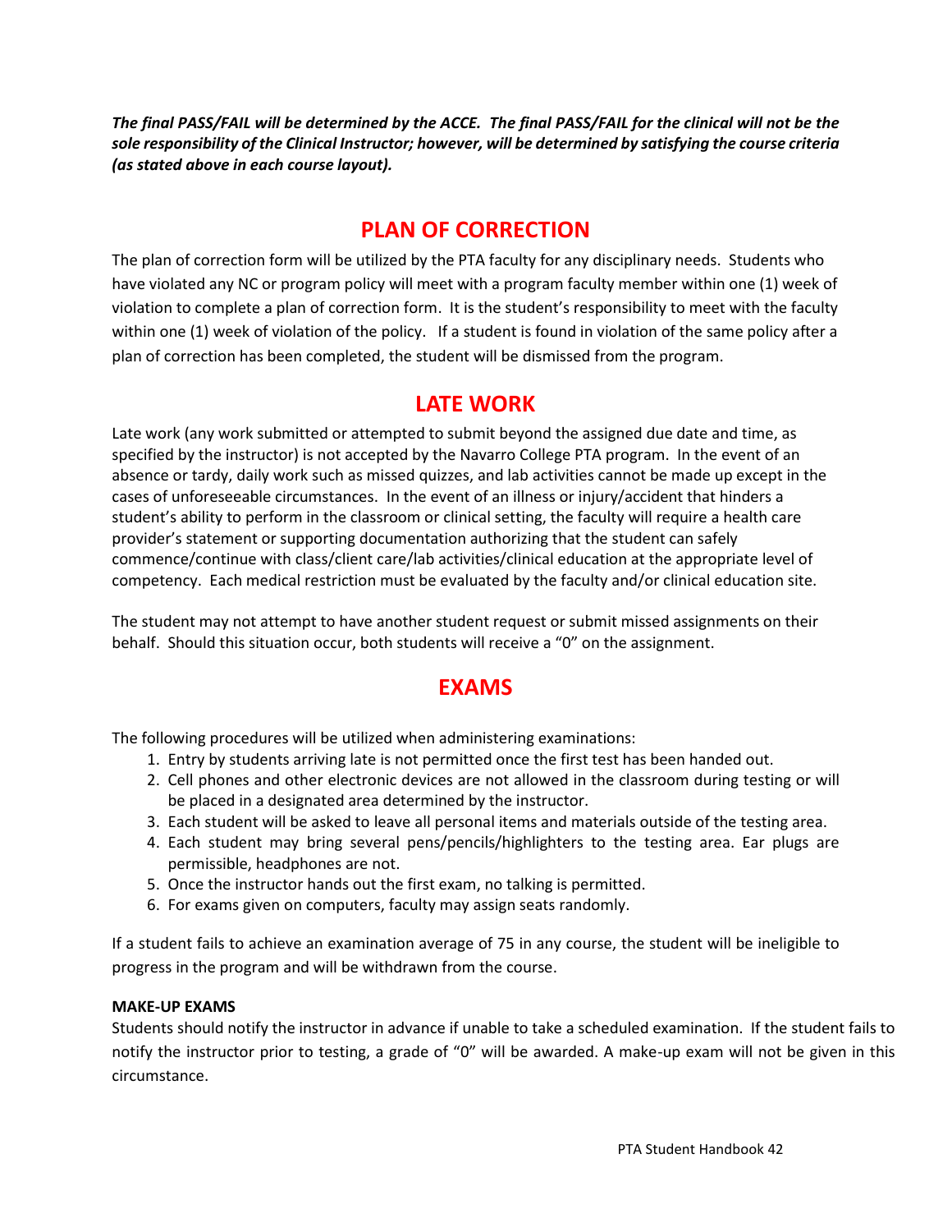***The final PASS/FAIL will be determined by the ACCE. The final PASS/FAIL for the clinical will not be the sole responsibility of the Clinical Instructor; however, will be determined by satisfying the course criteria (as stated above in each course layout).***

## PLAN OF CORRECTION

The plan of correction form will be utilized by the PTA faculty for any disciplinary needs. Students who have violated any NC or program policy will meet with a program faculty member within one (1) week of violation to complete a plan of correction form. It is the student's responsibility to meet with the faculty within one (1) week of violation of the policy. If a student is found in violation of the same policy after a plan of correction has been completed, the student will be dismissed from the program.

## LATE WORK

Late work (any work submitted or attempted to submit beyond the assigned due date and time, as specified by the instructor) is not accepted by the Navarro College PTA program. In the event of an absence or tardy, daily work such as missed quizzes, and lab activities cannot be made up except in the cases of unforeseeable circumstances. In the event of an illness or injury/accident that hinders a student's ability to perform in the classroom or clinical setting, the faculty will require a health care provider's statement or supporting documentation authorizing that the student can safely commence/continue with class/client care/lab activities/clinical education at the appropriate level of competency. Each medical restriction must be evaluated by the faculty and/or clinical education site.

The student may not attempt to have another student request or submit missed assignments on their behalf. Should this situation occur, both students will receive a "0" on the assignment.

## EXAMS

The following procedures will be utilized when administering examinations:

1. Entry by students arriving late is not permitted once the first test has been handed out.
2. Cell phones and other electronic devices are not allowed in the classroom during testing or will be placed in a designated area determined by the instructor.
3. Each student will be asked to leave all personal items and materials outside of the testing area.
4. Each student may bring several pens/pencils/highlighters to the testing area. Ear plugs are permissible, headphones are not.
5. Once the instructor hands out the first exam, no talking is permitted.
6. For exams given on computers, faculty may assign seats randomly.

If a student fails to achieve an examination average of 75 in any course, the student will be ineligible to progress in the program and will be withdrawn from the course.

**MAKE-UP EXAMS**

Students should notify the instructor in advance if unable to take a scheduled examination. If the student fails to notify the instructor prior to testing, a grade of "0" will be awarded. A make-up exam will not be given in this circumstance.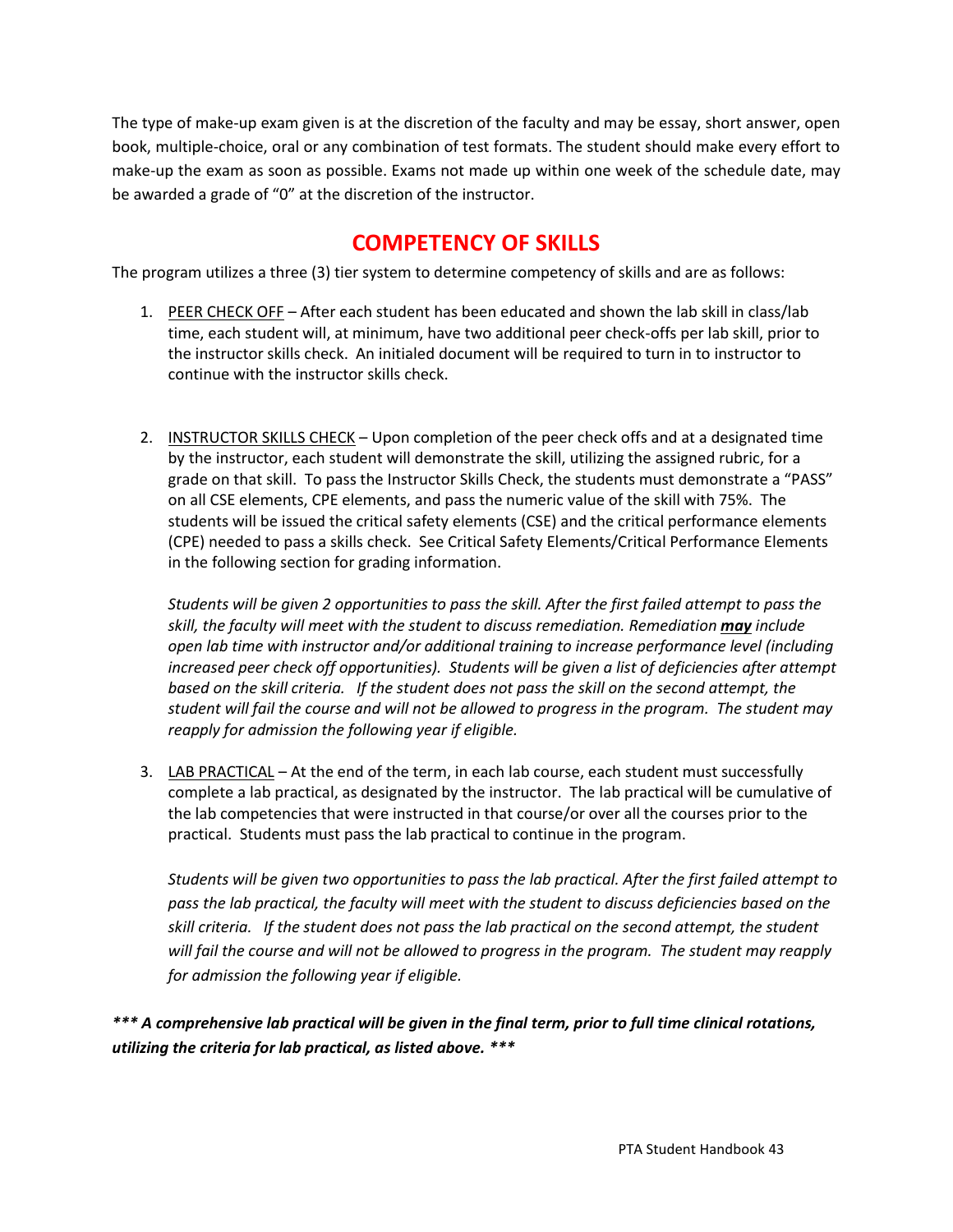The type of make-up exam given is at the discretion of the faculty and may be essay, short answer, open book, multiple-choice, oral or any combination of test formats. The student should make every effort to make-up the exam as soon as possible. Exams not made up within one week of the schedule date, may be awarded a grade of "0" at the discretion of the instructor.

## COMPETENCY OF SKILLS

The program utilizes a three (3) tier system to determine competency of skills and are as follows:

1. <u>PEER CHECK OFF</u> – After each student has been educated and shown the lab skill in class/lab time, each student will, at minimum, have two additional peer check-offs per lab skill, prior to the instructor skills check. An initialed document will be required to turn in to instructor to continue with the instructor skills check.

2. <u>INSTRUCTOR SKILLS CHECK</u> – Upon completion of the peer check offs and at a designated time by the instructor, each student will demonstrate the skill, utilizing the assigned rubric, for a grade on that skill. To pass the Instructor Skills Check, the students must demonstrate a "PASS" on all CSE elements, CPE elements, and pass the numeric value of the skill with 75%. The students will be issued the critical safety elements (CSE) and the critical performance elements (CPE) needed to pass a skills check. See Critical Safety Elements/Critical Performance Elements in the following section for grading information.

   *Students will be given 2 opportunities to pass the skill. After the first failed attempt to pass the skill, the faculty will meet with the student to discuss remediation. Remediation* ***<u>may</u>*** *include open lab time with instructor and/or additional training to increase performance level (including increased peer check off opportunities). Students will be given a list of deficiencies after attempt based on the skill criteria. If the student does not pass the skill on the second attempt, the student will fail the course and will not be allowed to progress in the program. The student may reapply for admission the following year if eligible.*

3. <u>LAB PRACTICAL</u> – At the end of the term, in each lab course, each student must successfully complete a lab practical, as designated by the instructor. The lab practical will be cumulative of the lab competencies that were instructed in that course/or over all the courses prior to the practical. Students must pass the lab practical to continue in the program.

   *Students will be given two opportunities to pass the lab practical. After the first failed attempt to pass the lab practical, the faculty will meet with the student to discuss deficiencies based on the skill criteria. If the student does not pass the lab practical on the second attempt, the student will fail the course and will not be allowed to progress in the program. The student may reapply for admission the following year if eligible.*

***\*\*\* A comprehensive lab practical will be given in the final term, prior to full time clinical rotations, utilizing the criteria for lab practical, as listed above. \*\*\****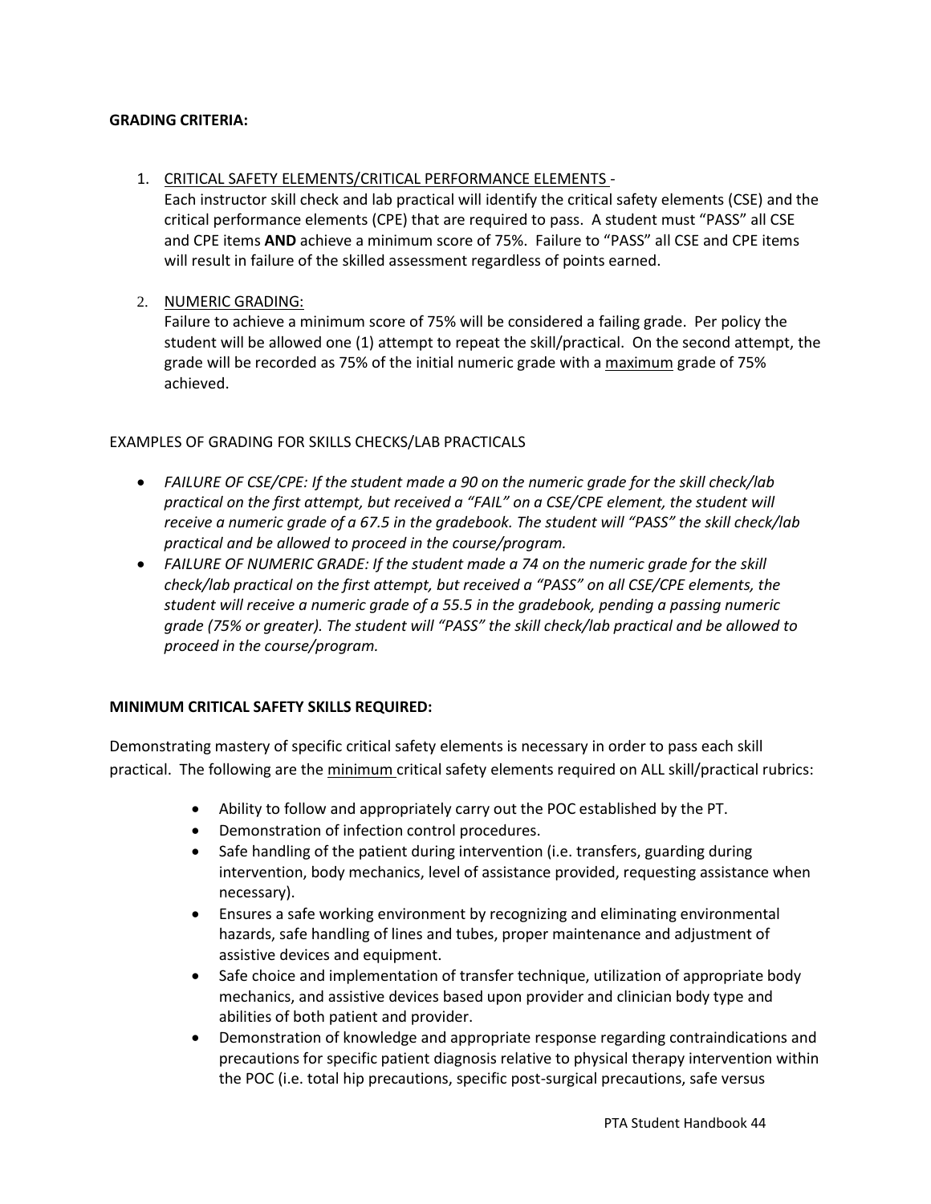**GRADING CRITERIA:**

1. CRITICAL SAFETY ELEMENTS/CRITICAL PERFORMANCE ELEMENTS -
   Each instructor skill check and lab practical will identify the critical safety elements (CSE) and the critical performance elements (CPE) that are required to pass. A student must "PASS" all CSE and CPE items **AND** achieve a minimum score of 75%. Failure to "PASS" all CSE and CPE items will result in failure of the skilled assessment regardless of points earned.

2. NUMERIC GRADING:
   Failure to achieve a minimum score of 75% will be considered a failing grade. Per policy the student will be allowed one (1) attempt to repeat the skill/practical. On the second attempt, the grade will be recorded as 75% of the initial numeric grade with a maximum grade of 75% achieved.

EXAMPLES OF GRADING FOR SKILLS CHECKS/LAB PRACTICALS

- *FAILURE OF CSE/CPE: If the student made a 90 on the numeric grade for the skill check/lab practical on the first attempt, but received a "FAIL" on a CSE/CPE element, the student will receive a numeric grade of a 67.5 in the gradebook. The student will "PASS" the skill check/lab practical and be allowed to proceed in the course/program.*
- *FAILURE OF NUMERIC GRADE: If the student made a 74 on the numeric grade for the skill check/lab practical on the first attempt, but received a "PASS" on all CSE/CPE elements, the student will receive a numeric grade of a 55.5 in the gradebook, pending a passing numeric grade (75% or greater). The student will "PASS" the skill check/lab practical and be allowed to proceed in the course/program.*

**MINIMUM CRITICAL SAFETY SKILLS REQUIRED:**

Demonstrating mastery of specific critical safety elements is necessary in order to pass each skill practical. The following are the minimum critical safety elements required on ALL skill/practical rubrics:

- Ability to follow and appropriately carry out the POC established by the PT.
- Demonstration of infection control procedures.
- Safe handling of the patient during intervention (i.e. transfers, guarding during intervention, body mechanics, level of assistance provided, requesting assistance when necessary).
- Ensures a safe working environment by recognizing and eliminating environmental hazards, safe handling of lines and tubes, proper maintenance and adjustment of assistive devices and equipment.
- Safe choice and implementation of transfer technique, utilization of appropriate body mechanics, and assistive devices based upon provider and clinician body type and abilities of both patient and provider.
- Demonstration of knowledge and appropriate response regarding contraindications and precautions for specific patient diagnosis relative to physical therapy intervention within the POC (i.e. total hip precautions, specific post-surgical precautions, safe versus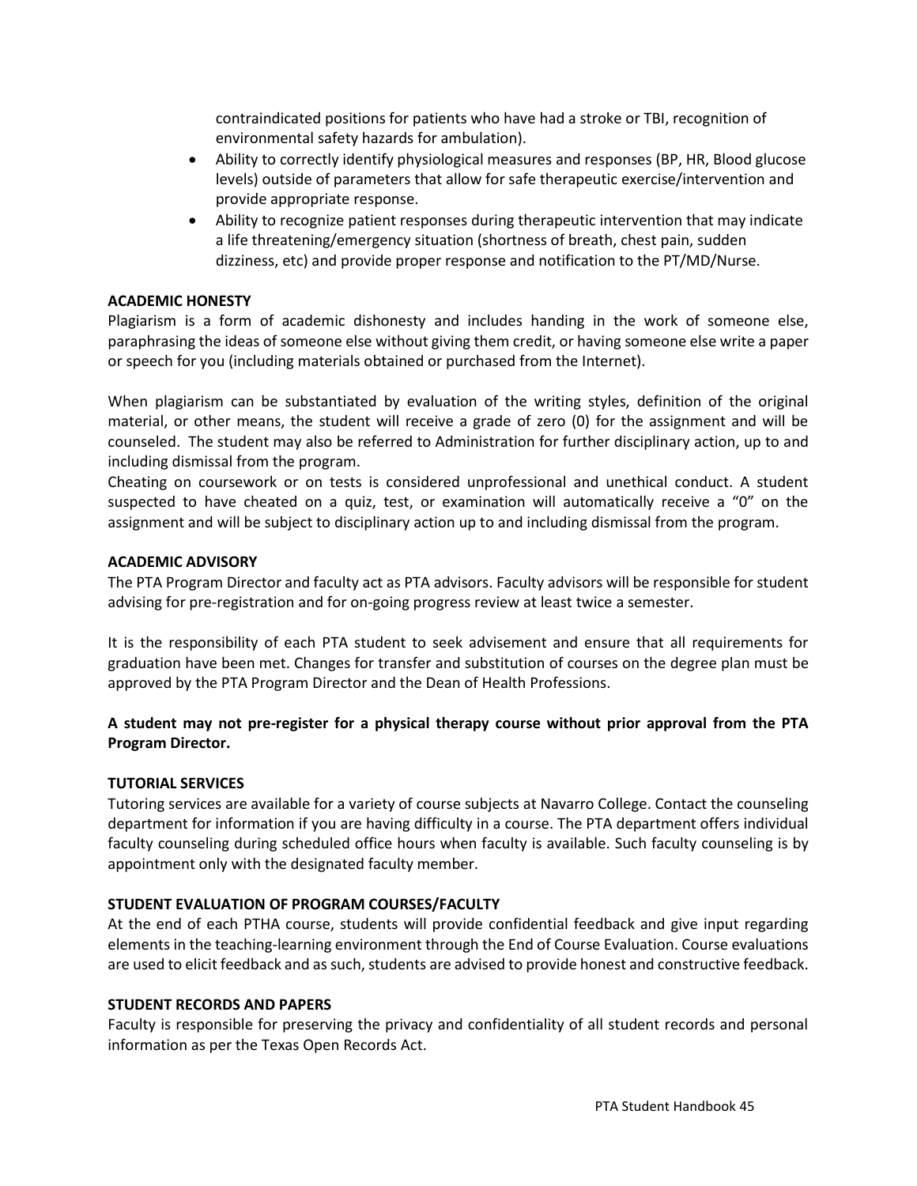contraindicated positions for patients who have had a stroke or TBI, recognition of environmental safety hazards for ambulation).

- Ability to correctly identify physiological measures and responses (BP, HR, Blood glucose levels) outside of parameters that allow for safe therapeutic exercise/intervention and provide appropriate response.
- Ability to recognize patient responses during therapeutic intervention that may indicate a life threatening/emergency situation (shortness of breath, chest pain, sudden dizziness, etc) and provide proper response and notification to the PT/MD/Nurse.

**ACADEMIC HONESTY**

Plagiarism is a form of academic dishonesty and includes handing in the work of someone else, paraphrasing the ideas of someone else without giving them credit, or having someone else write a paper or speech for you (including materials obtained or purchased from the Internet).

When plagiarism can be substantiated by evaluation of the writing styles, definition of the original material, or other means, the student will receive a grade of zero (0) for the assignment and will be counseled. The student may also be referred to Administration for further disciplinary action, up to and including dismissal from the program.

Cheating on coursework or on tests is considered unprofessional and unethical conduct. A student suspected to have cheated on a quiz, test, or examination will automatically receive a "0" on the assignment and will be subject to disciplinary action up to and including dismissal from the program.

**ACADEMIC ADVISORY**

The PTA Program Director and faculty act as PTA advisors. Faculty advisors will be responsible for student advising for pre-registration and for on-going progress review at least twice a semester.

It is the responsibility of each PTA student to seek advisement and ensure that all requirements for graduation have been met. Changes for transfer and substitution of courses on the degree plan must be approved by the PTA Program Director and the Dean of Health Professions.

**A student may not pre-register for a physical therapy course without prior approval from the PTA Program Director.**

**TUTORIAL SERVICES**

Tutoring services are available for a variety of course subjects at Navarro College. Contact the counseling department for information if you are having difficulty in a course. The PTA department offers individual faculty counseling during scheduled office hours when faculty is available. Such faculty counseling is by appointment only with the designated faculty member.

**STUDENT EVALUATION OF PROGRAM COURSES/FACULTY**

At the end of each PTHA course, students will provide confidential feedback and give input regarding elements in the teaching-learning environment through the End of Course Evaluation. Course evaluations are used to elicit feedback and as such, students are advised to provide honest and constructive feedback.

**STUDENT RECORDS AND PAPERS**

Faculty is responsible for preserving the privacy and confidentiality of all student records and personal information as per the Texas Open Records Act.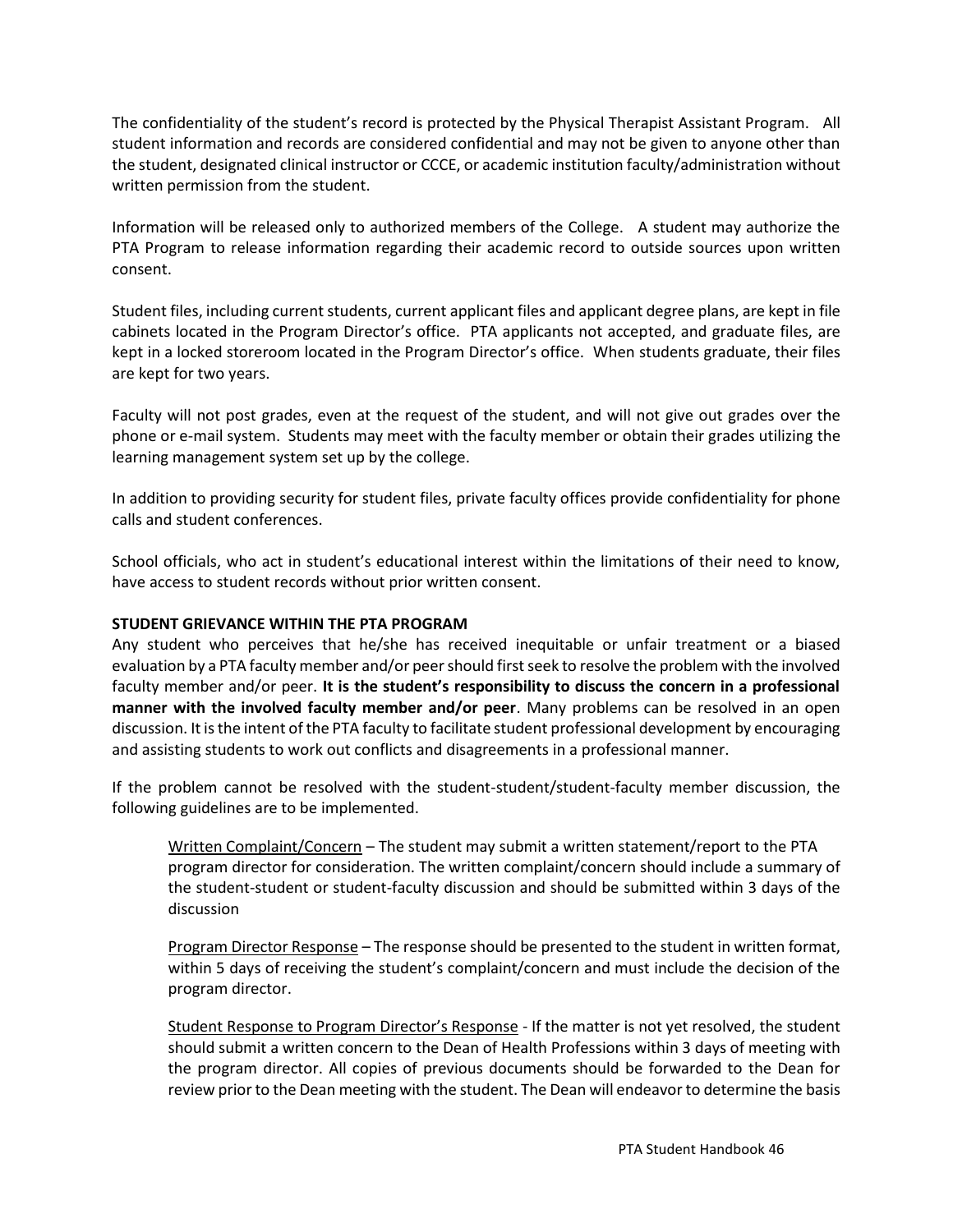The confidentiality of the student's record is protected by the Physical Therapist Assistant Program. All student information and records are considered confidential and may not be given to anyone other than the student, designated clinical instructor or CCCE, or academic institution faculty/administration without written permission from the student.

Information will be released only to authorized members of the College. A student may authorize the PTA Program to release information regarding their academic record to outside sources upon written consent.

Student files, including current students, current applicant files and applicant degree plans, are kept in file cabinets located in the Program Director's office. PTA applicants not accepted, and graduate files, are kept in a locked storeroom located in the Program Director's office. When students graduate, their files are kept for two years.

Faculty will not post grades, even at the request of the student, and will not give out grades over the phone or e-mail system. Students may meet with the faculty member or obtain their grades utilizing the learning management system set up by the college.

In addition to providing security for student files, private faculty offices provide confidentiality for phone calls and student conferences.

School officials, who act in student's educational interest within the limitations of their need to know, have access to student records without prior written consent.

**STUDENT GRIEVANCE WITHIN THE PTA PROGRAM**

Any student who perceives that he/she has received inequitable or unfair treatment or a biased evaluation by a PTA faculty member and/or peer should first seek to resolve the problem with the involved faculty member and/or peer. **It is the student's responsibility to discuss the concern in a professional manner with the involved faculty member and/or peer**. Many problems can be resolved in an open discussion. It is the intent of the PTA faculty to facilitate student professional development by encouraging and assisting students to work out conflicts and disagreements in a professional manner.

If the problem cannot be resolved with the student-student/student-faculty member discussion, the following guidelines are to be implemented.

Written Complaint/Concern – The student may submit a written statement/report to the PTA program director for consideration. The written complaint/concern should include a summary of the student-student or student-faculty discussion and should be submitted within 3 days of the discussion

Program Director Response – The response should be presented to the student in written format, within 5 days of receiving the student's complaint/concern and must include the decision of the program director.

Student Response to Program Director's Response - If the matter is not yet resolved, the student should submit a written concern to the Dean of Health Professions within 3 days of meeting with the program director. All copies of previous documents should be forwarded to the Dean for review prior to the Dean meeting with the student. The Dean will endeavor to determine the basis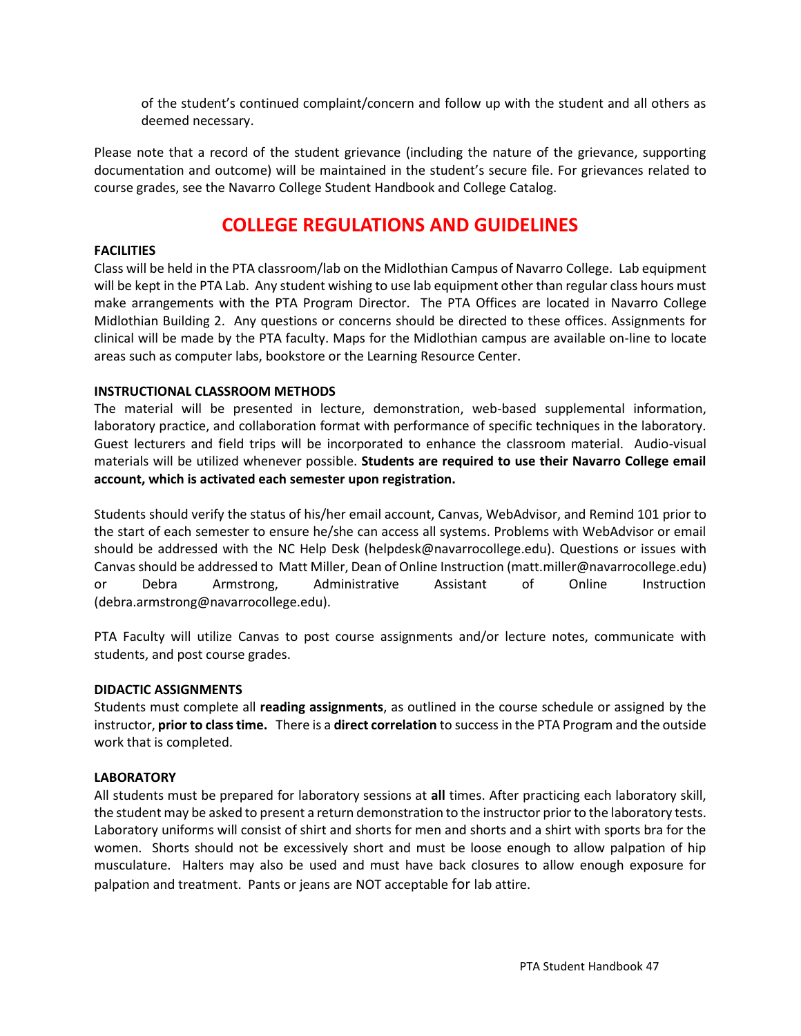of the student's continued complaint/concern and follow up with the student and all others as deemed necessary.

Please note that a record of the student grievance (including the nature of the grievance, supporting documentation and outcome) will be maintained in the student's secure file. For grievances related to course grades, see the Navarro College Student Handbook and College Catalog.

# COLLEGE REGULATIONS AND GUIDELINES

**FACILITIES**

Class will be held in the PTA classroom/lab on the Midlothian Campus of Navarro College. Lab equipment will be kept in the PTA Lab. Any student wishing to use lab equipment other than regular class hours must make arrangements with the PTA Program Director. The PTA Offices are located in Navarro College Midlothian Building 2. Any questions or concerns should be directed to these offices. Assignments for clinical will be made by the PTA faculty. Maps for the Midlothian campus are available on-line to locate areas such as computer labs, bookstore or the Learning Resource Center.

**INSTRUCTIONAL CLASSROOM METHODS**

The material will be presented in lecture, demonstration, web-based supplemental information, laboratory practice, and collaboration format with performance of specific techniques in the laboratory. Guest lecturers and field trips will be incorporated to enhance the classroom material. Audio-visual materials will be utilized whenever possible. **Students are required to use their Navarro College email account, which is activated each semester upon registration.**

Students should verify the status of his/her email account, Canvas, WebAdvisor, and Remind 101 prior to the start of each semester to ensure he/she can access all systems. Problems with WebAdvisor or email should be addressed with the NC Help Desk (helpdesk@navarrocollege.edu). Questions or issues with Canvas should be addressed to Matt Miller, Dean of Online Instruction (matt.miller@navarrocollege.edu) or Debra Armstrong, Administrative Assistant of Online Instruction (debra.armstrong@navarrocollege.edu).

PTA Faculty will utilize Canvas to post course assignments and/or lecture notes, communicate with students, and post course grades.

**DIDACTIC ASSIGNMENTS**

Students must complete all **reading assignments**, as outlined in the course schedule or assigned by the instructor, **prior to class time.** There is a **direct correlation** to success in the PTA Program and the outside work that is completed.

**LABORATORY**

All students must be prepared for laboratory sessions at **all** times. After practicing each laboratory skill, the student may be asked to present a return demonstration to the instructor prior to the laboratory tests. Laboratory uniforms will consist of shirt and shorts for men and shorts and a shirt with sports bra for the women. Shorts should not be excessively short and must be loose enough to allow palpation of hip musculature. Halters may also be used and must have back closures to allow enough exposure for palpation and treatment. Pants or jeans are NOT acceptable for lab attire.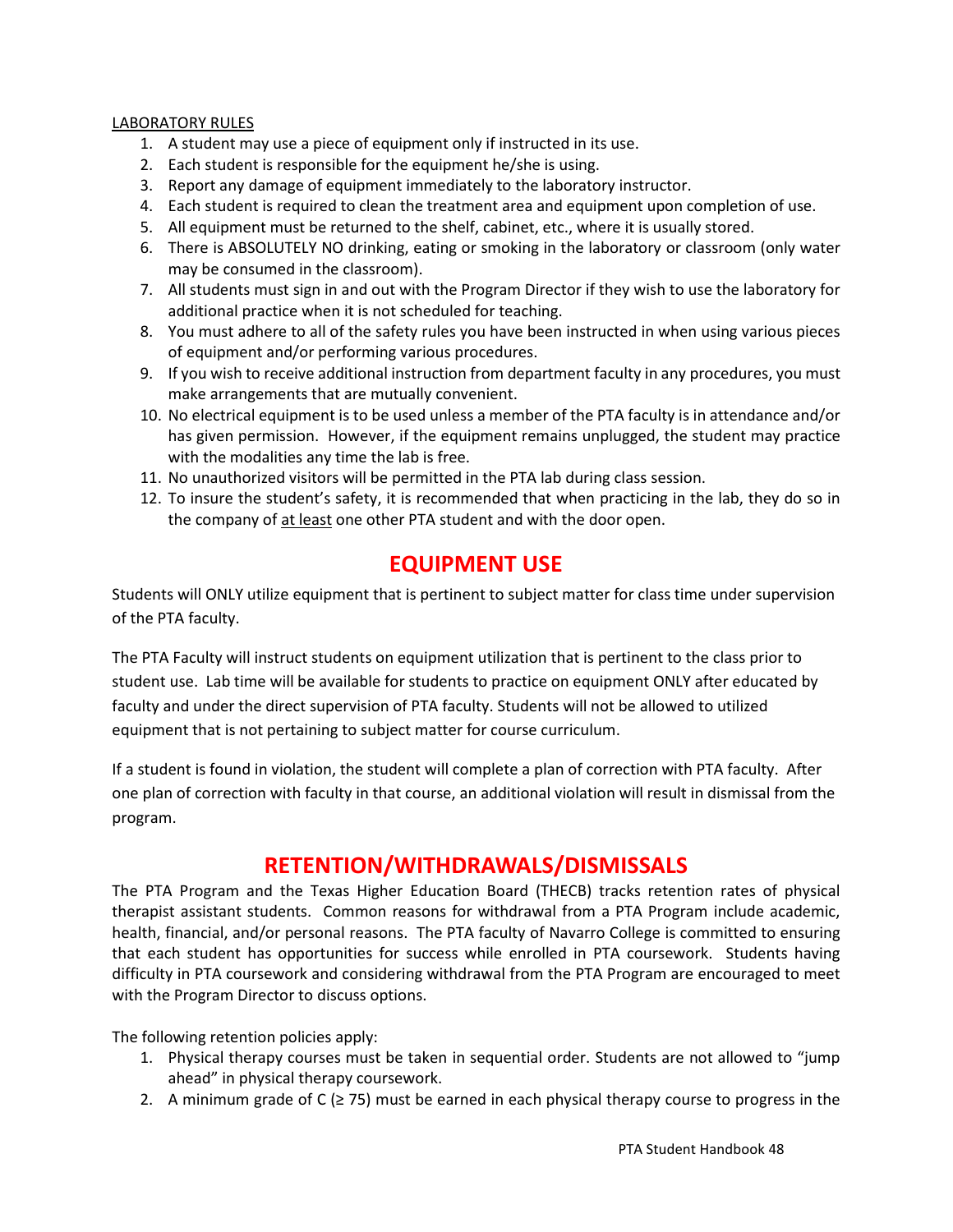LABORATORY RULES

1. A student may use a piece of equipment only if instructed in its use.
2. Each student is responsible for the equipment he/she is using.
3. Report any damage of equipment immediately to the laboratory instructor.
4. Each student is required to clean the treatment area and equipment upon completion of use.
5. All equipment must be returned to the shelf, cabinet, etc., where it is usually stored.
6. There is ABSOLUTELY NO drinking, eating or smoking in the laboratory or classroom (only water may be consumed in the classroom).
7. All students must sign in and out with the Program Director if they wish to use the laboratory for additional practice when it is not scheduled for teaching.
8. You must adhere to all of the safety rules you have been instructed in when using various pieces of equipment and/or performing various procedures.
9. If you wish to receive additional instruction from department faculty in any procedures, you must make arrangements that are mutually convenient.
10. No electrical equipment is to be used unless a member of the PTA faculty is in attendance and/or has given permission. However, if the equipment remains unplugged, the student may practice with the modalities any time the lab is free.
11. No unauthorized visitors will be permitted in the PTA lab during class session.
12. To insure the student's safety, it is recommended that when practicing in the lab, they do so in the company of at least one other PTA student and with the door open.

# EQUIPMENT USE

Students will ONLY utilize equipment that is pertinent to subject matter for class time under supervision of the PTA faculty.

The PTA Faculty will instruct students on equipment utilization that is pertinent to the class prior to student use. Lab time will be available for students to practice on equipment ONLY after educated by faculty and under the direct supervision of PTA faculty. Students will not be allowed to utilized equipment that is not pertaining to subject matter for course curriculum.

If a student is found in violation, the student will complete a plan of correction with PTA faculty. After one plan of correction with faculty in that course, an additional violation will result in dismissal from the program.

# RETENTION/WITHDRAWALS/DISMISSALS

The PTA Program and the Texas Higher Education Board (THECB) tracks retention rates of physical therapist assistant students. Common reasons for withdrawal from a PTA Program include academic, health, financial, and/or personal reasons. The PTA faculty of Navarro College is committed to ensuring that each student has opportunities for success while enrolled in PTA coursework. Students having difficulty in PTA coursework and considering withdrawal from the PTA Program are encouraged to meet with the Program Director to discuss options.

The following retention policies apply:

1. Physical therapy courses must be taken in sequential order. Students are not allowed to "jump ahead" in physical therapy coursework.
2. A minimum grade of C (≥ 75) must be earned in each physical therapy course to progress in the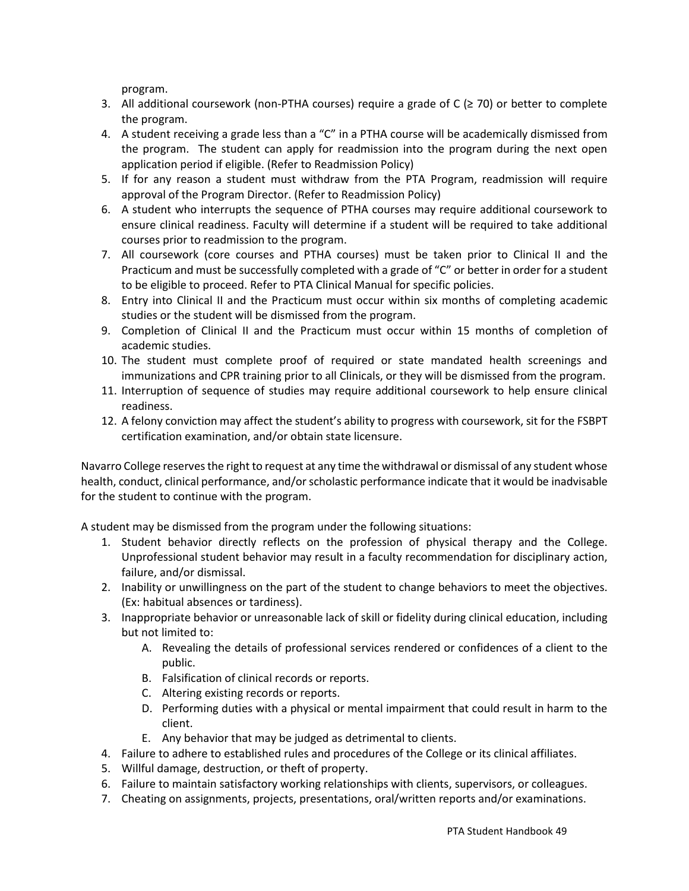program.

3. All additional coursework (non-PTHA courses) require a grade of C (≥ 70) or better to complete the program.
4. A student receiving a grade less than a "C" in a PTHA course will be academically dismissed from the program. The student can apply for readmission into the program during the next open application period if eligible. (Refer to Readmission Policy)
5. If for any reason a student must withdraw from the PTA Program, readmission will require approval of the Program Director. (Refer to Readmission Policy)
6. A student who interrupts the sequence of PTHA courses may require additional coursework to ensure clinical readiness. Faculty will determine if a student will be required to take additional courses prior to readmission to the program.
7. All coursework (core courses and PTHA courses) must be taken prior to Clinical II and the Practicum and must be successfully completed with a grade of "C" or better in order for a student to be eligible to proceed. Refer to PTA Clinical Manual for specific policies.
8. Entry into Clinical II and the Practicum must occur within six months of completing academic studies or the student will be dismissed from the program.
9. Completion of Clinical II and the Practicum must occur within 15 months of completion of academic studies.
10. The student must complete proof of required or state mandated health screenings and immunizations and CPR training prior to all Clinicals, or they will be dismissed from the program.
11. Interruption of sequence of studies may require additional coursework to help ensure clinical readiness.
12. A felony conviction may affect the student's ability to progress with coursework, sit for the FSBPT certification examination, and/or obtain state licensure.

Navarro College reserves the right to request at any time the withdrawal or dismissal of any student whose health, conduct, clinical performance, and/or scholastic performance indicate that it would be inadvisable for the student to continue with the program.

A student may be dismissed from the program under the following situations:

1. Student behavior directly reflects on the profession of physical therapy and the College. Unprofessional student behavior may result in a faculty recommendation for disciplinary action, failure, and/or dismissal.
2. Inability or unwillingness on the part of the student to change behaviors to meet the objectives. (Ex: habitual absences or tardiness).
3. Inappropriate behavior or unreasonable lack of skill or fidelity during clinical education, including but not limited to:
   A. Revealing the details of professional services rendered or confidences of a client to the public.
   B. Falsification of clinical records or reports.
   C. Altering existing records or reports.
   D. Performing duties with a physical or mental impairment that could result in harm to the client.
   E. Any behavior that may be judged as detrimental to clients.
4. Failure to adhere to established rules and procedures of the College or its clinical affiliates.
5. Willful damage, destruction, or theft of property.
6. Failure to maintain satisfactory working relationships with clients, supervisors, or colleagues.
7. Cheating on assignments, projects, presentations, oral/written reports and/or examinations.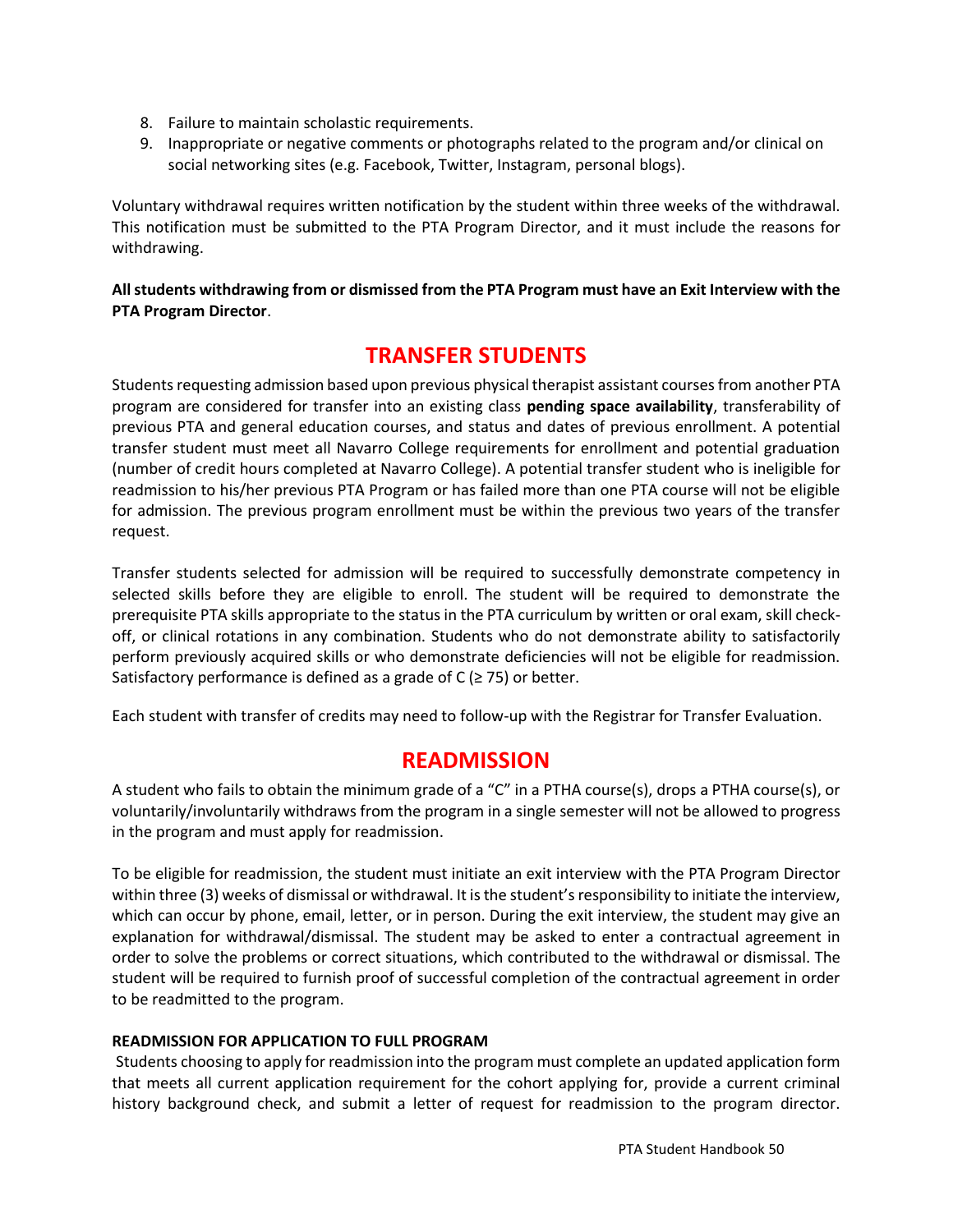8. Failure to maintain scholastic requirements.
9. Inappropriate or negative comments or photographs related to the program and/or clinical on social networking sites (e.g. Facebook, Twitter, Instagram, personal blogs).

Voluntary withdrawal requires written notification by the student within three weeks of the withdrawal. This notification must be submitted to the PTA Program Director, and it must include the reasons for withdrawing.

**All students withdrawing from or dismissed from the PTA Program must have an Exit Interview with the PTA Program Director**.

## TRANSFER STUDENTS

Students requesting admission based upon previous physical therapist assistant courses from another PTA program are considered for transfer into an existing class **pending space availability**, transferability of previous PTA and general education courses, and status and dates of previous enrollment. A potential transfer student must meet all Navarro College requirements for enrollment and potential graduation (number of credit hours completed at Navarro College). A potential transfer student who is ineligible for readmission to his/her previous PTA Program or has failed more than one PTA course will not be eligible for admission. The previous program enrollment must be within the previous two years of the transfer request.

Transfer students selected for admission will be required to successfully demonstrate competency in selected skills before they are eligible to enroll. The student will be required to demonstrate the prerequisite PTA skills appropriate to the status in the PTA curriculum by written or oral exam, skill check-off, or clinical rotations in any combination. Students who do not demonstrate ability to satisfactorily perform previously acquired skills or who demonstrate deficiencies will not be eligible for readmission. Satisfactory performance is defined as a grade of C (≥ 75) or better.

Each student with transfer of credits may need to follow-up with the Registrar for Transfer Evaluation.

## READMISSION

A student who fails to obtain the minimum grade of a "C" in a PTHA course(s), drops a PTHA course(s), or voluntarily/involuntarily withdraws from the program in a single semester will not be allowed to progress in the program and must apply for readmission.

To be eligible for readmission, the student must initiate an exit interview with the PTA Program Director within three (3) weeks of dismissal or withdrawal. It is the student's responsibility to initiate the interview, which can occur by phone, email, letter, or in person. During the exit interview, the student may give an explanation for withdrawal/dismissal. The student may be asked to enter a contractual agreement in order to solve the problems or correct situations, which contributed to the withdrawal or dismissal. The student will be required to furnish proof of successful completion of the contractual agreement in order to be readmitted to the program.

### READMISSION FOR APPLICATION TO FULL PROGRAM

Students choosing to apply for readmission into the program must complete an updated application form that meets all current application requirement for the cohort applying for, provide a current criminal history background check, and submit a letter of request for readmission to the program director.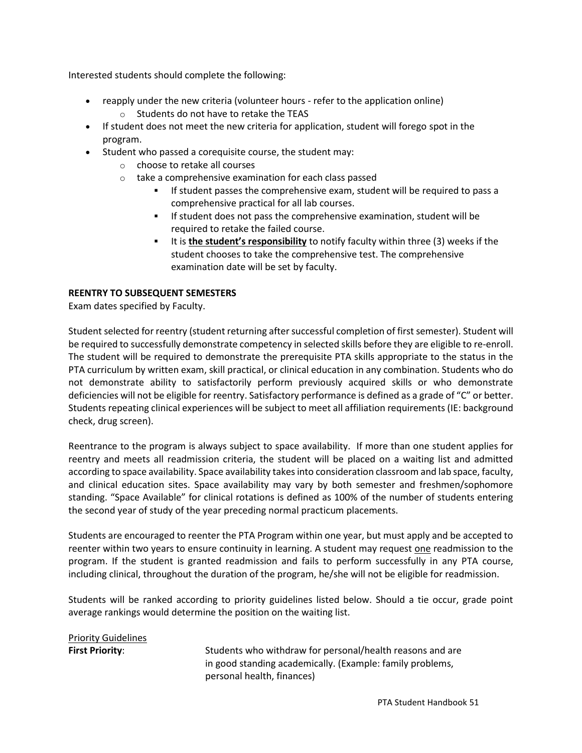Interested students should complete the following:

- reapply under the new criteria (volunteer hours - refer to the application online)
    - Students do not have to retake the TEAS
- If student does not meet the new criteria for application, student will forego spot in the program.
- Student who passed a corequisite course, the student may:
    - choose to retake all courses
    - take a comprehensive examination for each class passed
        - If student passes the comprehensive exam, student will be required to pass a comprehensive practical for all lab courses.
        - If student does not pass the comprehensive examination, student will be required to retake the failed course.
        - It is **<u>the student's responsibility</u>** to notify faculty within three (3) weeks if the student chooses to take the comprehensive test. The comprehensive examination date will be set by faculty.

**REENTRY TO SUBSEQUENT SEMESTERS**

Exam dates specified by Faculty.

Student selected for reentry (student returning after successful completion of first semester). Student will be required to successfully demonstrate competency in selected skills before they are eligible to re-enroll. The student will be required to demonstrate the prerequisite PTA skills appropriate to the status in the PTA curriculum by written exam, skill practical, or clinical education in any combination. Students who do not demonstrate ability to satisfactorily perform previously acquired skills or who demonstrate deficiencies will not be eligible for reentry. Satisfactory performance is defined as a grade of "C" or better. Students repeating clinical experiences will be subject to meet all affiliation requirements (IE: background check, drug screen).

Reentrance to the program is always subject to space availability. If more than one student applies for reentry and meets all readmission criteria, the student will be placed on a waiting list and admitted according to space availability. Space availability takes into consideration classroom and lab space, faculty, and clinical education sites. Space availability may vary by both semester and freshmen/sophomore standing. "Space Available" for clinical rotations is defined as 100% of the number of students entering the second year of study of the year preceding normal practicum placements.

Students are encouraged to reenter the PTA Program within one year, but must apply and be accepted to reenter within two years to ensure continuity in learning. A student may request <u>one</u> readmission to the program. If the student is granted readmission and fails to perform successfully in any PTA course, including clinical, throughout the duration of the program, he/she will not be eligible for readmission.

Students will be ranked according to priority guidelines listed below. Should a tie occur, grade point average rankings would determine the position on the waiting list.

<u>Priority Guidelines</u>

**First Priority**: Students who withdraw for personal/health reasons and are in good standing academically. (Example: family problems, personal health, finances)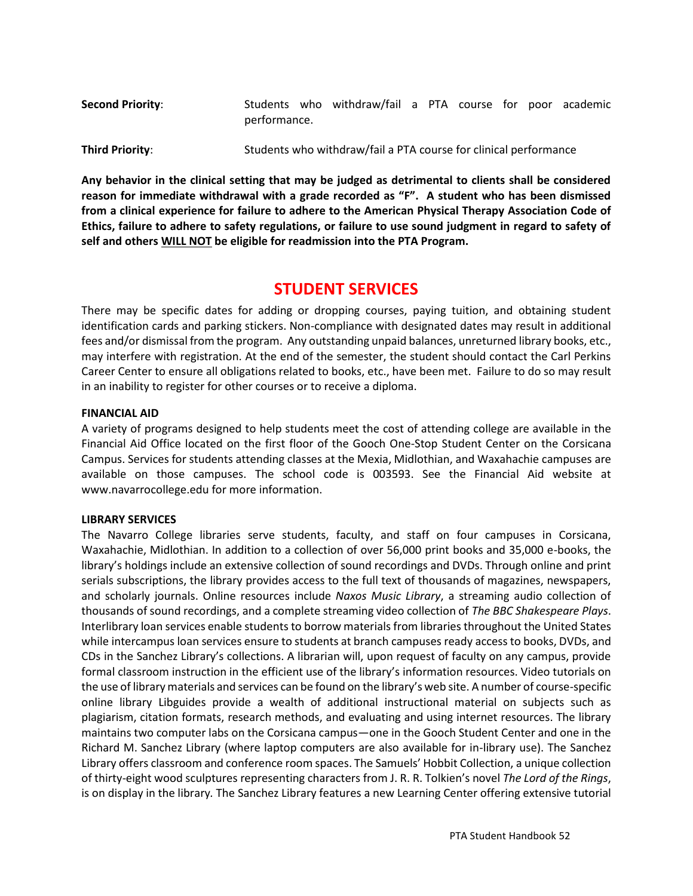**Second Priority**: Students who withdraw/fail a PTA course for poor academic performance.

**Third Priority**: Students who withdraw/fail a PTA course for clinical performance

**Any behavior in the clinical setting that may be judged as detrimental to clients shall be considered reason for immediate withdrawal with a grade recorded as "F". A student who has been dismissed from a clinical experience for failure to adhere to the American Physical Therapy Association Code of Ethics, failure to adhere to safety regulations, or failure to use sound judgment in regard to safety of self and others <u>WILL NOT</u> be eligible for readmission into the PTA Program.**

## STUDENT SERVICES

There may be specific dates for adding or dropping courses, paying tuition, and obtaining student identification cards and parking stickers. Non-compliance with designated dates may result in additional fees and/or dismissal from the program. Any outstanding unpaid balances, unreturned library books, etc., may interfere with registration. At the end of the semester, the student should contact the Carl Perkins Career Center to ensure all obligations related to books, etc., have been met. Failure to do so may result in an inability to register for other courses or to receive a diploma.

### FINANCIAL AID

A variety of programs designed to help students meet the cost of attending college are available in the Financial Aid Office located on the first floor of the Gooch One-Stop Student Center on the Corsicana Campus. Services for students attending classes at the Mexia, Midlothian, and Waxahachie campuses are available on those campuses. The school code is 003593. See the Financial Aid website at www.navarrocollege.edu for more information.

### LIBRARY SERVICES

The Navarro College libraries serve students, faculty, and staff on four campuses in Corsicana, Waxahachie, Midlothian. In addition to a collection of over 56,000 print books and 35,000 e-books, the library's holdings include an extensive collection of sound recordings and DVDs. Through online and print serials subscriptions, the library provides access to the full text of thousands of magazines, newspapers, and scholarly journals. Online resources include *Naxos Music Library*, a streaming audio collection of thousands of sound recordings, and a complete streaming video collection of *The BBC Shakespeare Plays*. Interlibrary loan services enable students to borrow materials from libraries throughout the United States while intercampus loan services ensure to students at branch campuses ready access to books, DVDs, and CDs in the Sanchez Library's collections. A librarian will, upon request of faculty on any campus, provide formal classroom instruction in the efficient use of the library's information resources. Video tutorials on the use of library materials and services can be found on the library's web site. A number of course-specific online library Libguides provide a wealth of additional instructional material on subjects such as plagiarism, citation formats, research methods, and evaluating and using internet resources. The library maintains two computer labs on the Corsicana campus—one in the Gooch Student Center and one in the Richard M. Sanchez Library (where laptop computers are also available for in-library use). The Sanchez Library offers classroom and conference room spaces. The Samuels' Hobbit Collection, a unique collection of thirty-eight wood sculptures representing characters from J. R. R. Tolkien's novel *The Lord of the Rings*, is on display in the library. The Sanchez Library features a new Learning Center offering extensive tutorial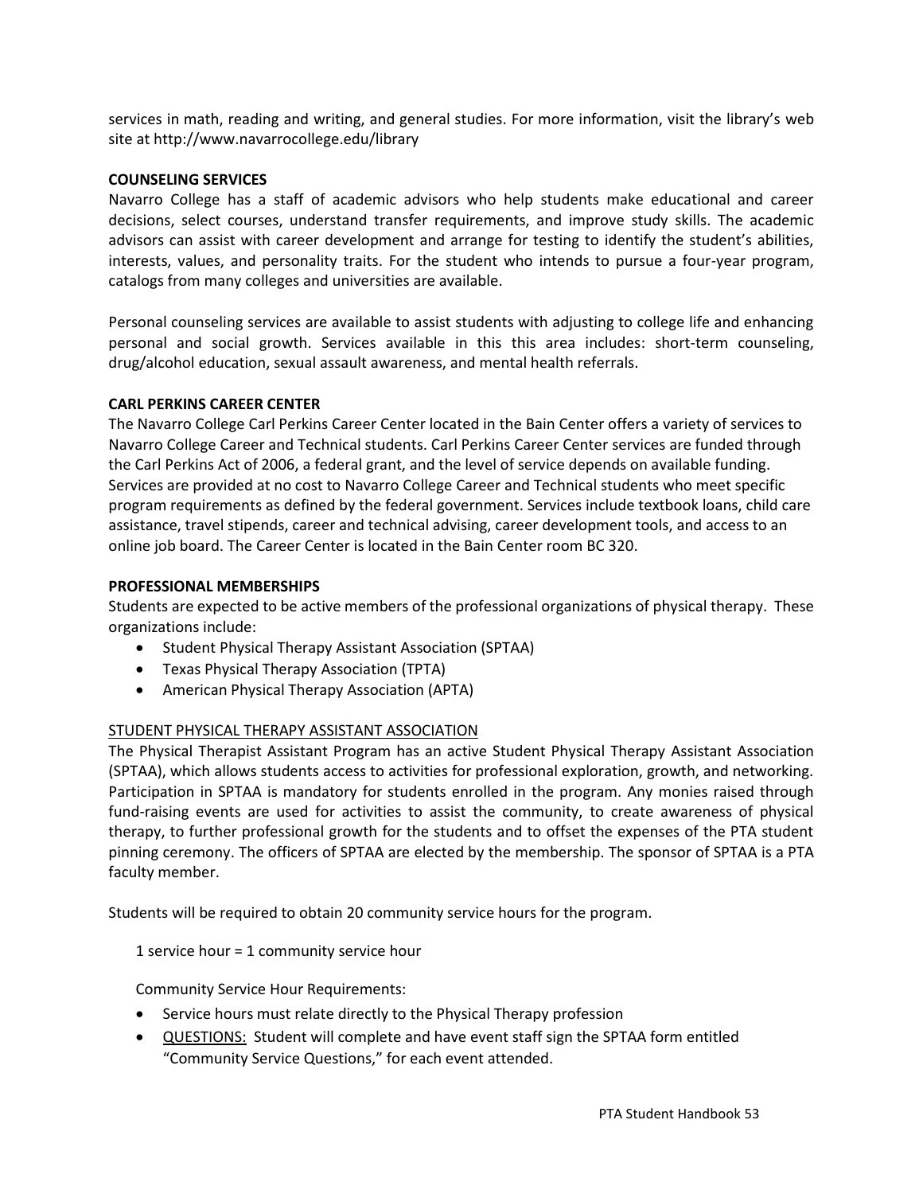services in math, reading and writing, and general studies. For more information, visit the library's web site at http://www.navarrocollege.edu/library

**COUNSELING SERVICES**

Navarro College has a staff of academic advisors who help students make educational and career decisions, select courses, understand transfer requirements, and improve study skills. The academic advisors can assist with career development and arrange for testing to identify the student's abilities, interests, values, and personality traits. For the student who intends to pursue a four-year program, catalogs from many colleges and universities are available.

Personal counseling services are available to assist students with adjusting to college life and enhancing personal and social growth. Services available in this this area includes: short-term counseling, drug/alcohol education, sexual assault awareness, and mental health referrals.

**CARL PERKINS CAREER CENTER**

The Navarro College Carl Perkins Career Center located in the Bain Center offers a variety of services to Navarro College Career and Technical students. Carl Perkins Career Center services are funded through the Carl Perkins Act of 2006, a federal grant, and the level of service depends on available funding. Services are provided at no cost to Navarro College Career and Technical students who meet specific program requirements as defined by the federal government. Services include textbook loans, child care assistance, travel stipends, career and technical advising, career development tools, and access to an online job board. The Career Center is located in the Bain Center room BC 320.

**PROFESSIONAL MEMBERSHIPS**

Students are expected to be active members of the professional organizations of physical therapy. These organizations include:

- Student Physical Therapy Assistant Association (SPTAA)
- Texas Physical Therapy Association (TPTA)
- American Physical Therapy Association (APTA)

<u>STUDENT PHYSICAL THERAPY ASSISTANT ASSOCIATION</u>

The Physical Therapist Assistant Program has an active Student Physical Therapy Assistant Association (SPTAA), which allows students access to activities for professional exploration, growth, and networking. Participation in SPTAA is mandatory for students enrolled in the program. Any monies raised through fund-raising events are used for activities to assist the community, to create awareness of physical therapy, to further professional growth for the students and to offset the expenses of the PTA student pinning ceremony. The officers of SPTAA are elected by the membership. The sponsor of SPTAA is a PTA faculty member.

Students will be required to obtain 20 community service hours for the program.

1 service hour = 1 community service hour

Community Service Hour Requirements:

- Service hours must relate directly to the Physical Therapy profession
- <u>QUESTIONS:</u> Student will complete and have event staff sign the SPTAA form entitled "Community Service Questions," for each event attended.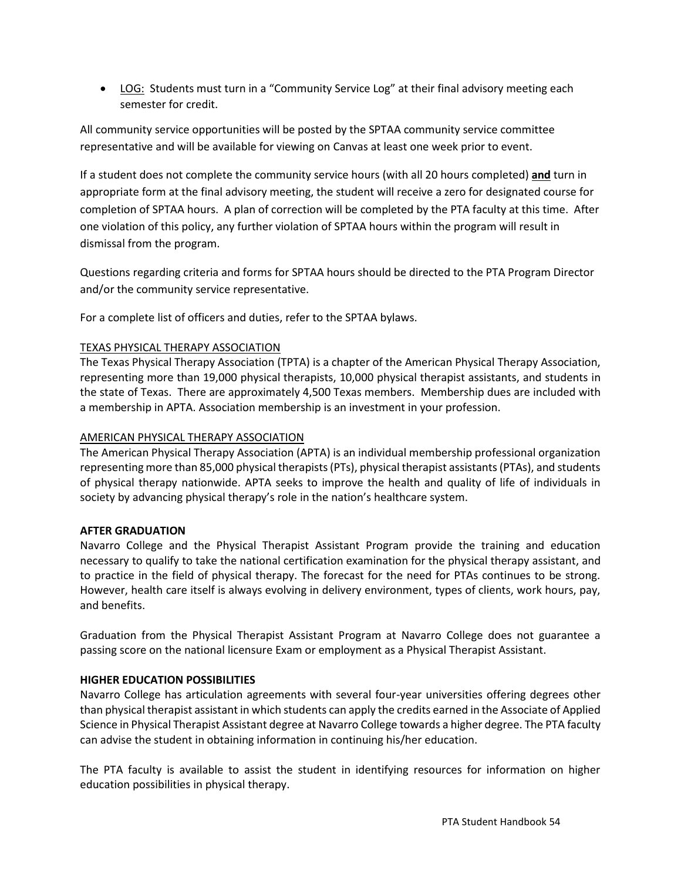- <u>LOG:</u> Students must turn in a "Community Service Log" at their final advisory meeting each semester for credit.

All community service opportunities will be posted by the SPTAA community service committee representative and will be available for viewing on Canvas at least one week prior to event.

If a student does not complete the community service hours (with all 20 hours completed) **<u>and</u>** turn in appropriate form at the final advisory meeting, the student will receive a zero for designated course for completion of SPTAA hours. A plan of correction will be completed by the PTA faculty at this time. After one violation of this policy, any further violation of SPTAA hours within the program will result in dismissal from the program.

Questions regarding criteria and forms for SPTAA hours should be directed to the PTA Program Director and/or the community service representative.

For a complete list of officers and duties, refer to the SPTAA bylaws.

<u>TEXAS PHYSICAL THERAPY ASSOCIATION</u>

The Texas Physical Therapy Association (TPTA) is a chapter of the American Physical Therapy Association, representing more than 19,000 physical therapists, 10,000 physical therapist assistants, and students in the state of Texas. There are approximately 4,500 Texas members. Membership dues are included with a membership in APTA. Association membership is an investment in your profession.

<u>AMERICAN PHYSICAL THERAPY ASSOCIATION</u>

The American Physical Therapy Association (APTA) is an individual membership professional organization representing more than 85,000 physical therapists (PTs), physical therapist assistants (PTAs), and students of physical therapy nationwide. APTA seeks to improve the health and quality of life of individuals in society by advancing physical therapy's role in the nation's healthcare system.

**AFTER GRADUATION**

Navarro College and the Physical Therapist Assistant Program provide the training and education necessary to qualify to take the national certification examination for the physical therapy assistant, and to practice in the field of physical therapy. The forecast for the need for PTAs continues to be strong. However, health care itself is always evolving in delivery environment, types of clients, work hours, pay, and benefits.

Graduation from the Physical Therapist Assistant Program at Navarro College does not guarantee a passing score on the national licensure Exam or employment as a Physical Therapist Assistant.

**HIGHER EDUCATION POSSIBILITIES**

Navarro College has articulation agreements with several four-year universities offering degrees other than physical therapist assistant in which students can apply the credits earned in the Associate of Applied Science in Physical Therapist Assistant degree at Navarro College towards a higher degree. The PTA faculty can advise the student in obtaining information in continuing his/her education.

The PTA faculty is available to assist the student in identifying resources for information on higher education possibilities in physical therapy.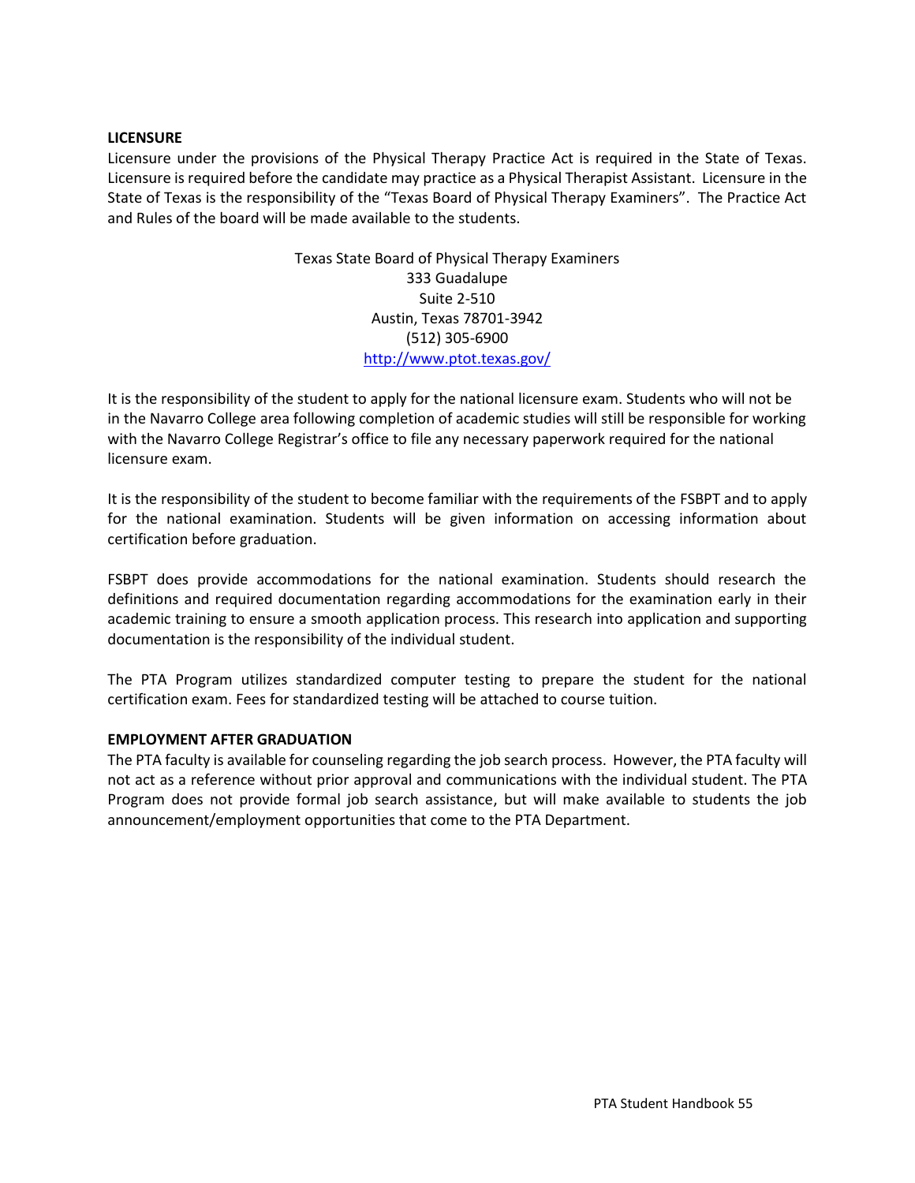**LICENSURE**

Licensure under the provisions of the Physical Therapy Practice Act is required in the State of Texas. Licensure is required before the candidate may practice as a Physical Therapist Assistant. Licensure in the State of Texas is the responsibility of the "Texas Board of Physical Therapy Examiners". The Practice Act and Rules of the board will be made available to the students.

Texas State Board of Physical Therapy Examiners
333 Guadalupe
Suite 2-510
Austin, Texas 78701-3942
(512) 305-6900
http://www.ptot.texas.gov/

It is the responsibility of the student to apply for the national licensure exam. Students who will not be in the Navarro College area following completion of academic studies will still be responsible for working with the Navarro College Registrar's office to file any necessary paperwork required for the national licensure exam.

It is the responsibility of the student to become familiar with the requirements of the FSBPT and to apply for the national examination. Students will be given information on accessing information about certification before graduation.

FSBPT does provide accommodations for the national examination. Students should research the definitions and required documentation regarding accommodations for the examination early in their academic training to ensure a smooth application process. This research into application and supporting documentation is the responsibility of the individual student.

The PTA Program utilizes standardized computer testing to prepare the student for the national certification exam. Fees for standardized testing will be attached to course tuition.

**EMPLOYMENT AFTER GRADUATION**

The PTA faculty is available for counseling regarding the job search process. However, the PTA faculty will not act as a reference without prior approval and communications with the individual student. The PTA Program does not provide formal job search assistance, but will make available to students the job announcement/employment opportunities that come to the PTA Department.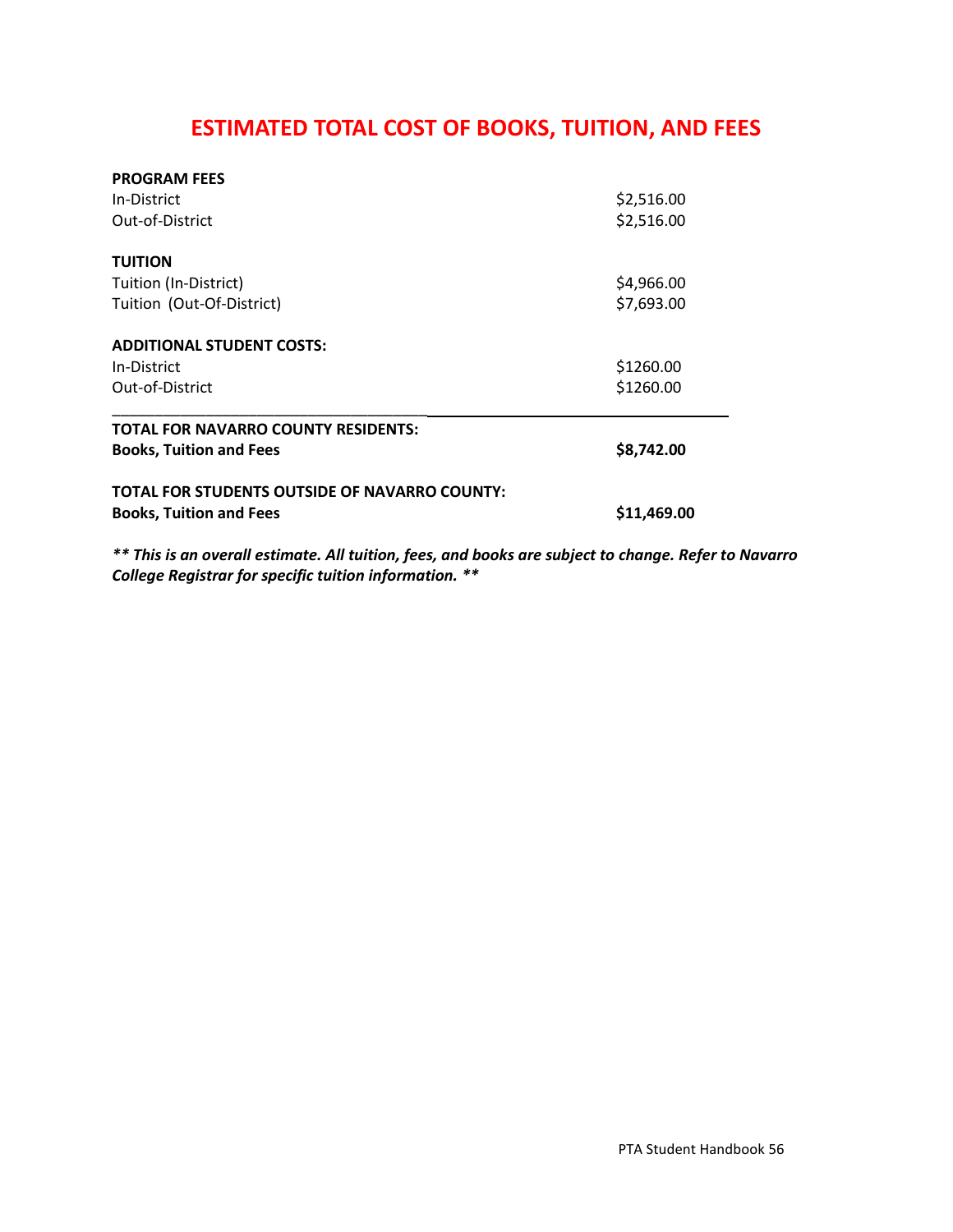# ESTIMATED TOTAL COST OF BOOKS, TUITION, AND FEES

| | |
|---|---|
| **PROGRAM FEES** | |
| In-District | $2,516.00 |
| Out-of-District | $2,516.00 |
| **TUITION** | |
| Tuition (In-District) | $4,966.00 |
| Tuition (Out-Of-District) | $7,693.00 |
| **ADDITIONAL STUDENT COSTS:** | |
| In-District | $1260.00 |
| Out-of-District | $1260.00 |
| **TOTAL FOR NAVARRO COUNTY RESIDENTS:** | |
| **Books, Tuition and Fees** | **$8,742.00** |
| **TOTAL FOR STUDENTS OUTSIDE OF NAVARRO COUNTY:** | |
| **Books, Tuition and Fees** | **$11,469.00** |

***\*\* This is an overall estimate. All tuition, fees, and books are subject to change. Refer to Navarro College Registrar for specific tuition information. \*\****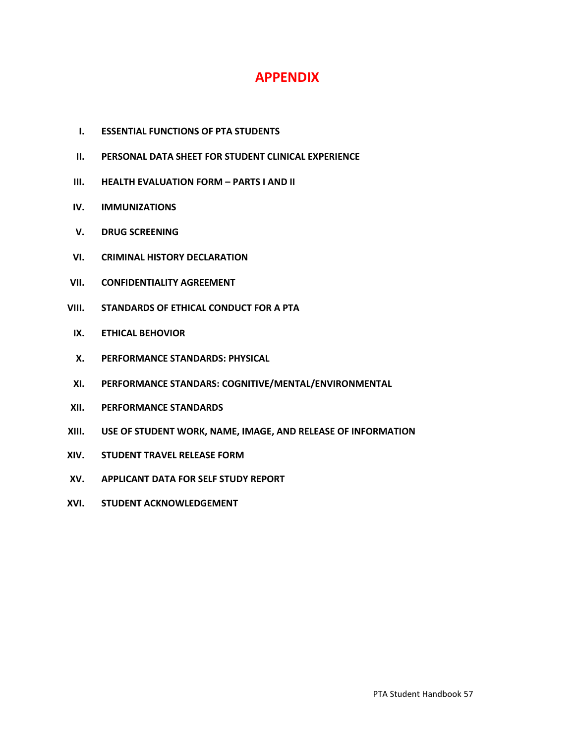# APPENDIX

I. **ESSENTIAL FUNCTIONS OF PTA STUDENTS**

II. **PERSONAL DATA SHEET FOR STUDENT CLINICAL EXPERIENCE**

III. **HEALTH EVALUATION FORM – PARTS I AND II**

IV. **IMMUNIZATIONS**

V. **DRUG SCREENING**

VI. **CRIMINAL HISTORY DECLARATION**

VII. **CONFIDENTIALITY AGREEMENT**

VIII. **STANDARDS OF ETHICAL CONDUCT FOR A PTA**

IX. **ETHICAL BEHOVIOR**

X. **PERFORMANCE STANDARDS: PHYSICAL**

XI. **PERFORMANCE STANDARS: COGNITIVE/MENTAL/ENVIRONMENTAL**

XII. **PERFORMANCE STANDARDS**

XIII. **USE OF STUDENT WORK, NAME, IMAGE, AND RELEASE OF INFORMATION**

XIV. **STUDENT TRAVEL RELEASE FORM**

XV. **APPLICANT DATA FOR SELF STUDY REPORT**

XVI. **STUDENT ACKNOWLEDGEMENT**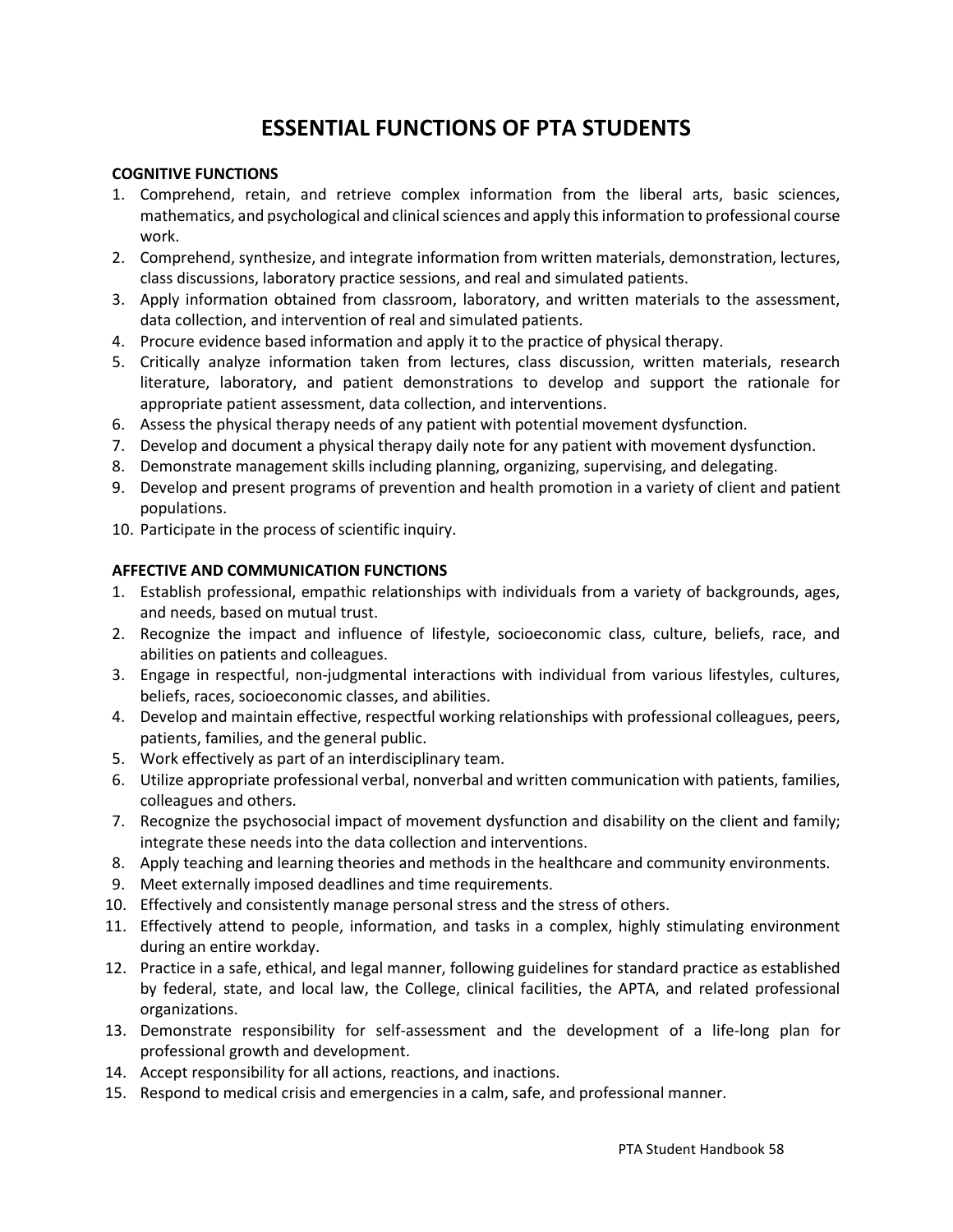# ESSENTIAL FUNCTIONS OF PTA STUDENTS

**COGNITIVE FUNCTIONS**

1. Comprehend, retain, and retrieve complex information from the liberal arts, basic sciences, mathematics, and psychological and clinical sciences and apply this information to professional course work.
2. Comprehend, synthesize, and integrate information from written materials, demonstration, lectures, class discussions, laboratory practice sessions, and real and simulated patients.
3. Apply information obtained from classroom, laboratory, and written materials to the assessment, data collection, and intervention of real and simulated patients.
4. Procure evidence based information and apply it to the practice of physical therapy.
5. Critically analyze information taken from lectures, class discussion, written materials, research literature, laboratory, and patient demonstrations to develop and support the rationale for appropriate patient assessment, data collection, and interventions.
6. Assess the physical therapy needs of any patient with potential movement dysfunction.
7. Develop and document a physical therapy daily note for any patient with movement dysfunction.
8. Demonstrate management skills including planning, organizing, supervising, and delegating.
9. Develop and present programs of prevention and health promotion in a variety of client and patient populations.
10. Participate in the process of scientific inquiry.

**AFFECTIVE AND COMMUNICATION FUNCTIONS**

1. Establish professional, empathic relationships with individuals from a variety of backgrounds, ages, and needs, based on mutual trust.
2. Recognize the impact and influence of lifestyle, socioeconomic class, culture, beliefs, race, and abilities on patients and colleagues.
3. Engage in respectful, non-judgmental interactions with individual from various lifestyles, cultures, beliefs, races, socioeconomic classes, and abilities.
4. Develop and maintain effective, respectful working relationships with professional colleagues, peers, patients, families, and the general public.
5. Work effectively as part of an interdisciplinary team.
6. Utilize appropriate professional verbal, nonverbal and written communication with patients, families, colleagues and others.
7. Recognize the psychosocial impact of movement dysfunction and disability on the client and family; integrate these needs into the data collection and interventions.
8. Apply teaching and learning theories and methods in the healthcare and community environments.
9. Meet externally imposed deadlines and time requirements.
10. Effectively and consistently manage personal stress and the stress of others.
11. Effectively attend to people, information, and tasks in a complex, highly stimulating environment during an entire workday.
12. Practice in a safe, ethical, and legal manner, following guidelines for standard practice as established by federal, state, and local law, the College, clinical facilities, the APTA, and related professional organizations.
13. Demonstrate responsibility for self-assessment and the development of a life-long plan for professional growth and development.
14. Accept responsibility for all actions, reactions, and inactions.
15. Respond to medical crisis and emergencies in a calm, safe, and professional manner.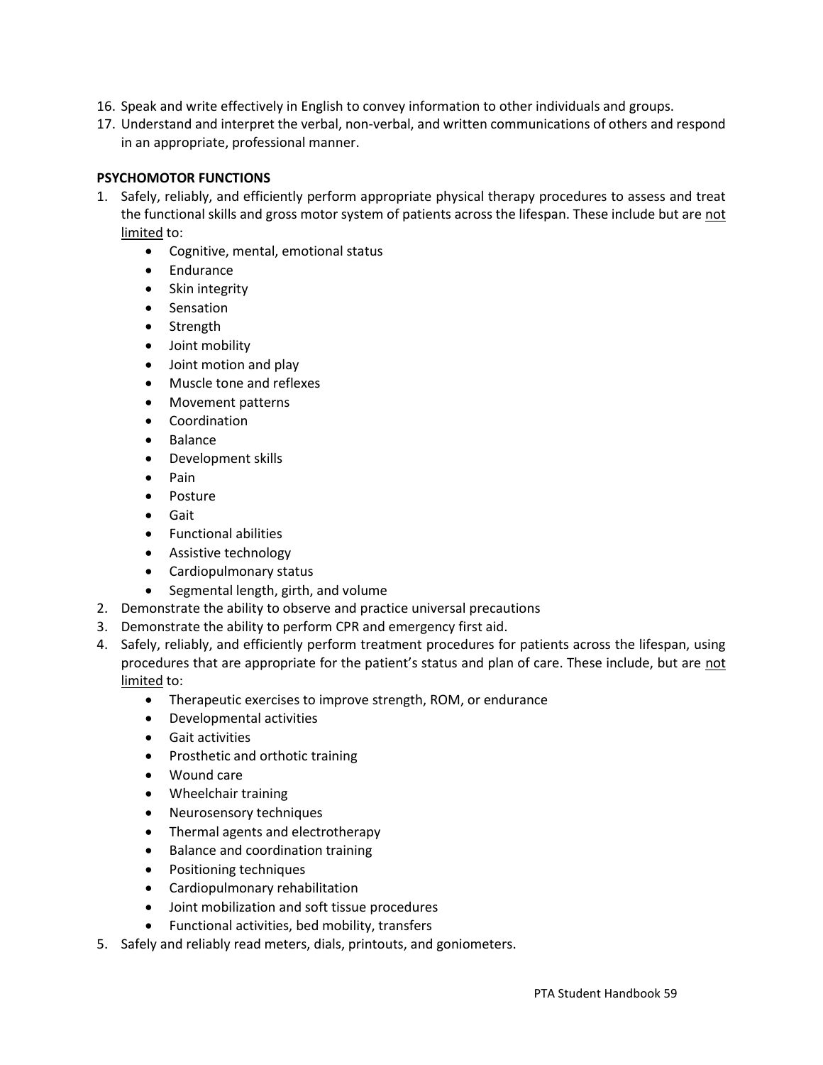16. Speak and write effectively in English to convey information to other individuals and groups.
17. Understand and interpret the verbal, non-verbal, and written communications of others and respond in an appropriate, professional manner.

**PSYCHOMOTOR FUNCTIONS**

1. Safely, reliably, and efficiently perform appropriate physical therapy procedures to assess and treat the functional skills and gross motor system of patients across the lifespan. These include but are <u>not limited</u> to:
    - Cognitive, mental, emotional status
    - Endurance
    - Skin integrity
    - Sensation
    - Strength
    - Joint mobility
    - Joint motion and play
    - Muscle tone and reflexes
    - Movement patterns
    - Coordination
    - Balance
    - Development skills
    - Pain
    - Posture
    - Gait
    - Functional abilities
    - Assistive technology
    - Cardiopulmonary status
    - Segmental length, girth, and volume
2. Demonstrate the ability to observe and practice universal precautions
3. Demonstrate the ability to perform CPR and emergency first aid.
4. Safely, reliably, and efficiently perform treatment procedures for patients across the lifespan, using procedures that are appropriate for the patient's status and plan of care. These include, but are <u>not limited</u> to:
    - Therapeutic exercises to improve strength, ROM, or endurance
    - Developmental activities
    - Gait activities
    - Prosthetic and orthotic training
    - Wound care
    - Wheelchair training
    - Neurosensory techniques
    - Thermal agents and electrotherapy
    - Balance and coordination training
    - Positioning techniques
    - Cardiopulmonary rehabilitation
    - Joint mobilization and soft tissue procedures
    - Functional activities, bed mobility, transfers
5. Safely and reliably read meters, dials, printouts, and goniometers.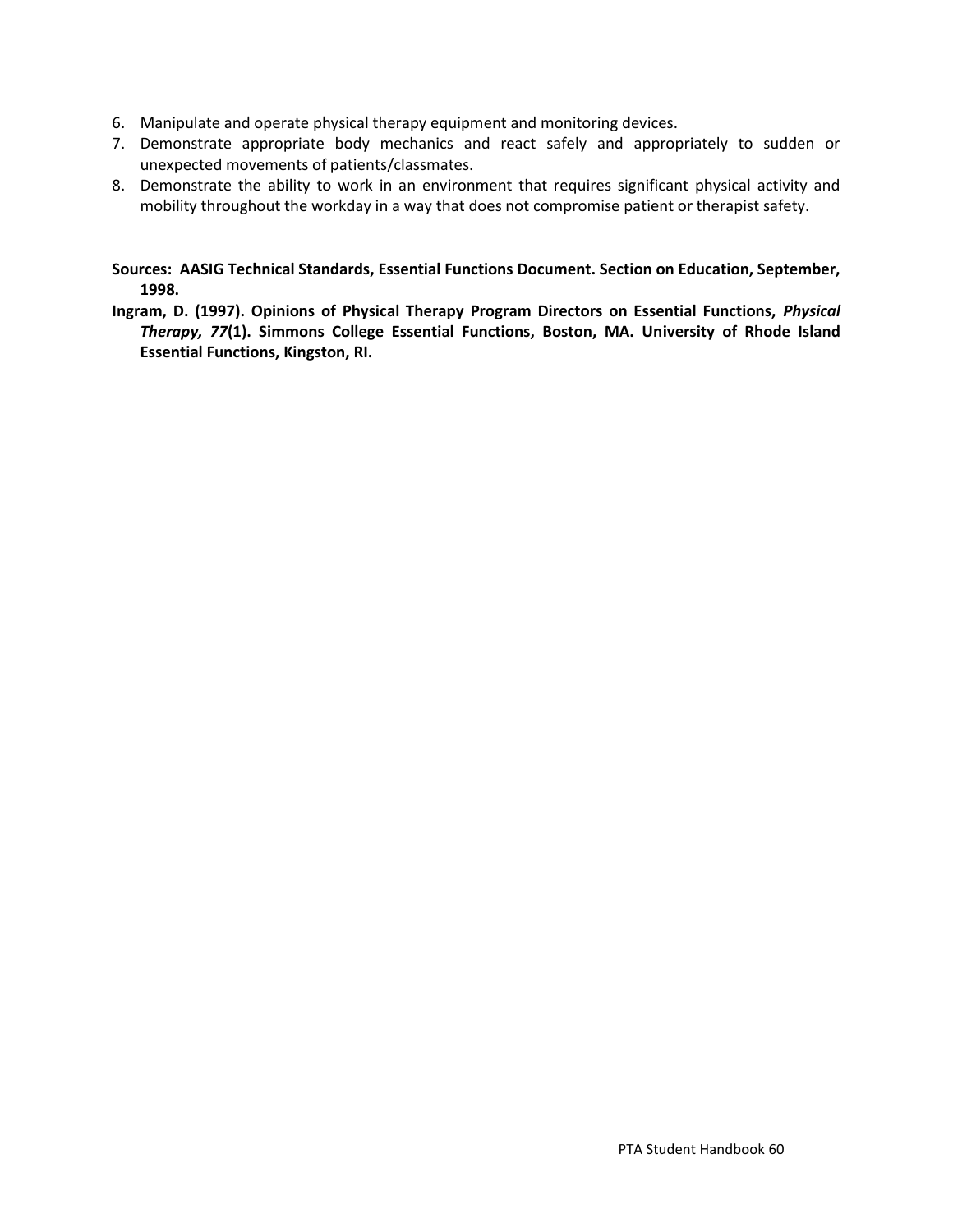6. Manipulate and operate physical therapy equipment and monitoring devices.
7. Demonstrate appropriate body mechanics and react safely and appropriately to sudden or unexpected movements of patients/classmates.
8. Demonstrate the ability to work in an environment that requires significant physical activity and mobility throughout the workday in a way that does not compromise patient or therapist safety.

**Sources: AASIG Technical Standards, Essential Functions Document. Section on Education, September, 1998.**

**Ingram, D. (1997). Opinions of Physical Therapy Program Directors on Essential Functions, *Physical Therapy, 77*(1). Simmons College Essential Functions, Boston, MA. University of Rhode Island Essential Functions, Kingston, RI.**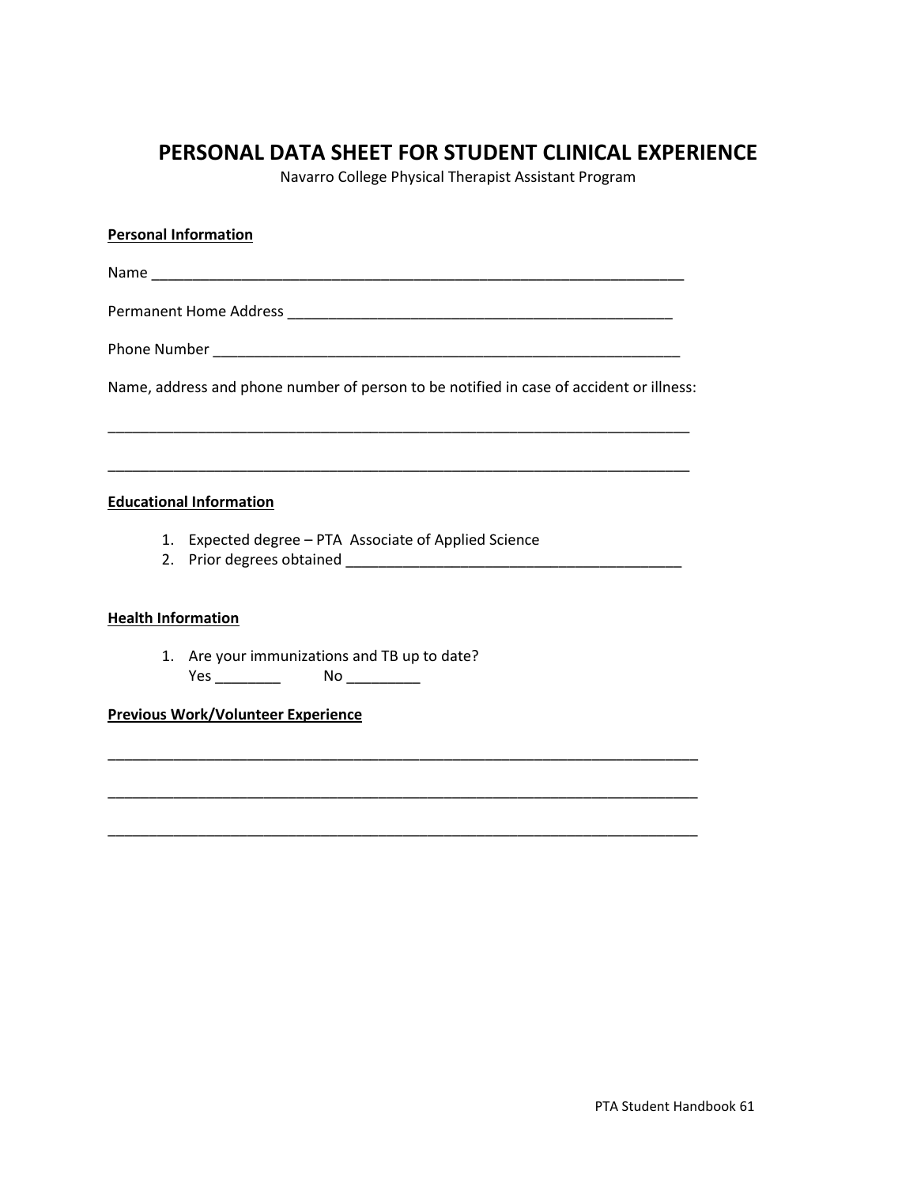# PERSONAL DATA SHEET FOR STUDENT CLINICAL EXPERIENCE

Navarro College Physical Therapist Assistant Program

**Personal Information**

Name ____________________________________________________________________

Permanent Home Address _______________________________________________

Phone Number ______________________________________________________

Name, address and phone number of person to be notified in case of accident or illness:

___________________________________________________________________________

___________________________________________________________________________

**Educational Information**

1. Expected degree – PTA Associate of Applied Science
2. Prior degrees obtained _________________________________________

**Health Information**

1. Are your immunizations and TB up to date?
   Yes ________ No _________

**Previous Work/Volunteer Experience**

___________________________________________________________________________

___________________________________________________________________________

___________________________________________________________________________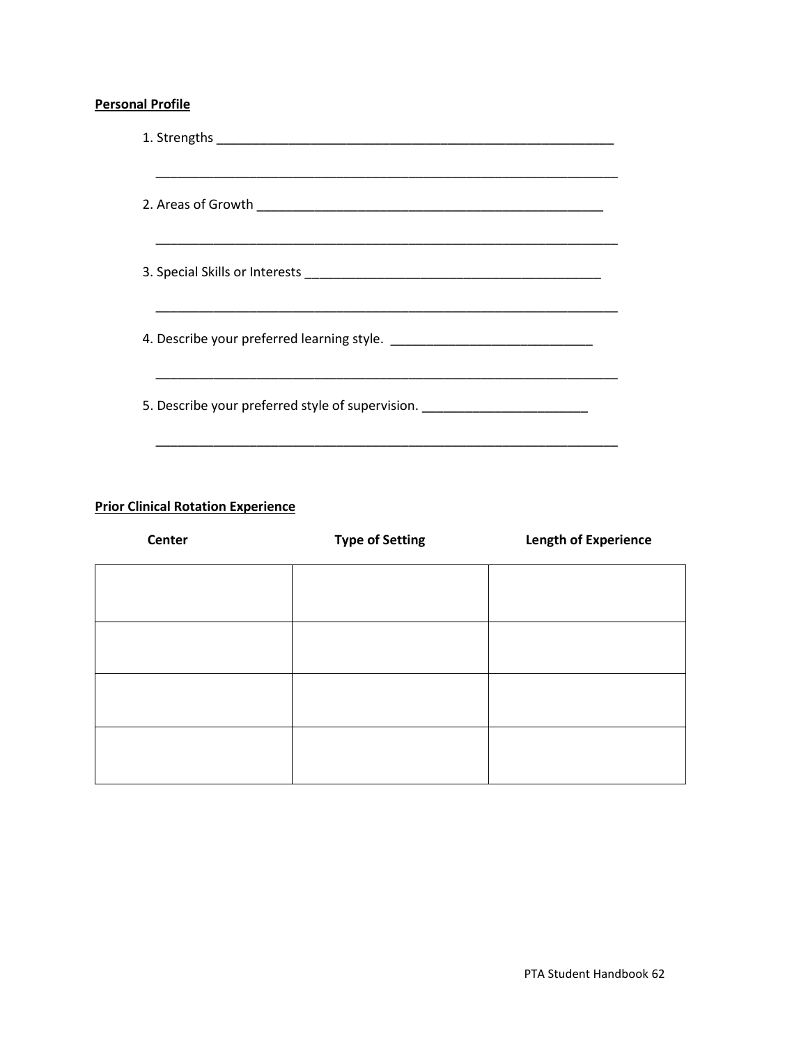**Personal Profile**

1. Strengths _______________________________________________________

   _________________________________________________________________

2. Areas of Growth ________________________________________________

   _________________________________________________________________

3. Special Skills or Interests _________________________________________

   _________________________________________________________________

4. Describe your preferred learning style. ____________________________

   _________________________________________________________________

5. Describe your preferred style of supervision. _______________________

   _________________________________________________________________

**Prior Clinical Rotation Experience**

| Center | Type of Setting | Length of Experience |
|---|---|---|
| | | |
| | | |
| | | |
| | | |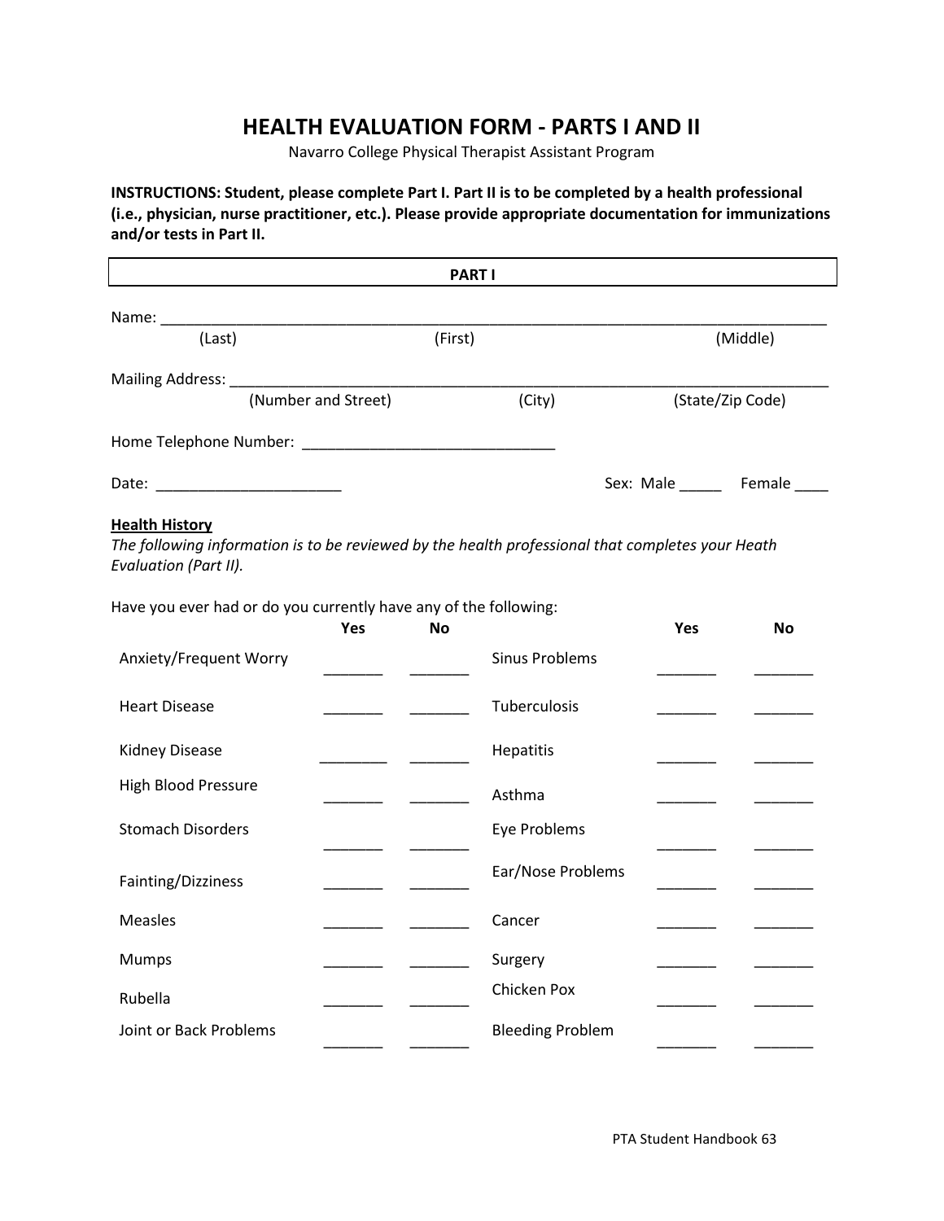# HEALTH EVALUATION FORM - PARTS I AND II

Navarro College Physical Therapist Assistant Program

**INSTRUCTIONS: Student, please complete Part I. Part II is to be completed by a health professional (i.e., physician, nurse practitioner, etc.). Please provide appropriate documentation for immunizations and/or tests in Part II.**

## PART I

Name: ___________________________________________________________________________
(Last) (First) (Middle)

Mailing Address: ______________________________________________________________________
(Number and Street) (City) (State/Zip Code)

Home Telephone Number: ______________________________

Date: ______________________ Sex: Male _____ Female ____

**Health History**

*The following information is to be reviewed by the health professional that completes your Heath Evaluation (Part II).*

Have you ever had or do you currently have any of the following:

| | Yes | No | | Yes | No |
|---|---|---|---|---|---|
| Anxiety/Frequent Worry | _______ | _______ | Sinus Problems | _______ | _______ |
| Heart Disease | _______ | _______ | Tuberculosis | _______ | _______ |
| Kidney Disease | _______ | _______ | Hepatitis | _______ | _______ |
| High Blood Pressure | _______ | _______ | Asthma | _______ | _______ |
| Stomach Disorders | _______ | _______ | Eye Problems | _______ | _______ |
| Fainting/Dizziness | _______ | _______ | Ear/Nose Problems | _______ | _______ |
| Measles | _______ | _______ | Cancer | _______ | _______ |
| Mumps | _______ | _______ | Surgery | _______ | _______ |
| Rubella | _______ | _______ | Chicken Pox | _______ | _______ |
| Joint or Back Problems | _______ | _______ | Bleeding Problem | _______ | _______ |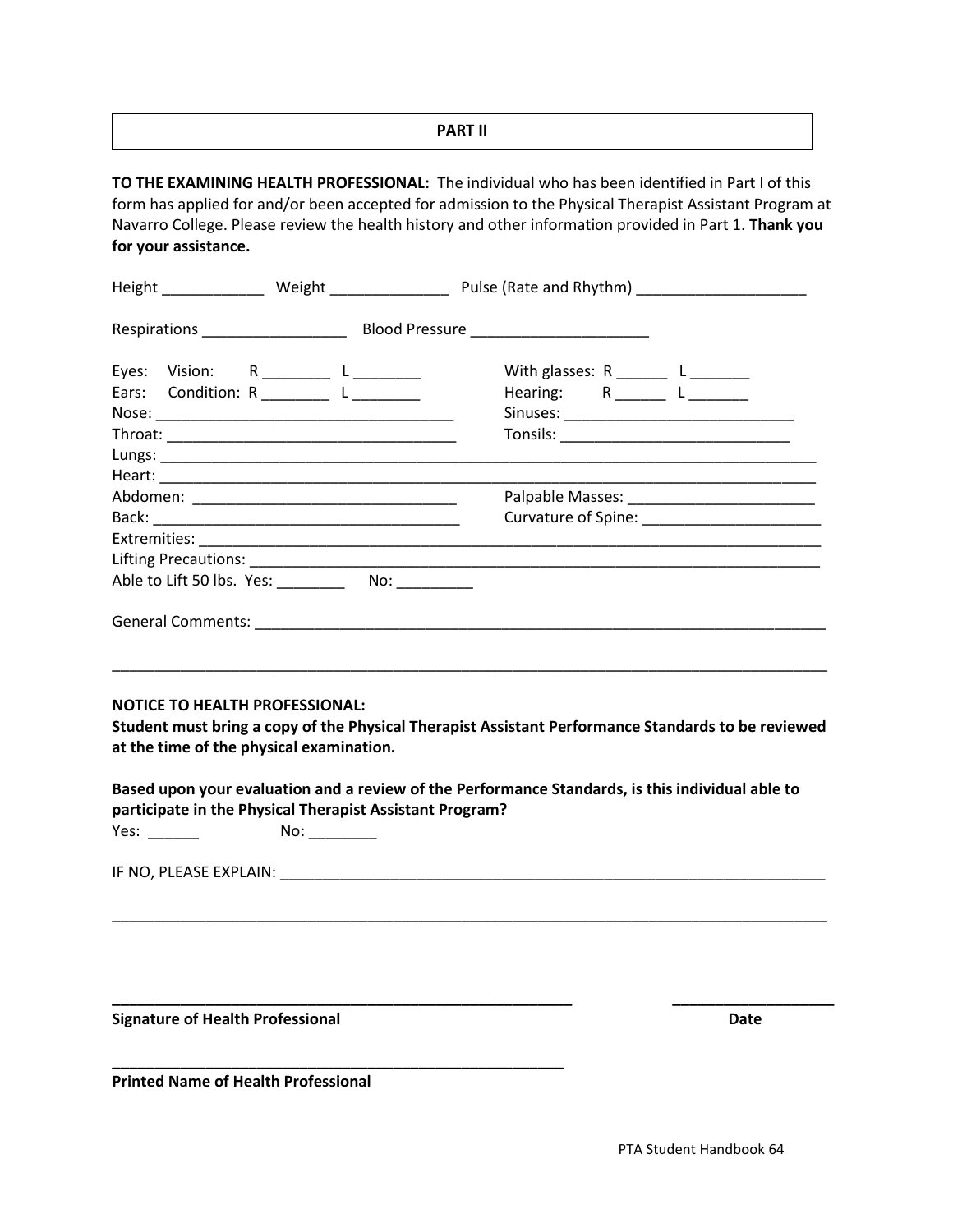## PART II

**TO THE EXAMINING HEALTH PROFESSIONAL:** The individual who has been identified in Part I of this form has applied for and/or been accepted for admission to the Physical Therapist Assistant Program at Navarro College. Please review the health history and other information provided in Part 1. **Thank you for your assistance.**

Height ____________ Weight ______________ Pulse (Rate and Rhythm) ____________________

Respirations _________________ Blood Pressure _____________________

Eyes: Vision: R ________ L ________ With glasses: R ______ L _______

Ears: Condition: R ________ L ________ Hearing: R ______ L _______

Nose: ___________________________________ Sinuses: ___________________________

Throat: __________________________________ Tonsils: ___________________________

Lungs: ______________________________________________________________________

Heart: ______________________________________________________________________

Abdomen: _______________________________ Palpable Masses: ______________________

Back: ____________________________________ Curvature of Spine: ____________________

Extremities: __________________________________________________________________

Lifting Precautions: ____________________________________________________________

Able to Lift 50 lbs. Yes: ________ No: _________

General Comments: _____________________________________________________________

___________________________________________________________________________________

**NOTICE TO HEALTH PROFESSIONAL:**
**Student must bring a copy of the Physical Therapist Assistant Performance Standards to be reviewed at the time of the physical examination.**

**Based upon your evaluation and a review of the Performance Standards, is this individual able to participate in the Physical Therapist Assistant Program?**

Yes: ______ No: ________

IF NO, PLEASE EXPLAIN: __________________________________________________________

___________________________________________________________________________________

_________________________________________________________ ___________________

**Signature of Health Professional** **Date**

_______________________________________________________

**Printed Name of Health Professional**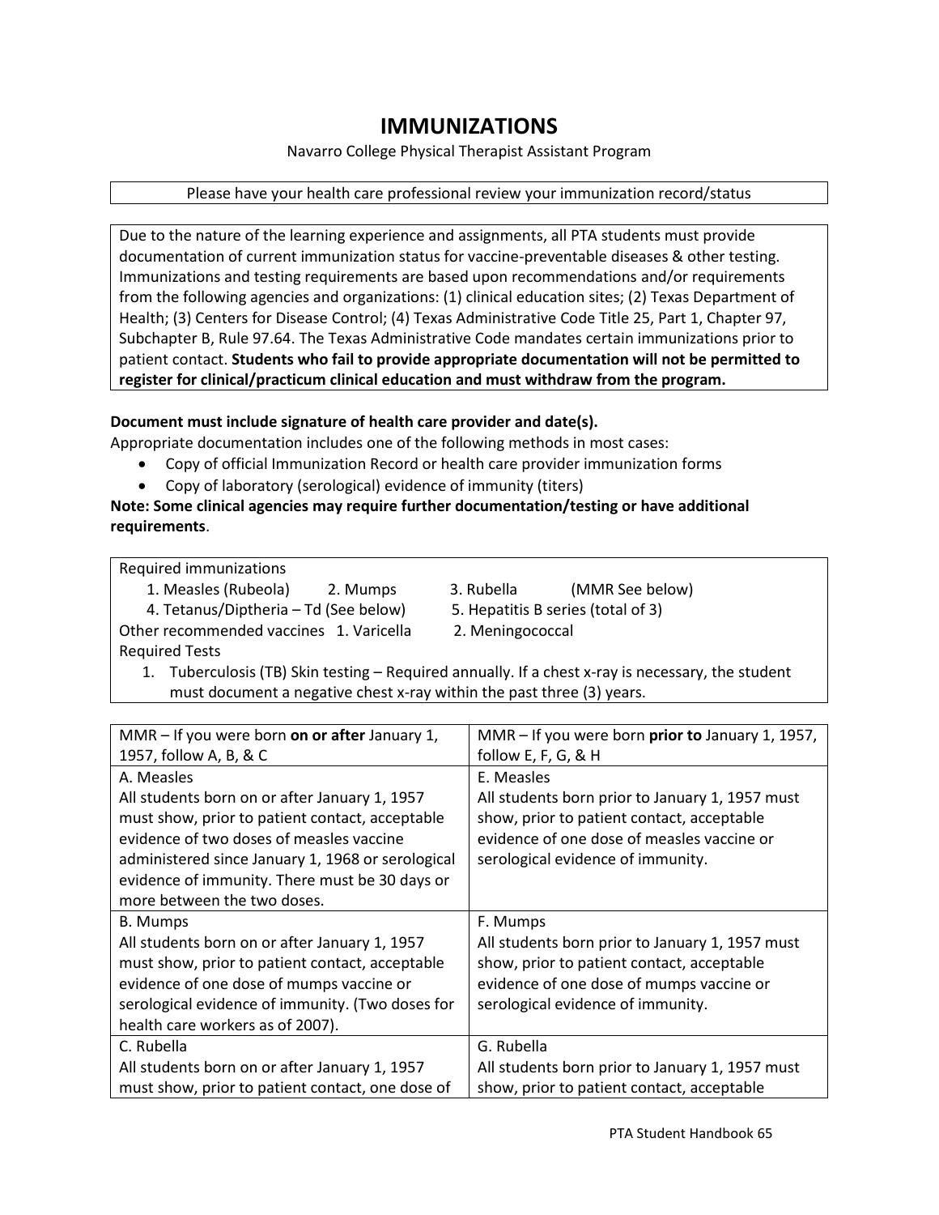# IMMUNIZATIONS

Navarro College Physical Therapist Assistant Program

Please have your health care professional review your immunization record/status

Due to the nature of the learning experience and assignments, all PTA students must provide documentation of current immunization status for vaccine-preventable diseases & other testing. Immunizations and testing requirements are based upon recommendations and/or requirements from the following agencies and organizations: (1) clinical education sites; (2) Texas Department of Health; (3) Centers for Disease Control; (4) Texas Administrative Code Title 25, Part 1, Chapter 97, Subchapter B, Rule 97.64. The Texas Administrative Code mandates certain immunizations prior to patient contact. **Students who fail to provide appropriate documentation will not be permitted to register for clinical/practicum clinical education and must withdraw from the program.**

**Document must include signature of health care provider and date(s).**

Appropriate documentation includes one of the following methods in most cases:

- Copy of official Immunization Record or health care provider immunization forms
- Copy of laboratory (serological) evidence of immunity (titers)

**Note: Some clinical agencies may require further documentation/testing or have additional requirements**.

Required immunizations

1. Measles (Rubeola) 2. Mumps 3. Rubella (MMR See below)
4. Tetanus/Diptheria – Td (See below) 5. Hepatitis B series (total of 3)

Other recommended vaccines 1. Varicella 2. Meningococcal

Required Tests

1. Tuberculosis (TB) Skin testing – Required annually. If a chest x-ray is necessary, the student must document a negative chest x-ray within the past three (3) years.

| MMR – If you were born **on or after** January 1, 1957, follow A, B, & C | MMR – If you were born **prior to** January 1, 1957, follow E, F, G, & H |
|---|---|
| A. Measles<br>All students born on or after January 1, 1957 must show, prior to patient contact, acceptable evidence of two doses of measles vaccine administered since January 1, 1968 or serological evidence of immunity. There must be 30 days or more between the two doses. | E. Measles<br>All students born prior to January 1, 1957 must show, prior to patient contact, acceptable evidence of one dose of measles vaccine or serological evidence of immunity. |
| B. Mumps<br>All students born on or after January 1, 1957 must show, prior to patient contact, acceptable evidence of one dose of mumps vaccine or serological evidence of immunity. (Two doses for health care workers as of 2007). | F. Mumps<br>All students born prior to January 1, 1957 must show, prior to patient contact, acceptable evidence of one dose of mumps vaccine or serological evidence of immunity. |
| C. Rubella<br>All students born on or after January 1, 1957 must show, prior to patient contact, one dose of | G. Rubella<br>All students born prior to January 1, 1957 must show, prior to patient contact, acceptable |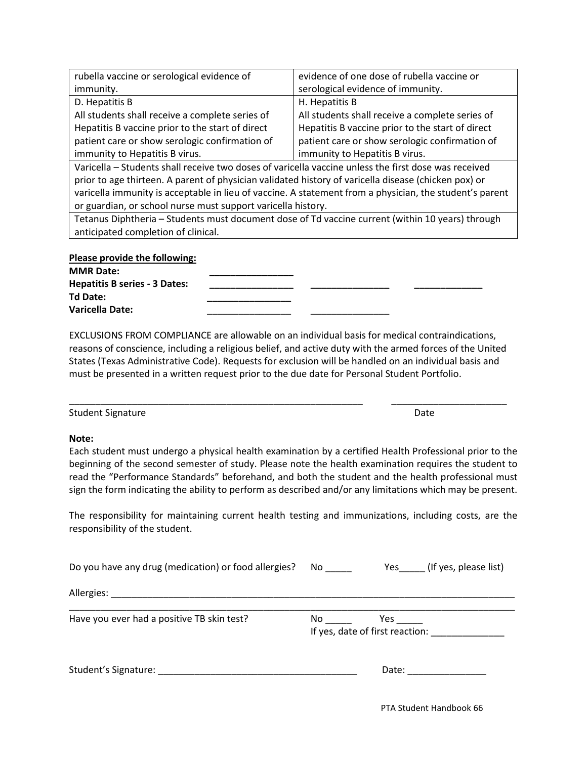| | |
|---|---|
| rubella vaccine or serological evidence of immunity. | evidence of one dose of rubella vaccine or serological evidence of immunity. |
| D. Hepatitis B<br>All students shall receive a complete series of Hepatitis B vaccine prior to the start of direct patient care or show serologic confirmation of immunity to Hepatitis B virus. | H. Hepatitis B<br>All students shall receive a complete series of Hepatitis B vaccine prior to the start of direct patient care or show serologic confirmation of immunity to Hepatitis B virus. |
| Varicella – Students shall receive two doses of varicella vaccine unless the first dose was received prior to age thirteen. A parent of physician validated history of varicella disease (chicken pox) or varicella immunity is acceptable in lieu of vaccine. A statement from a physician, the student's parent or guardian, or school nurse must support varicella history. | |
| Tetanus Diphtheria – Students must document dose of Td vaccine current (within 10 years) through anticipated completion of clinical. | |

**Please provide the following:**

**MMR Date:** ________________

**Hepatitis B series - 3 Dates:** ________________ ________________ ______________

**Td Date:** ________________

**Varicella Date:** ________________ ________________

EXCLUSIONS FROM COMPLIANCE are allowable on an individual basis for medical contraindications, reasons of conscience, including a religious belief, and active duty with the armed forces of the United States (Texas Administrative Code). Requests for exclusion will be handled on an individual basis and must be presented in a written request prior to the due date for Personal Student Portfolio.

___________________________________________________________ ______________________

Student Signature Date

**Note:**

Each student must undergo a physical health examination by a certified Health Professional prior to the beginning of the second semester of study. Please note the health examination requires the student to read the "Performance Standards" beforehand, and both the student and the health professional must sign the form indicating the ability to perform as described and/or any limitations which may be present.

The responsibility for maintaining current health testing and immunizations, including costs, are the responsibility of the student.

Do you have any drug (medication) or food allergies? No _____ Yes_____ (If yes, please list)

Allergies: ________________________________________________________________________________

_______________________________________________________________________________________

Have you ever had a positive TB skin test? No _____ Yes _____

If yes, date of first reaction: ______________

Student's Signature: ________________________________________ Date: _______________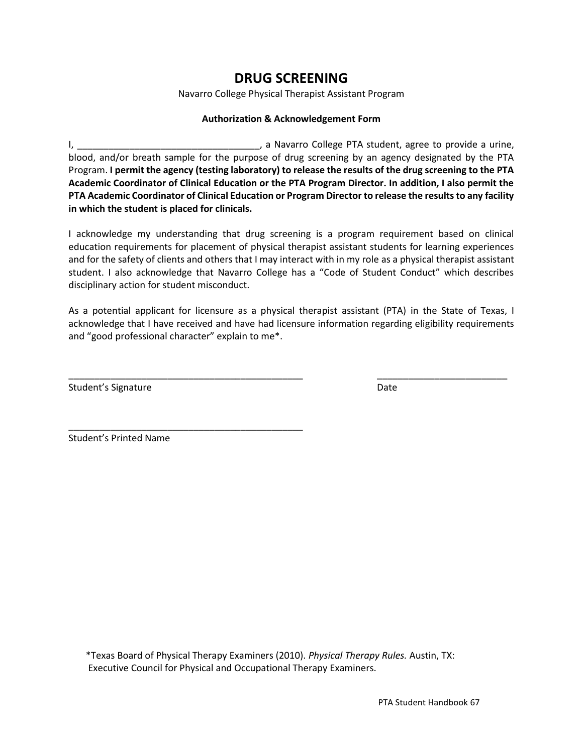# DRUG SCREENING

Navarro College Physical Therapist Assistant Program

**Authorization & Acknowledgement Form**

I, ___________________________________, a Navarro College PTA student, agree to provide a urine, blood, and/or breath sample for the purpose of drug screening by an agency designated by the PTA Program. **I permit the agency (testing laboratory) to release the results of the drug screening to the PTA Academic Coordinator of Clinical Education or the PTA Program Director. In addition, I also permit the PTA Academic Coordinator of Clinical Education or Program Director to release the results to any facility in which the student is placed for clinicals.**

I acknowledge my understanding that drug screening is a program requirement based on clinical education requirements for placement of physical therapist assistant students for learning experiences and for the safety of clients and others that I may interact with in my role as a physical therapist assistant student. I also acknowledge that Navarro College has a "Code of Student Conduct" which describes disciplinary action for student misconduct.

As a potential applicant for licensure as a physical therapist assistant (PTA) in the State of Texas, I acknowledge that I have received and have had licensure information regarding eligibility requirements and "good professional character" explain to me*.

_______________________________________________ &nbsp;&nbsp;&nbsp;&nbsp;&nbsp;&nbsp;&nbsp;&nbsp; _________________________
Student's Signature &nbsp;&nbsp;&nbsp;&nbsp;&nbsp;&nbsp;&nbsp;&nbsp;&nbsp;&nbsp;&nbsp;&nbsp;&nbsp;&nbsp;&nbsp;&nbsp;&nbsp;&nbsp;&nbsp;&nbsp;&nbsp;&nbsp;&nbsp;&nbsp;&nbsp;&nbsp;&nbsp;&nbsp;&nbsp;&nbsp;&nbsp;&nbsp;&nbsp;&nbsp;&nbsp;&nbsp;&nbsp;&nbsp;&nbsp;&nbsp; Date

_______________________________________________
Student's Printed Name

*Texas Board of Physical Therapy Examiners (2010). *Physical Therapy Rules.* Austin, TX: Executive Council for Physical and Occupational Therapy Examiners.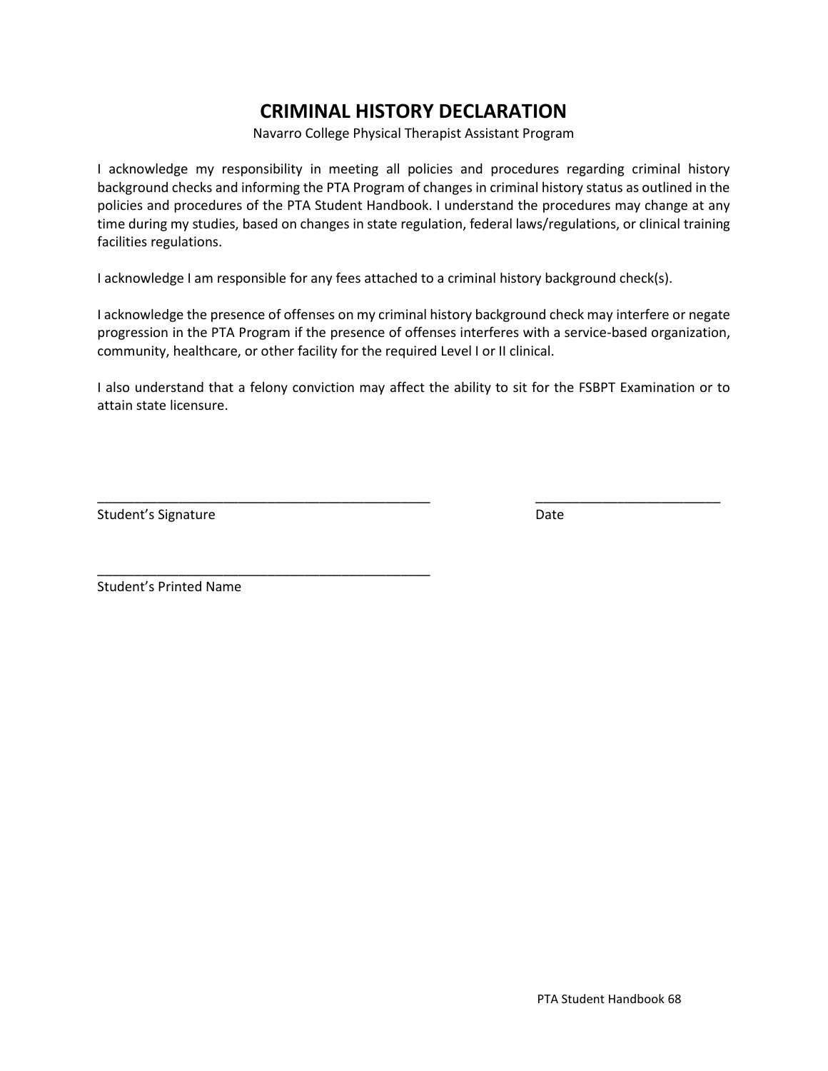# CRIMINAL HISTORY DECLARATION

Navarro College Physical Therapist Assistant Program

I acknowledge my responsibility in meeting all policies and procedures regarding criminal history background checks and informing the PTA Program of changes in criminal history status as outlined in the policies and procedures of the PTA Student Handbook. I understand the procedures may change at any time during my studies, based on changes in state regulation, federal laws/regulations, or clinical training facilities regulations.

I acknowledge I am responsible for any fees attached to a criminal history background check(s).

I acknowledge the presence of offenses on my criminal history background check may interfere or negate progression in the PTA Program if the presence of offenses interferes with a service-based organization, community, healthcare, or other facility for the required Level I or II clinical.

I also understand that a felony conviction may affect the ability to sit for the FSBPT Examination or to attain state licensure.

_______________________________________________ _________________________

Student's Signature Date

_______________________________________________

Student's Printed Name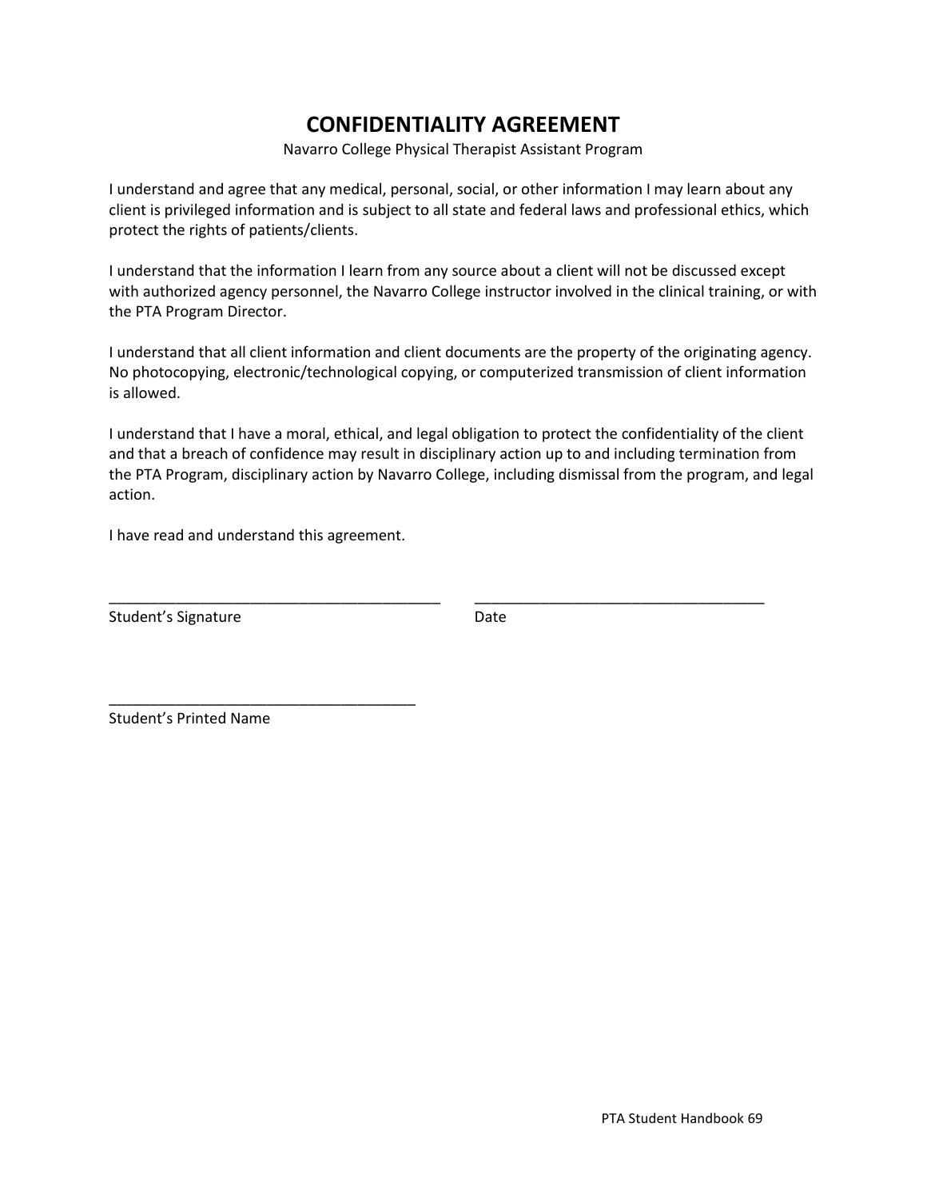# CONFIDENTIALITY AGREEMENT

Navarro College Physical Therapist Assistant Program

I understand and agree that any medical, personal, social, or other information I may learn about any client is privileged information and is subject to all state and federal laws and professional ethics, which protect the rights of patients/clients.

I understand that the information I learn from any source about a client will not be discussed except with authorized agency personnel, the Navarro College instructor involved in the clinical training, or with the PTA Program Director.

I understand that all client information and client documents are the property of the originating agency. No photocopying, electronic/technological copying, or computerized transmission of client information is allowed.

I understand that I have a moral, ethical, and legal obligation to protect the confidentiality of the client and that a breach of confidence may result in disciplinary action up to and including termination from the PTA Program, disciplinary action by Navarro College, including dismissal from the program, and legal action.

I have read and understand this agreement.

_________________________________________ ___________________________________

Student's Signature Date

_____________________________________

Student's Printed Name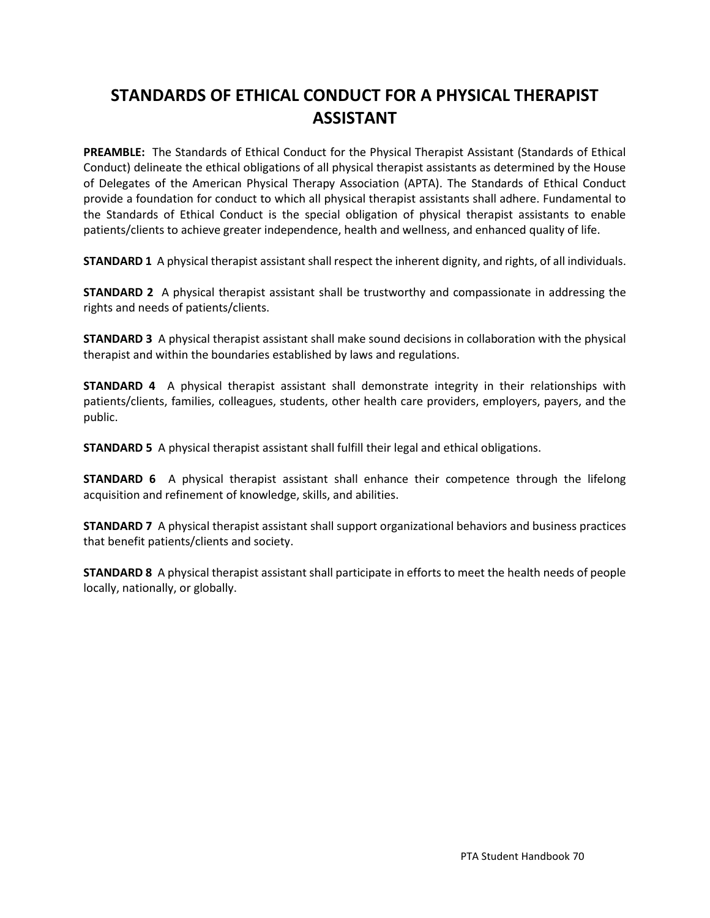# STANDARDS OF ETHICAL CONDUCT FOR A PHYSICAL THERAPIST ASSISTANT

**PREAMBLE:** The Standards of Ethical Conduct for the Physical Therapist Assistant (Standards of Ethical Conduct) delineate the ethical obligations of all physical therapist assistants as determined by the House of Delegates of the American Physical Therapy Association (APTA). The Standards of Ethical Conduct provide a foundation for conduct to which all physical therapist assistants shall adhere. Fundamental to the Standards of Ethical Conduct is the special obligation of physical therapist assistants to enable patients/clients to achieve greater independence, health and wellness, and enhanced quality of life.

**STANDARD 1** A physical therapist assistant shall respect the inherent dignity, and rights, of all individuals.

**STANDARD 2** A physical therapist assistant shall be trustworthy and compassionate in addressing the rights and needs of patients/clients.

**STANDARD 3** A physical therapist assistant shall make sound decisions in collaboration with the physical therapist and within the boundaries established by laws and regulations.

**STANDARD 4** A physical therapist assistant shall demonstrate integrity in their relationships with patients/clients, families, colleagues, students, other health care providers, employers, payers, and the public.

**STANDARD 5** A physical therapist assistant shall fulfill their legal and ethical obligations.

**STANDARD 6** A physical therapist assistant shall enhance their competence through the lifelong acquisition and refinement of knowledge, skills, and abilities.

**STANDARD 7** A physical therapist assistant shall support organizational behaviors and business practices that benefit patients/clients and society.

**STANDARD 8** A physical therapist assistant shall participate in efforts to meet the health needs of people locally, nationally, or globally.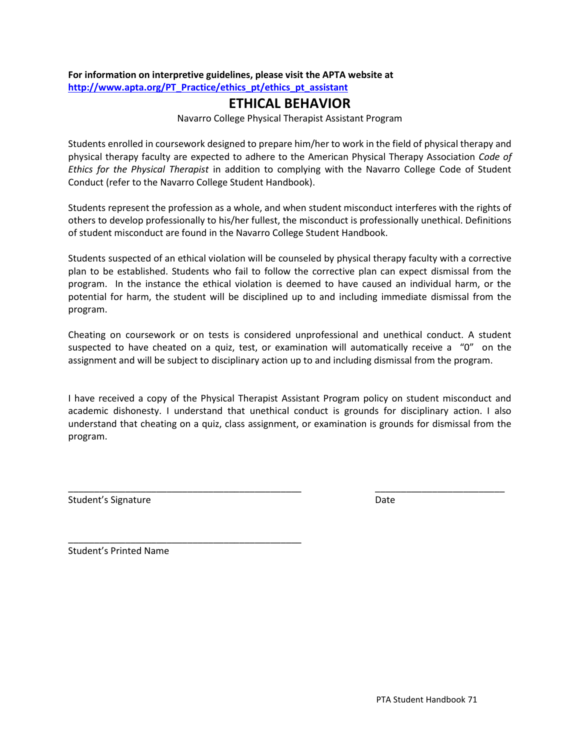**For information on interpretive guidelines, please visit the APTA website at** **http://www.apta.org/PT_Practice/ethics_pt/ethics_pt_assistant**

# ETHICAL BEHAVIOR

Navarro College Physical Therapist Assistant Program

Students enrolled in coursework designed to prepare him/her to work in the field of physical therapy and physical therapy faculty are expected to adhere to the American Physical Therapy Association *Code of Ethics for the Physical Therapist* in addition to complying with the Navarro College Code of Student Conduct (refer to the Navarro College Student Handbook).

Students represent the profession as a whole, and when student misconduct interferes with the rights of others to develop professionally to his/her fullest, the misconduct is professionally unethical. Definitions of student misconduct are found in the Navarro College Student Handbook.

Students suspected of an ethical violation will be counseled by physical therapy faculty with a corrective plan to be established. Students who fail to follow the corrective plan can expect dismissal from the program. In the instance the ethical violation is deemed to have caused an individual harm, or the potential for harm, the student will be disciplined up to and including immediate dismissal from the program.

Cheating on coursework or on tests is considered unprofessional and unethical conduct. A student suspected to have cheated on a quiz, test, or examination will automatically receive a "0" on the assignment and will be subject to disciplinary action up to and including dismissal from the program.

I have received a copy of the Physical Therapist Assistant Program policy on student misconduct and academic dishonesty. I understand that unethical conduct is grounds for disciplinary action. I also understand that cheating on a quiz, class assignment, or examination is grounds for dismissal from the program.

_______________________________________________ \_\_\_\_\_\_\_\_\_\_\_\_\_\_\_\_\_\_\_\_\_\_\_\_\_\_
Student's Signature Date

_______________________________________________
Student's Printed Name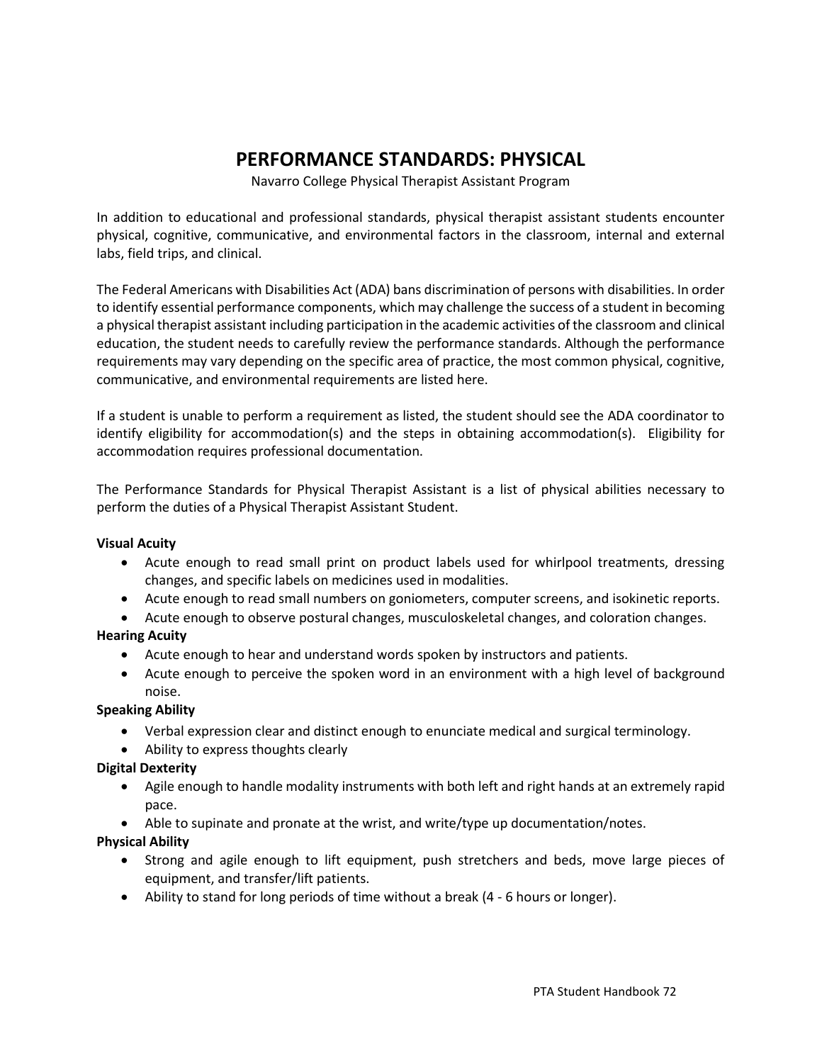# PERFORMANCE STANDARDS: PHYSICAL

Navarro College Physical Therapist Assistant Program

In addition to educational and professional standards, physical therapist assistant students encounter physical, cognitive, communicative, and environmental factors in the classroom, internal and external labs, field trips, and clinical.

The Federal Americans with Disabilities Act (ADA) bans discrimination of persons with disabilities. In order to identify essential performance components, which may challenge the success of a student in becoming a physical therapist assistant including participation in the academic activities of the classroom and clinical education, the student needs to carefully review the performance standards. Although the performance requirements may vary depending on the specific area of practice, the most common physical, cognitive, communicative, and environmental requirements are listed here.

If a student is unable to perform a requirement as listed, the student should see the ADA coordinator to identify eligibility for accommodation(s) and the steps in obtaining accommodation(s). Eligibility for accommodation requires professional documentation.

The Performance Standards for Physical Therapist Assistant is a list of physical abilities necessary to perform the duties of a Physical Therapist Assistant Student.

**Visual Acuity**

- Acute enough to read small print on product labels used for whirlpool treatments, dressing changes, and specific labels on medicines used in modalities.
- Acute enough to read small numbers on goniometers, computer screens, and isokinetic reports.
- Acute enough to observe postural changes, musculoskeletal changes, and coloration changes.

**Hearing Acuity**

- Acute enough to hear and understand words spoken by instructors and patients.
- Acute enough to perceive the spoken word in an environment with a high level of background noise.

**Speaking Ability**

- Verbal expression clear and distinct enough to enunciate medical and surgical terminology.
- Ability to express thoughts clearly

**Digital Dexterity**

- Agile enough to handle modality instruments with both left and right hands at an extremely rapid pace.
- Able to supinate and pronate at the wrist, and write/type up documentation/notes.

**Physical Ability**

- Strong and agile enough to lift equipment, push stretchers and beds, move large pieces of equipment, and transfer/lift patients.
- Ability to stand for long periods of time without a break (4 - 6 hours or longer).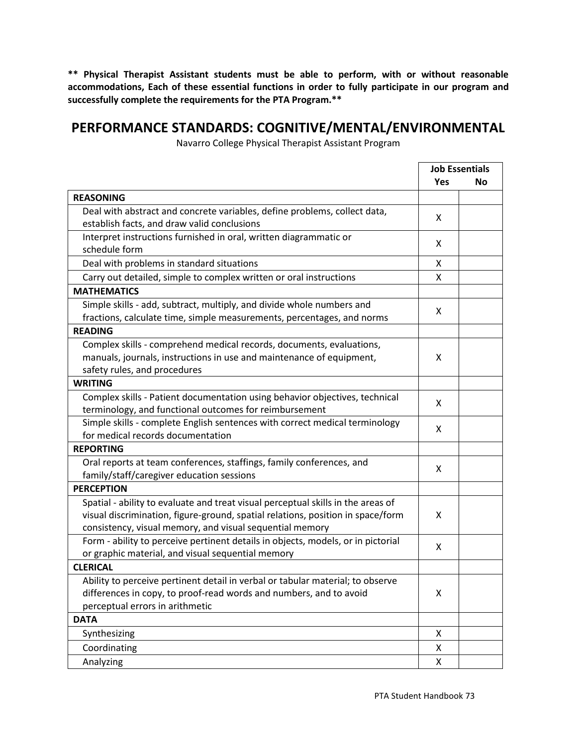**\*\* Physical Therapist Assistant students must be able to perform, with or without reasonable accommodations, Each of these essential functions in order to fully participate in our program and successfully complete the requirements for the PTA Program.\*\***

# PERFORMANCE STANDARDS: COGNITIVE/MENTAL/ENVIRONMENTAL

Navarro College Physical Therapist Assistant Program

| | Job Essentials | |
|---|---|---|
| | Yes | No |
| **REASONING** | | |
| Deal with abstract and concrete variables, define problems, collect data, establish facts, and draw valid conclusions | X | |
| Interpret instructions furnished in oral, written diagrammatic or schedule form | X | |
| Deal with problems in standard situations | X | |
| Carry out detailed, simple to complex written or oral instructions | X | |
| **MATHEMATICS** | | |
| Simple skills - add, subtract, multiply, and divide whole numbers and fractions, calculate time, simple measurements, percentages, and norms | X | |
| **READING** | | |
| Complex skills - comprehend medical records, documents, evaluations, manuals, journals, instructions in use and maintenance of equipment, safety rules, and procedures | X | |
| **WRITING** | | |
| Complex skills - Patient documentation using behavior objectives, technical terminology, and functional outcomes for reimbursement | X | |
| Simple skills - complete English sentences with correct medical terminology for medical records documentation | X | |
| **REPORTING** | | |
| Oral reports at team conferences, staffings, family conferences, and family/staff/caregiver education sessions | X | |
| **PERCEPTION** | | |
| Spatial - ability to evaluate and treat visual perceptual skills in the areas of visual discrimination, figure-ground, spatial relations, position in space/form consistency, visual memory, and visual sequential memory | X | |
| Form - ability to perceive pertinent details in objects, models, or in pictorial or graphic material, and visual sequential memory | X | |
| **CLERICAL** | | |
| Ability to perceive pertinent detail in verbal or tabular material; to observe differences in copy, to proof-read words and numbers, and to avoid perceptual errors in arithmetic | X | |
| **DATA** | | |
| Synthesizing | X | |
| Coordinating | X | |
| Analyzing | X | |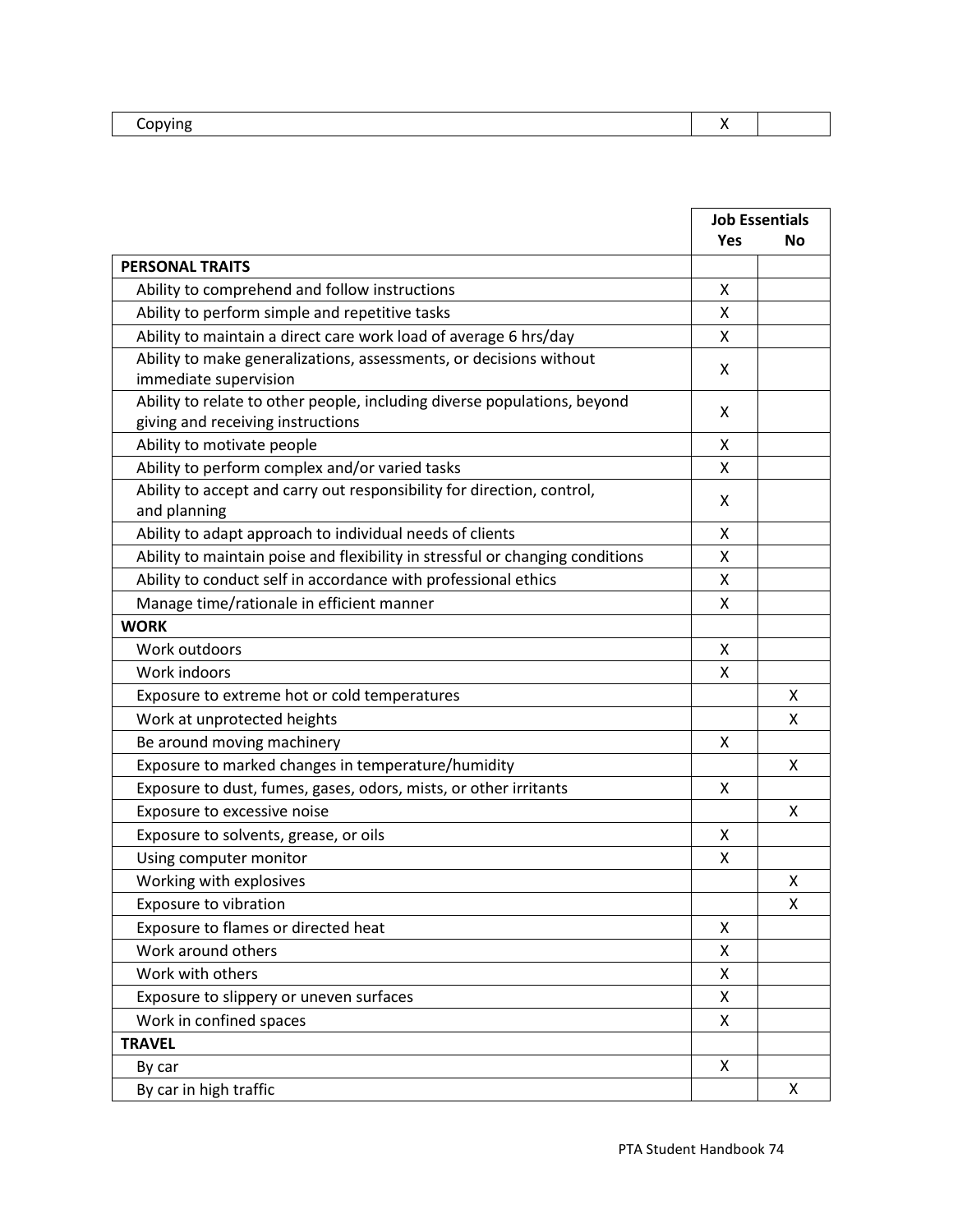| | | |
|---|---|---|
| Copying | X | |

| | Job Essentials | |
|---|---|---|
| | Yes | No |
| **PERSONAL TRAITS** | | |
| Ability to comprehend and follow instructions | X | |
| Ability to perform simple and repetitive tasks | X | |
| Ability to maintain a direct care work load of average 6 hrs/day | X | |
| Ability to make generalizations, assessments, or decisions without immediate supervision | X | |
| Ability to relate to other people, including diverse populations, beyond giving and receiving instructions | X | |
| Ability to motivate people | X | |
| Ability to perform complex and/or varied tasks | X | |
| Ability to accept and carry out responsibility for direction, control, and planning | X | |
| Ability to adapt approach to individual needs of clients | X | |
| Ability to maintain poise and flexibility in stressful or changing conditions | X | |
| Ability to conduct self in accordance with professional ethics | X | |
| Manage time/rationale in efficient manner | X | |
| **WORK** | | |
| Work outdoors | X | |
| Work indoors | X | |
| Exposure to extreme hot or cold temperatures | | X |
| Work at unprotected heights | | X |
| Be around moving machinery | X | |
| Exposure to marked changes in temperature/humidity | | X |
| Exposure to dust, fumes, gases, odors, mists, or other irritants | X | |
| Exposure to excessive noise | | X |
| Exposure to solvents, grease, or oils | X | |
| Using computer monitor | X | |
| Working with explosives | | X |
| Exposure to vibration | | X |
| Exposure to flames or directed heat | X | |
| Work around others | X | |
| Work with others | X | |
| Exposure to slippery or uneven surfaces | X | |
| Work in confined spaces | X | |
| **TRAVEL** | | |
| By car | X | |
| By car in high traffic | | X |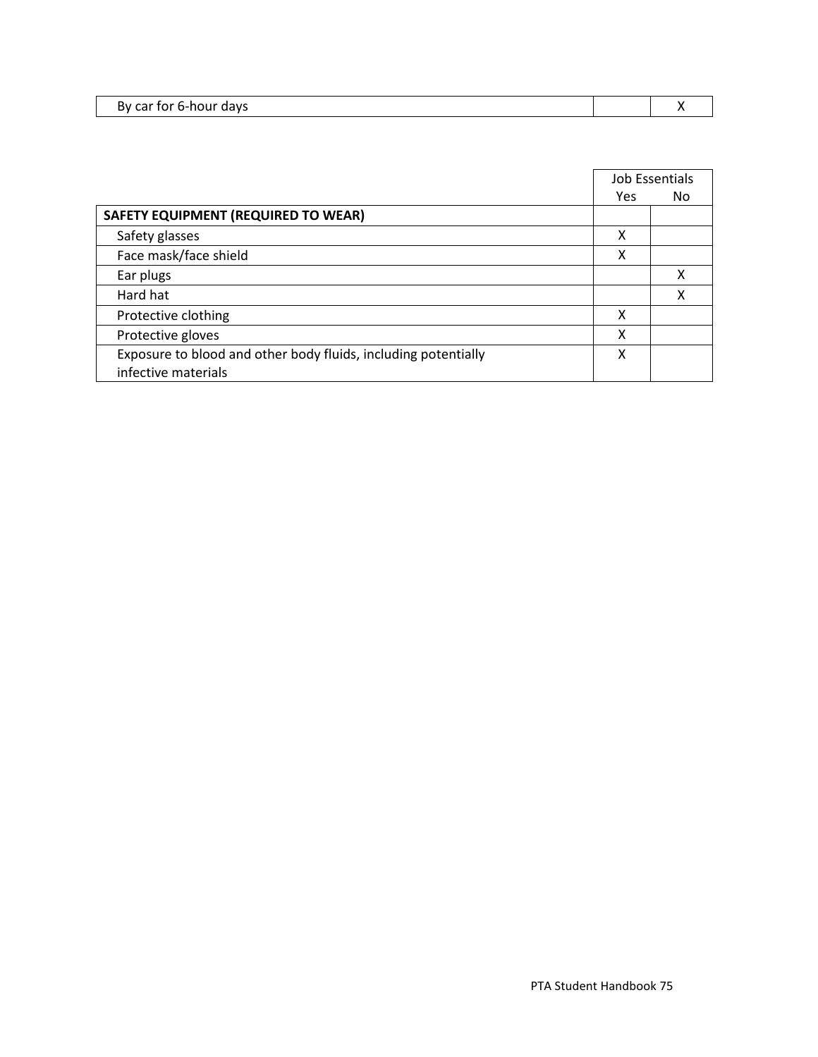| | | |
|---|---|---|
| By car for 6-hour days | | X |

| | Job Essentials | |
|---|---|---|
| | Yes | No |
| **SAFETY EQUIPMENT (REQUIRED TO WEAR)** | | |
| Safety glasses | X | |
| Face mask/face shield | X | |
| Ear plugs | | X |
| Hard hat | | X |
| Protective clothing | X | |
| Protective gloves | X | |
| Exposure to blood and other body fluids, including potentially infective materials | X | |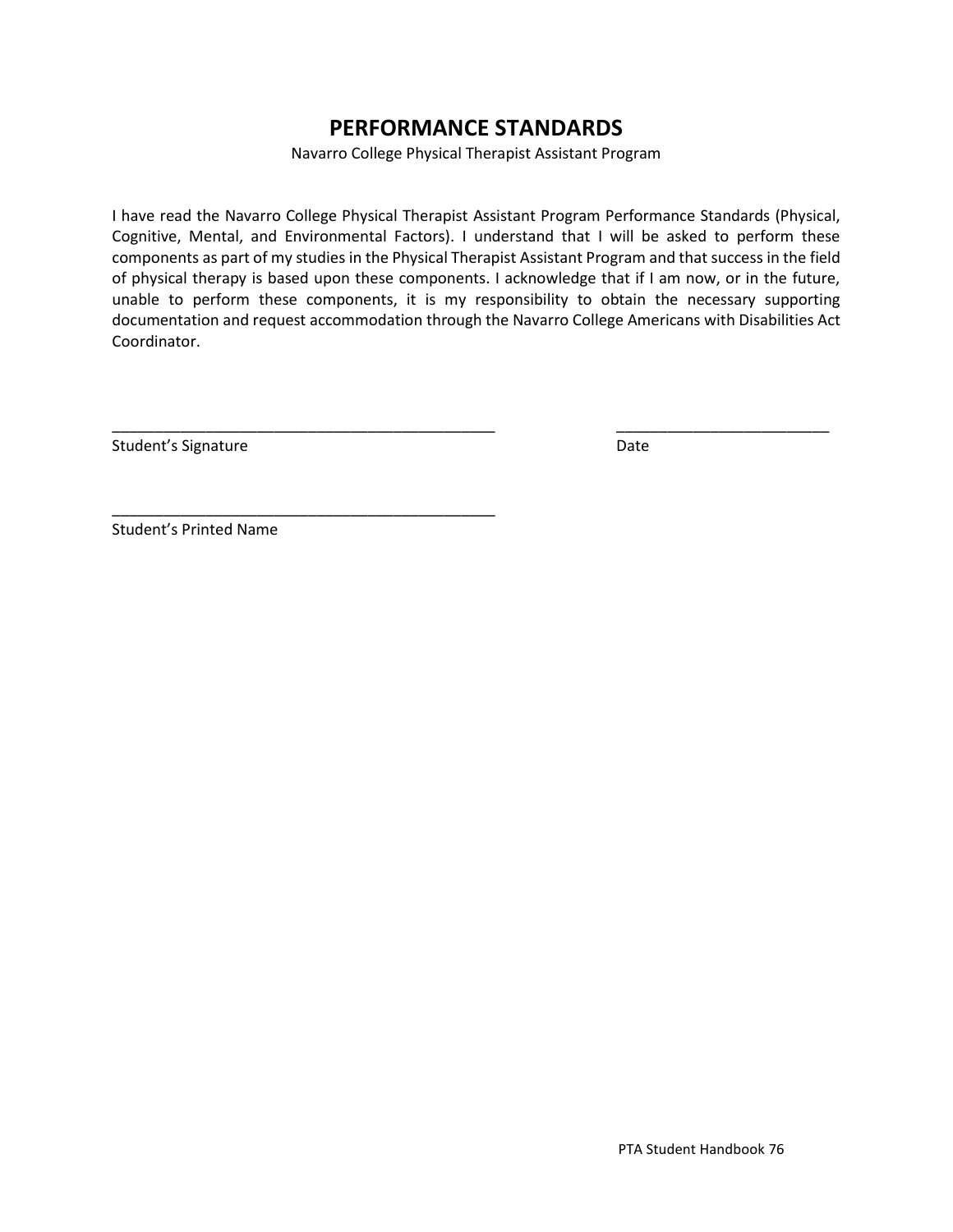# PERFORMANCE STANDARDS

Navarro College Physical Therapist Assistant Program

I have read the Navarro College Physical Therapist Assistant Program Performance Standards (Physical, Cognitive, Mental, and Environmental Factors). I understand that I will be asked to perform these components as part of my studies in the Physical Therapist Assistant Program and that success in the field of physical therapy is based upon these components. I acknowledge that if I am now, or in the future, unable to perform these components, it is my responsibility to obtain the necessary supporting documentation and request accommodation through the Navarro College Americans with Disabilities Act Coordinator.

_______________________________________________ _________________________

Student's Signature Date

_______________________________________________

Student's Printed Name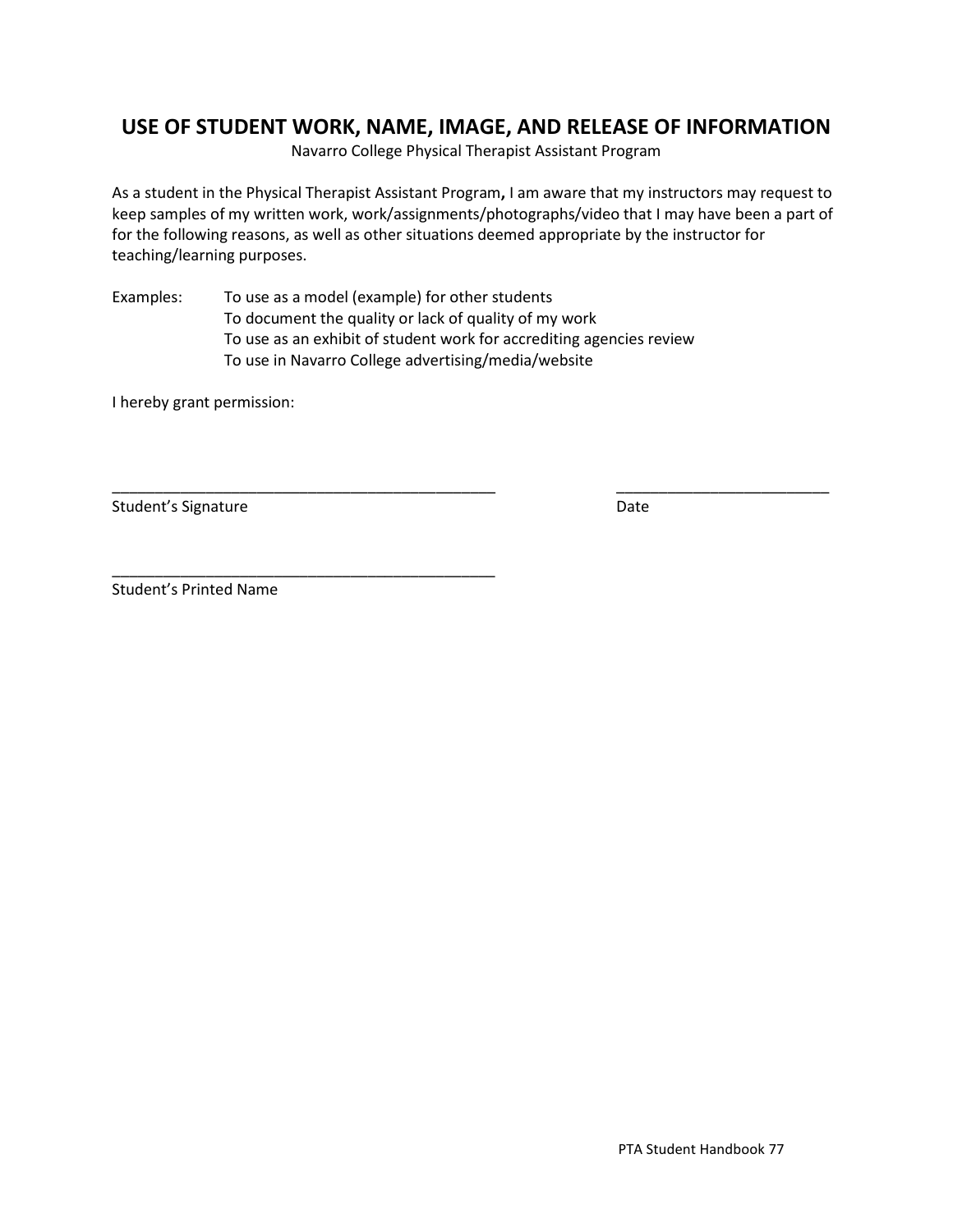# USE OF STUDENT WORK, NAME, IMAGE, AND RELEASE OF INFORMATION

Navarro College Physical Therapist Assistant Program

As a student in the Physical Therapist Assistant Program**,** I am aware that my instructors may request to keep samples of my written work, work/assignments/photographs/video that I may have been a part of for the following reasons, as well as other situations deemed appropriate by the instructor for teaching/learning purposes.

Examples:
- To use as a model (example) for other students
- To document the quality or lack of quality of my work
- To use as an exhibit of student work for accrediting agencies review
- To use in Navarro College advertising/media/website

I hereby grant permission:

_____________________________________________ _________________________

Student's Signature Date

_____________________________________________

Student's Printed Name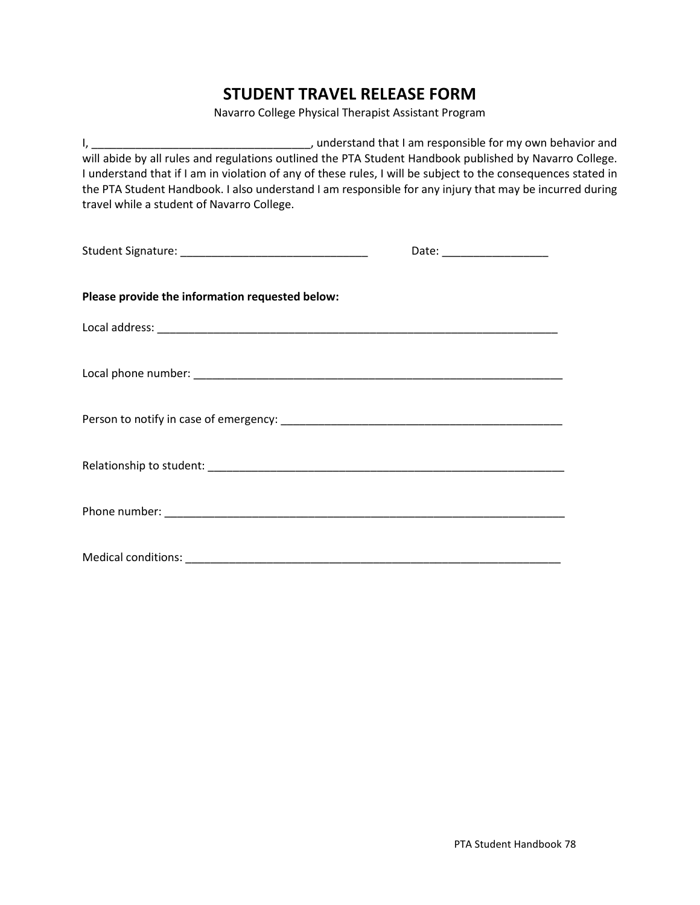# STUDENT TRAVEL RELEASE FORM

Navarro College Physical Therapist Assistant Program

I, ___________________________________, understand that I am responsible for my own behavior and will abide by all rules and regulations outlined the PTA Student Handbook published by Navarro College. I understand that if I am in violation of any of these rules, I will be subject to the consequences stated in the PTA Student Handbook. I also understand I am responsible for any injury that may be incurred during travel while a student of Navarro College.

Student Signature: ______________________________ Date: _________________

**Please provide the information requested below:**

Local address: ____________________________________________________________________

Local phone number: ______________________________________________________________

Person to notify in case of emergency: _____________________________________________

Relationship to student: ____________________________________________________________

Phone number: ____________________________________________________________________

Medical conditions: ________________________________________________________________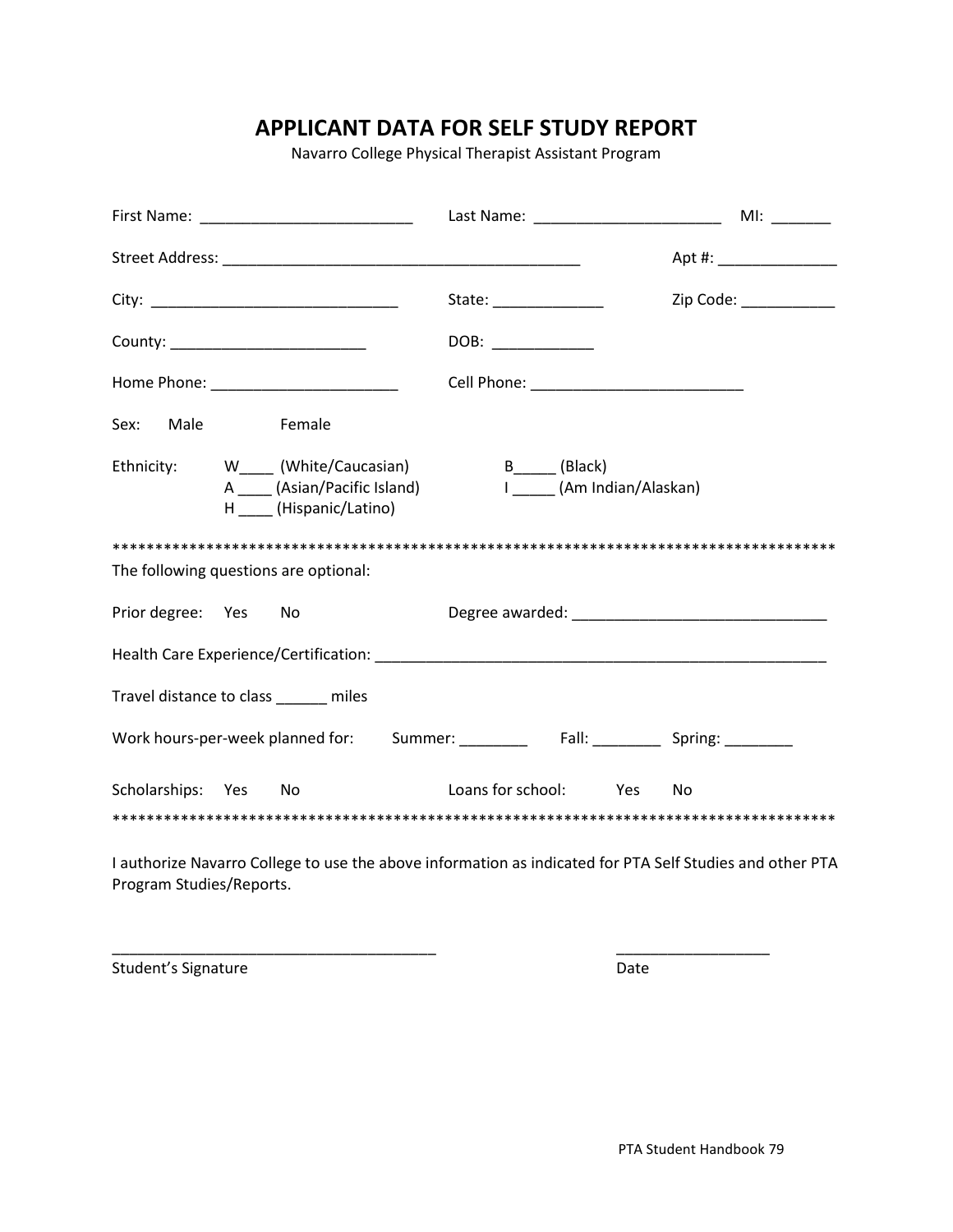# APPLICANT DATA FOR SELF STUDY REPORT

Navarro College Physical Therapist Assistant Program

First Name: _________________________ Last Name: ______________________ MI: _______

Street Address: ___________________________________________ Apt #: ______________

City: _____________________________ State: _____________ Zip Code: ___________

County: _______________________ DOB: ____________

Home Phone: ______________________ Cell Phone: _________________________

Sex: Male Female

Ethnicity: W____ (White/Caucasian) B_____ (Black)
A ____ (Asian/Pacific Island) I _____ (Am Indian/Alaskan)
H ____ (Hispanic/Latino)

***************************************************************************************

The following questions are optional:

Prior degree: Yes No Degree awarded: ______________________________

Health Care Experience/Certification: ______________________________________________________

Travel distance to class ______ miles

Work hours-per-week planned for: Summer: ________ Fall: ________ Spring: ________

Scholarships: Yes No Loans for school: Yes No

***************************************************************************************

I authorize Navarro College to use the above information as indicated for PTA Self Studies and other PTA Program Studies/Reports.

______________________________________ __________________

Student's Signature Date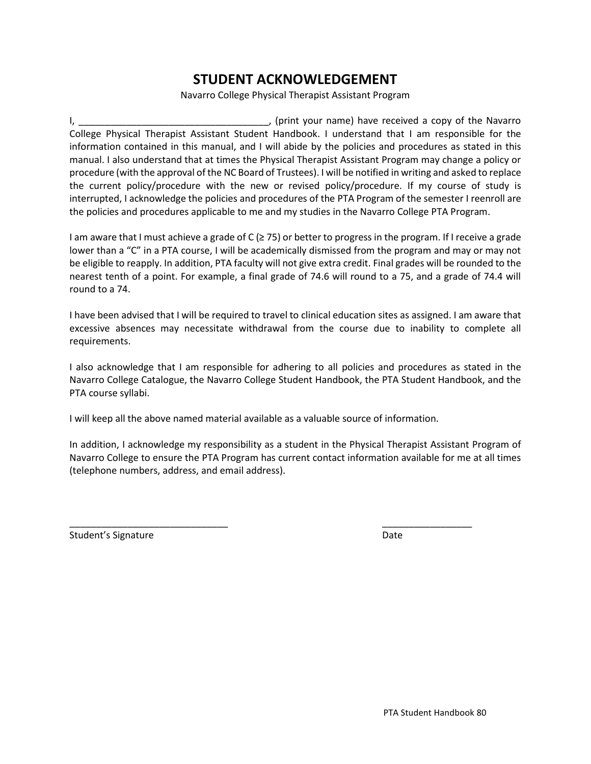# STUDENT ACKNOWLEDGEMENT

Navarro College Physical Therapist Assistant Program

I, ____________________________________, (print your name) have received a copy of the Navarro College Physical Therapist Assistant Student Handbook. I understand that I am responsible for the information contained in this manual, and I will abide by the policies and procedures as stated in this manual. I also understand that at times the Physical Therapist Assistant Program may change a policy or procedure (with the approval of the NC Board of Trustees). I will be notified in writing and asked to replace the current policy/procedure with the new or revised policy/procedure. If my course of study is interrupted, I acknowledge the policies and procedures of the PTA Program of the semester I reenroll are the policies and procedures applicable to me and my studies in the Navarro College PTA Program.

I am aware that I must achieve a grade of C (≥ 75) or better to progress in the program. If I receive a grade lower than a "C" in a PTA course, I will be academically dismissed from the program and may or may not be eligible to reapply. In addition, PTA faculty will not give extra credit. Final grades will be rounded to the nearest tenth of a point. For example, a final grade of 74.6 will round to a 75, and a grade of 74.4 will round to a 74.

I have been advised that I will be required to travel to clinical education sites as assigned. I am aware that excessive absences may necessitate withdrawal from the course due to inability to complete all requirements.

I also acknowledge that I am responsible for adhering to all policies and procedures as stated in the Navarro College Catalogue, the Navarro College Student Handbook, the PTA Student Handbook, and the PTA course syllabi.

I will keep all the above named material available as a valuable source of information.

In addition, I acknowledge my responsibility as a student in the Physical Therapist Assistant Program of Navarro College to ensure the PTA Program has current contact information available for me at all times (telephone numbers, address, and email address).

______________________________ Student's Signature

_________________ Date